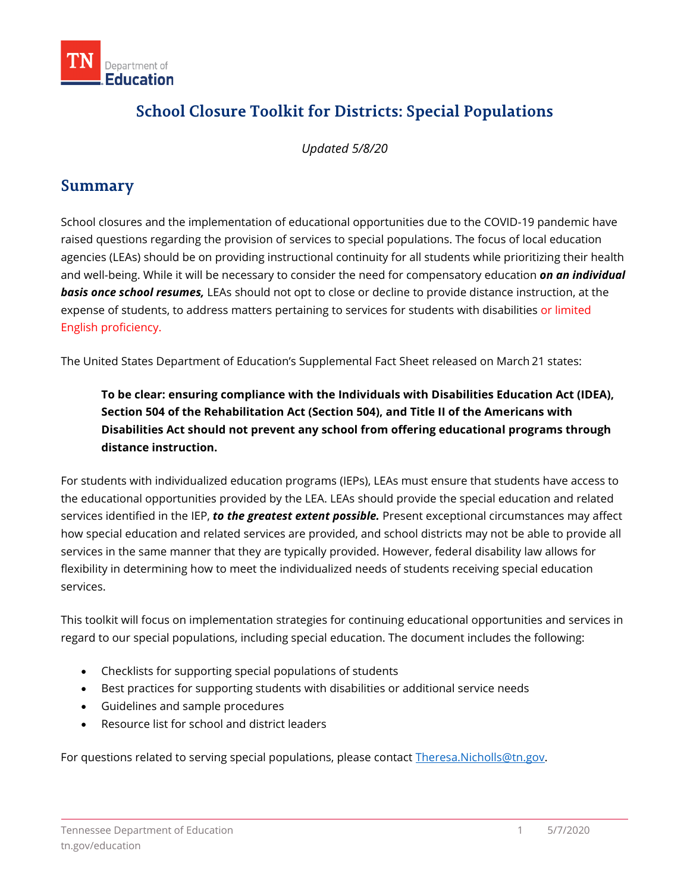# School Closure Toolkit for Districts: Special Populations

*Updated 5/8/20*

## Summary

School closures and the implementation of educational opportunities due to the COVID-19 pandemic have raised questions regarding the provision of services to special populations. The focus of local education agencies (LEAs) should be on providing instructional continuity for all students while prioritizing their health and well-being. While it will be necessary to consider the need for compensatory education ***on an individual basis once school resumes,*** LEAs should not opt to close or decline to provide distance instruction, at the expense of students, to address matters pertaining to services for students with disabilities or limited English proficiency.

The United States Department of Education's Supplemental Fact Sheet released on March 21 states:

> **To be clear: ensuring compliance with the Individuals with Disabilities Education Act (IDEA), Section 504 of the Rehabilitation Act (Section 504), and Title II of the Americans with Disabilities Act should not prevent any school from offering educational programs through distance instruction.**

For students with individualized education programs (IEPs), LEAs must ensure that students have access to the educational opportunities provided by the LEA. LEAs should provide the special education and related services identified in the IEP, ***to the greatest extent possible.*** Present exceptional circumstances may affect how special education and related services are provided, and school districts may not be able to provide all services in the same manner that they are typically provided. However, federal disability law allows for flexibility in determining how to meet the individualized needs of students receiving special education services.

This toolkit will focus on implementation strategies for continuing educational opportunities and services in regard to our special populations, including special education. The document includes the following:

- Checklists for supporting special populations of students
- Best practices for supporting students with disabilities or additional service needs
- Guidelines and sample procedures
- Resource list for school and district leaders

For questions related to serving special populations, please contact Theresa.Nicholls@tn.gov.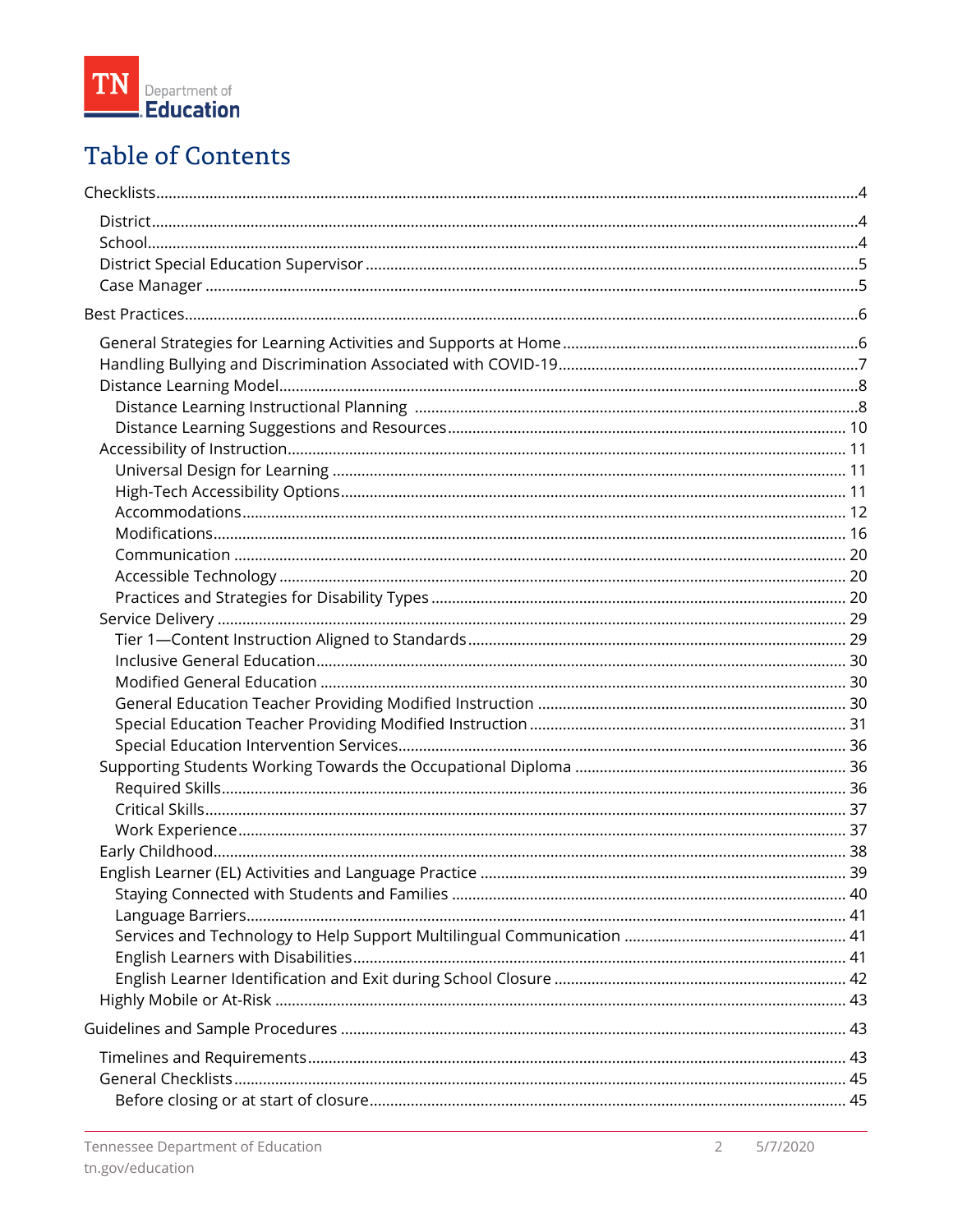# Table of Contents

- Checklists ... 4
  - District ... 4
  - School ... 4
  - District Special Education Supervisor ... 5
  - Case Manager ... 5
- Best Practices ... 6
  - General Strategies for Learning Activities and Supports at Home ... 6
  - Handling Bullying and Discrimination Associated with COVID-19 ... 7
  - Distance Learning Model ... 8
    - Distance Learning Instructional Planning ... 8
    - Distance Learning Suggestions and Resources ... 10
  - Accessibility of Instruction ... 11
    - Universal Design for Learning ... 11
    - High-Tech Accessibility Options ... 11
    - Accommodations ... 12
    - Modifications ... 16
    - Communication ... 20
    - Accessible Technology ... 20
    - Practices and Strategies for Disability Types ... 20
  - Service Delivery ... 29
    - Tier 1—Content Instruction Aligned to Standards ... 29
    - Inclusive General Education ... 30
    - Modified General Education ... 30
    - General Education Teacher Providing Modified Instruction ... 30
    - Special Education Teacher Providing Modified Instruction ... 31
    - Special Education Intervention Services ... 36
  - Supporting Students Working Towards the Occupational Diploma ... 36
    - Required Skills ... 36
    - Critical Skills ... 37
    - Work Experience ... 37
  - Early Childhood ... 38
  - English Learner (EL) Activities and Language Practice ... 39
    - Staying Connected with Students and Families ... 40
    - Language Barriers ... 41
    - Services and Technology to Help Support Multilingual Communication ... 41
    - English Learners with Disabilities ... 41
    - English Learner Identification and Exit during School Closure ... 42
  - Highly Mobile or At-Risk ... 43
- Guidelines and Sample Procedures ... 43
  - Timelines and Requirements ... 43
  - General Checklists ... 45
    - Before closing or at start of closure ... 45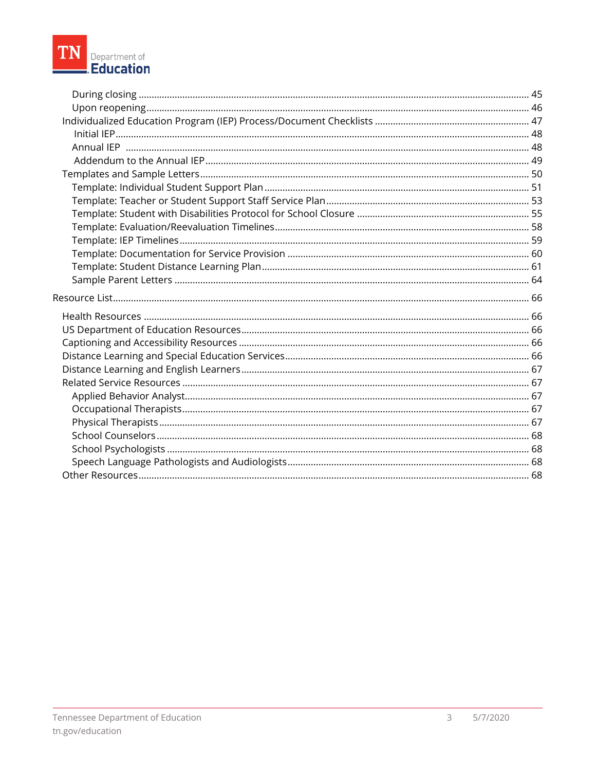- During closing ... 45
- Upon reopening ... 46
- Individualized Education Program (IEP) Process/Document Checklists ... 47
  - Initial IEP ... 48
  - Annual IEP ... 48
  - Addendum to the Annual IEP ... 49
- Templates and Sample Letters ... 50
  - Template: Individual Student Support Plan ... 51
  - Template: Teacher or Student Support Staff Service Plan ... 53
  - Template: Student with Disabilities Protocol for School Closure ... 55
  - Template: Evaluation/Reevaluation Timelines ... 58
  - Template: IEP Timelines ... 59
  - Template: Documentation for Service Provision ... 60
  - Template: Student Distance Learning Plan ... 61
  - Sample Parent Letters ... 64

Resource List ... 66

- Health Resources ... 66
- US Department of Education Resources ... 66
- Captioning and Accessibility Resources ... 66
- Distance Learning and Special Education Services ... 66
- Distance Learning and English Learners ... 67
- Related Service Resources ... 67
  - Applied Behavior Analyst ... 67
  - Occupational Therapists ... 67
  - Physical Therapists ... 67
  - School Counselors ... 68
  - School Psychologists ... 68
  - Speech Language Pathologists and Audiologists ... 68
- Other Resources ... 68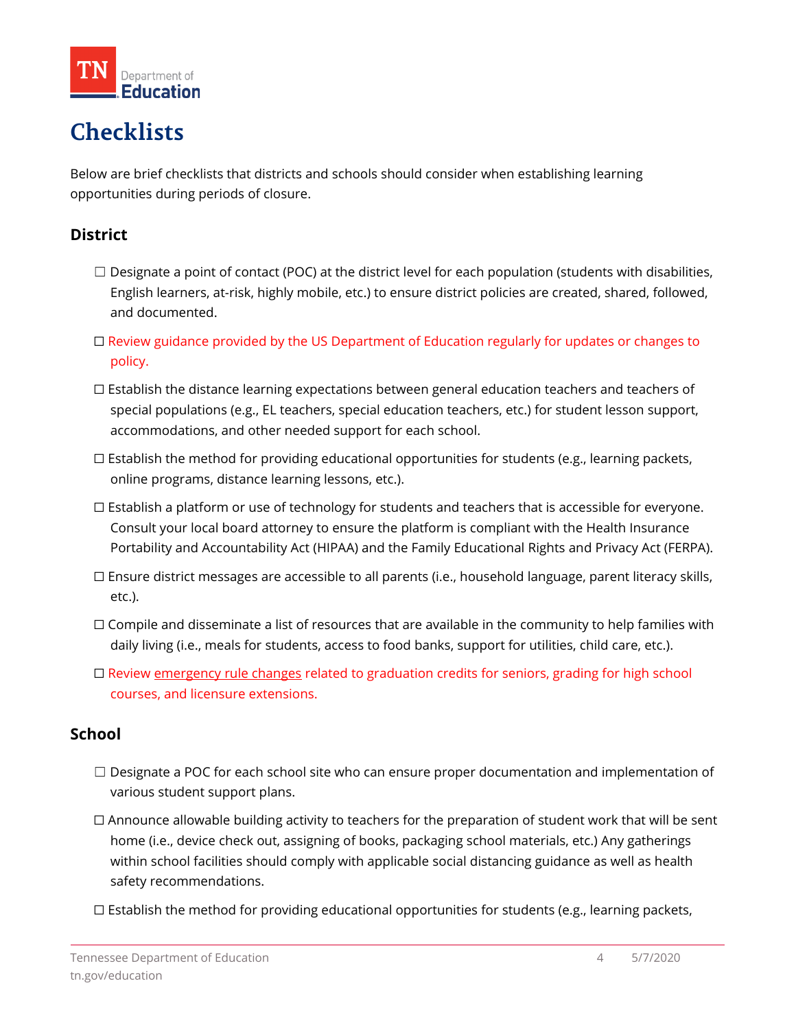# Checklists

Below are brief checklists that districts and schools should consider when establishing learning opportunities during periods of closure.

## District

- ☐ Designate a point of contact (POC) at the district level for each population (students with disabilities, English learners, at-risk, highly mobile, etc.) to ensure district policies are created, shared, followed, and documented.
- ☐ Review guidance provided by the US Department of Education regularly for updates or changes to policy.
- ☐ Establish the distance learning expectations between general education teachers and teachers of special populations (e.g., EL teachers, special education teachers, etc.) for student lesson support, accommodations, and other needed support for each school.
- ☐ Establish the method for providing educational opportunities for students (e.g., learning packets, online programs, distance learning lessons, etc.).
- ☐ Establish a platform or use of technology for students and teachers that is accessible for everyone. Consult your local board attorney to ensure the platform is compliant with the Health Insurance Portability and Accountability Act (HIPAA) and the Family Educational Rights and Privacy Act (FERPA).
- ☐ Ensure district messages are accessible to all parents (i.e., household language, parent literacy skills, etc.).
- ☐ Compile and disseminate a list of resources that are available in the community to help families with daily living (i.e., meals for students, access to food banks, support for utilities, child care, etc.).
- ☐ Review emergency rule changes related to graduation credits for seniors, grading for high school courses, and licensure extensions.

## School

- ☐ Designate a POC for each school site who can ensure proper documentation and implementation of various student support plans.
- ☐ Announce allowable building activity to teachers for the preparation of student work that will be sent home (i.e., device check out, assigning of books, packaging school materials, etc.) Any gatherings within school facilities should comply with applicable social distancing guidance as well as health safety recommendations.
- ☐ Establish the method for providing educational opportunities for students (e.g., learning packets,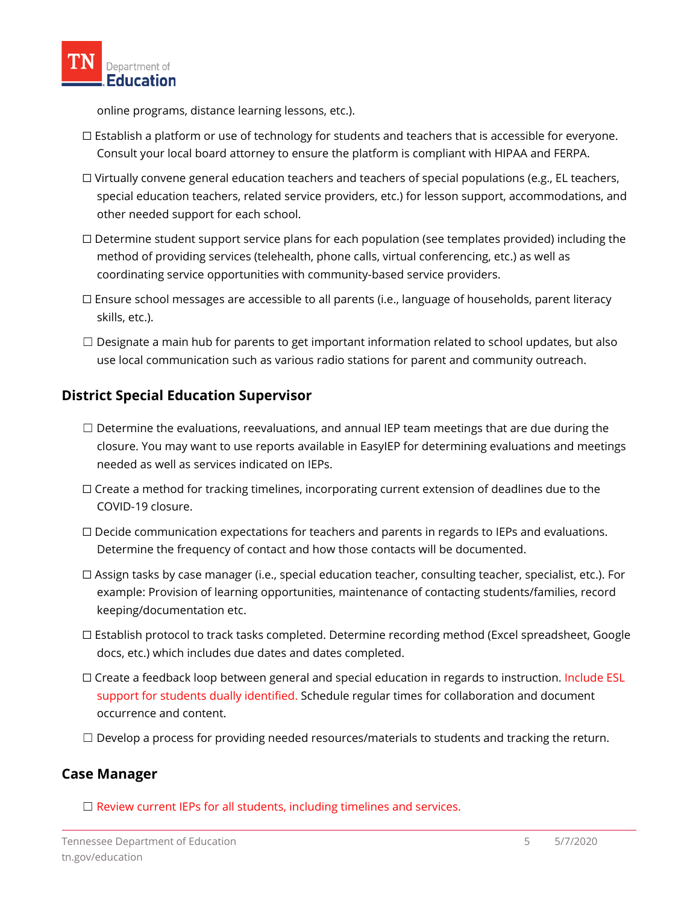online programs, distance learning lessons, etc.).

☐ Establish a platform or use of technology for students and teachers that is accessible for everyone. Consult your local board attorney to ensure the platform is compliant with HIPAA and FERPA.

☐ Virtually convene general education teachers and teachers of special populations (e.g., EL teachers, special education teachers, related service providers, etc.) for lesson support, accommodations, and other needed support for each school.

☐ Determine student support service plans for each population (see templates provided) including the method of providing services (telehealth, phone calls, virtual conferencing, etc.) as well as coordinating service opportunities with community-based service providers.

☐ Ensure school messages are accessible to all parents (i.e., language of households, parent literacy skills, etc.).

☐ Designate a main hub for parents to get important information related to school updates, but also use local communication such as various radio stations for parent and community outreach.

## District Special Education Supervisor

☐ Determine the evaluations, reevaluations, and annual IEP team meetings that are due during the closure. You may want to use reports available in EasyIEP for determining evaluations and meetings needed as well as services indicated on IEPs.

☐ Create a method for tracking timelines, incorporating current extension of deadlines due to the COVID-19 closure.

☐ Decide communication expectations for teachers and parents in regards to IEPs and evaluations. Determine the frequency of contact and how those contacts will be documented.

☐ Assign tasks by case manager (i.e., special education teacher, consulting teacher, specialist, etc.). For example: Provision of learning opportunities, maintenance of contacting students/families, record keeping/documentation etc.

☐ Establish protocol to track tasks completed. Determine recording method (Excel spreadsheet, Google docs, etc.) which includes due dates and dates completed.

☐ Create a feedback loop between general and special education in regards to instruction. Include ESL support for students dually identified. Schedule regular times for collaboration and document occurrence and content.

☐ Develop a process for providing needed resources/materials to students and tracking the return.

## Case Manager

☐ Review current IEPs for all students, including timelines and services.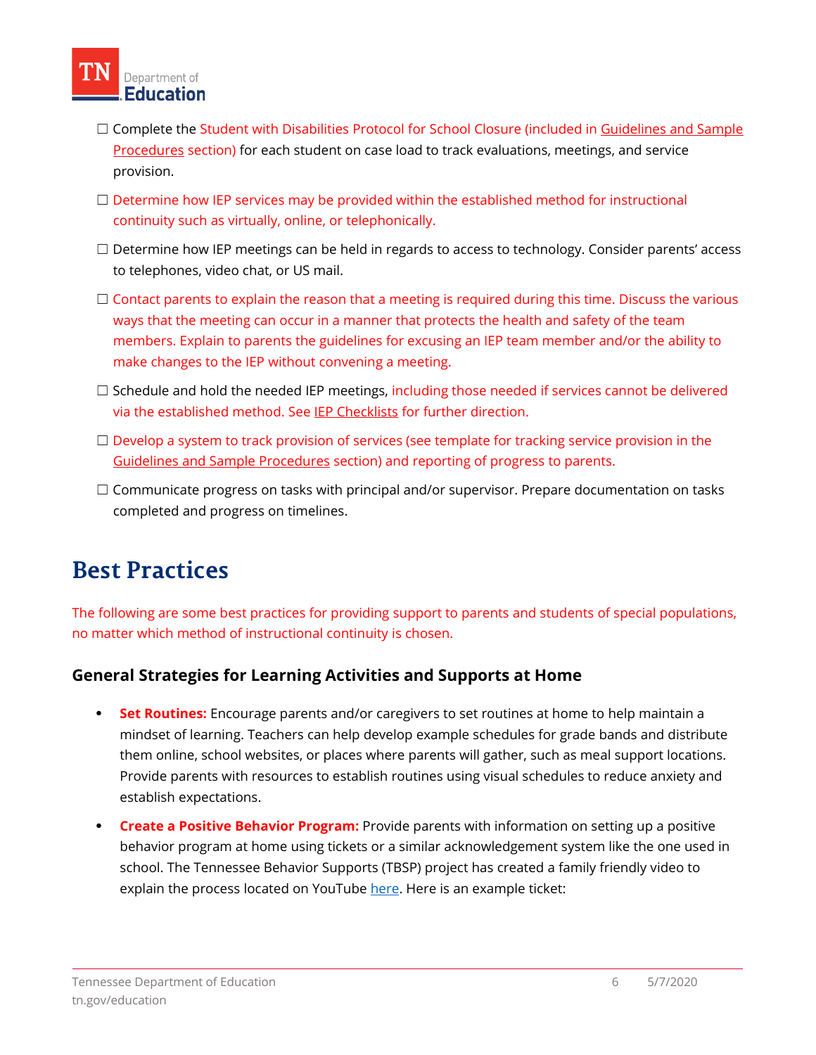- ☐ Complete the Student with Disabilities Protocol for School Closure (included in Guidelines and Sample Procedures section) for each student on case load to track evaluations, meetings, and service provision.
- ☐ Determine how IEP services may be provided within the established method for instructional continuity such as virtually, online, or telephonically.
- ☐ Determine how IEP meetings can be held in regards to access to technology. Consider parents' access to telephones, video chat, or US mail.
- ☐ Contact parents to explain the reason that a meeting is required during this time. Discuss the various ways that the meeting can occur in a manner that protects the health and safety of the team members. Explain to parents the guidelines for excusing an IEP team member and/or the ability to make changes to the IEP without convening a meeting.
- ☐ Schedule and hold the needed IEP meetings, including those needed if services cannot be delivered via the established method. See IEP Checklists for further direction.
- ☐ Develop a system to track provision of services (see template for tracking service provision in the Guidelines and Sample Procedures section) and reporting of progress to parents.
- ☐ Communicate progress on tasks with principal and/or supervisor. Prepare documentation on tasks completed and progress on timelines.

# Best Practices

The following are some best practices for providing support to parents and students of special populations, no matter which method of instructional continuity is chosen.

### General Strategies for Learning Activities and Supports at Home

- **Set Routines:** Encourage parents and/or caregivers to set routines at home to help maintain a mindset of learning. Teachers can help develop example schedules for grade bands and distribute them online, school websites, or places where parents will gather, such as meal support locations. Provide parents with resources to establish routines using visual schedules to reduce anxiety and establish expectations.
- **Create a Positive Behavior Program:** Provide parents with information on setting up a positive behavior program at home using tickets or a similar acknowledgement system like the one used in school. The Tennessee Behavior Supports (TBSP) project has created a family friendly video to explain the process located on YouTube here. Here is an example ticket: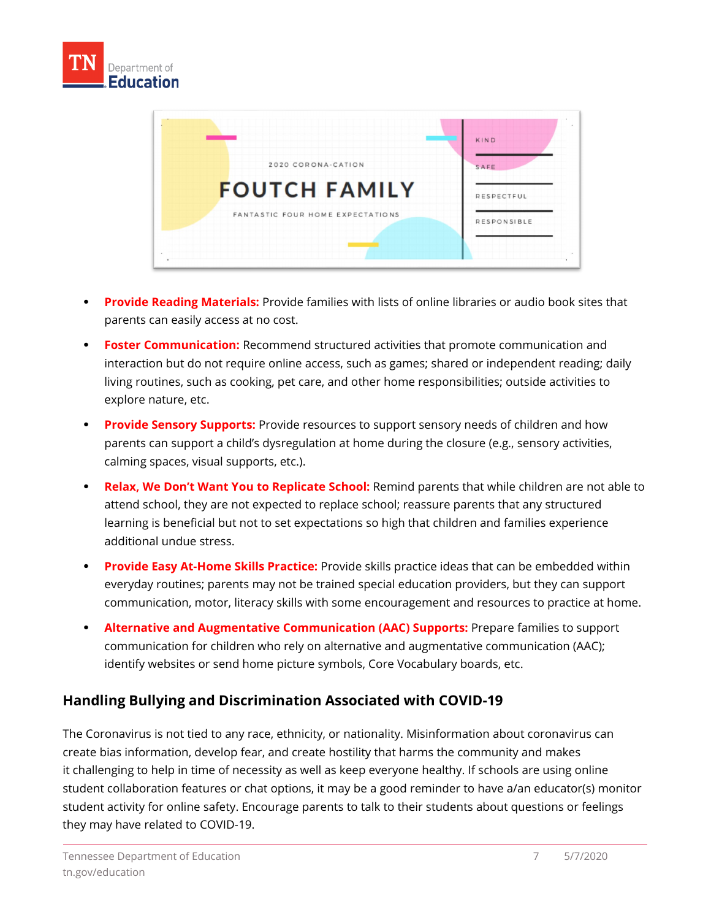2020 CORONA-CATION

FOUTCH FAMILY

FANTASTIC FOUR HOME EXPECTATIONS

KIND

SAFE

RESPECTFUL

RESPONSIBLE

- **Provide Reading Materials:** Provide families with lists of online libraries or audio book sites that parents can easily access at no cost.
- **Foster Communication:** Recommend structured activities that promote communication and interaction but do not require online access, such as games; shared or independent reading; daily living routines, such as cooking, pet care, and other home responsibilities; outside activities to explore nature, etc.
- **Provide Sensory Supports:** Provide resources to support sensory needs of children and how parents can support a child's dysregulation at home during the closure (e.g., sensory activities, calming spaces, visual supports, etc.).
- **Relax, We Don't Want You to Replicate School:** Remind parents that while children are not able to attend school, they are not expected to replace school; reassure parents that any structured learning is beneficial but not to set expectations so high that children and families experience additional undue stress.
- **Provide Easy At-Home Skills Practice:** Provide skills practice ideas that can be embedded within everyday routines; parents may not be trained special education providers, but they can support communication, motor, literacy skills with some encouragement and resources to practice at home.
- **Alternative and Augmentative Communication (AAC) Supports:** Prepare families to support communication for children who rely on alternative and augmentative communication (AAC); identify websites or send home picture symbols, Core Vocabulary boards, etc.

## Handling Bullying and Discrimination Associated with COVID-19

The Coronavirus is not tied to any race, ethnicity, or nationality. Misinformation about coronavirus can create bias information, develop fear, and create hostility that harms the community and makes it challenging to help in time of necessity as well as keep everyone healthy. If schools are using online student collaboration features or chat options, it may be a good reminder to have a/an educator(s) monitor student activity for online safety. Encourage parents to talk to their students about questions or feelings they may have related to COVID-19.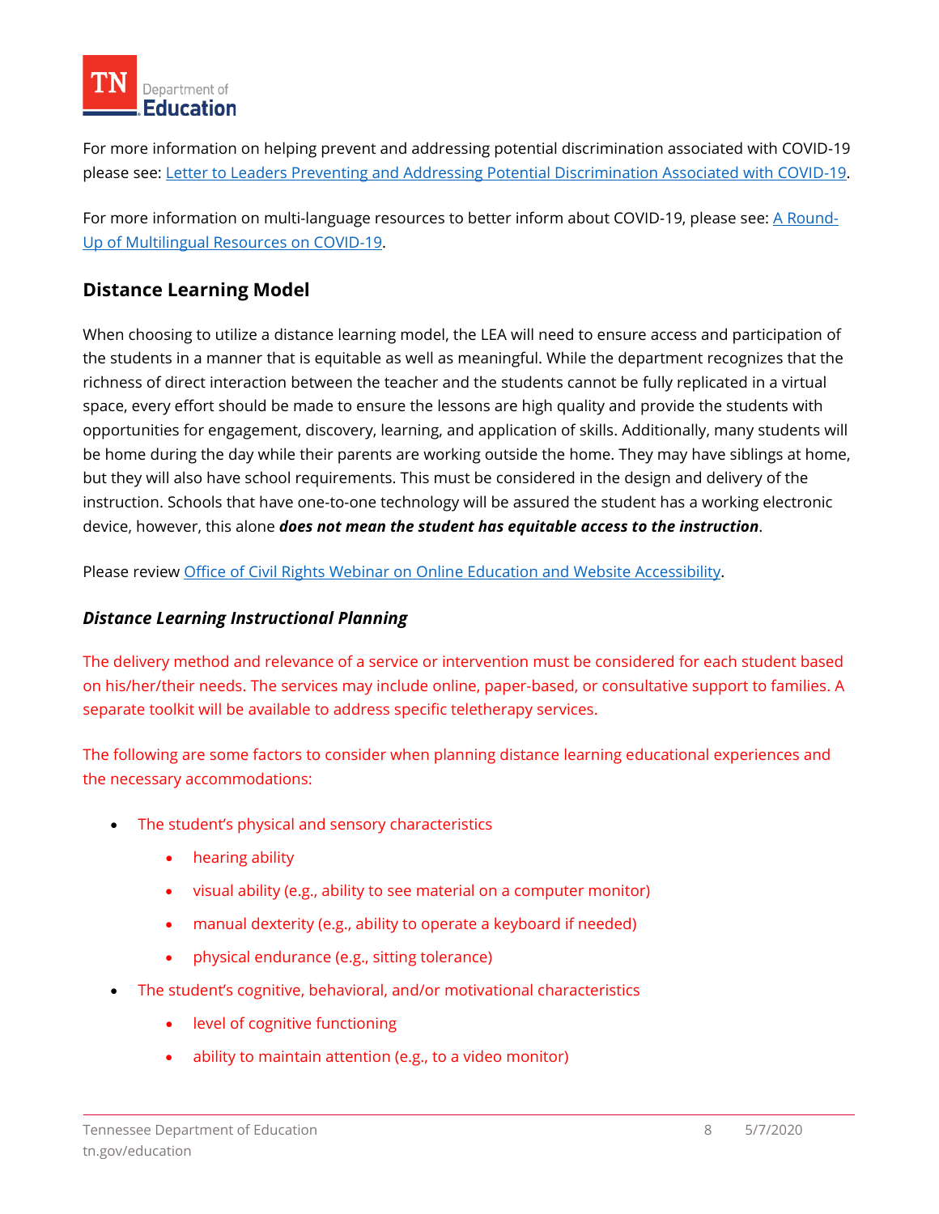For more information on helping prevent and addressing potential discrimination associated with COVID-19 please see: [Letter to Leaders Preventing and Addressing Potential Discrimination Associated with COVID-19](#).

For more information on multi-language resources to better inform about COVID-19, please see: [A Round-Up of Multilingual Resources on COVID-19](#).

## Distance Learning Model

When choosing to utilize a distance learning model, the LEA will need to ensure access and participation of the students in a manner that is equitable as well as meaningful. While the department recognizes that the richness of direct interaction between the teacher and the students cannot be fully replicated in a virtual space, every effort should be made to ensure the lessons are high quality and provide the students with opportunities for engagement, discovery, learning, and application of skills. Additionally, many students will be home during the day while their parents are working outside the home. They may have siblings at home, but they will also have school requirements. This must be considered in the design and delivery of the instruction. Schools that have one-to-one technology will be assured the student has a working electronic device, however, this alone ***does not mean the student has equitable access to the instruction***.

Please review [Office of Civil Rights Webinar on Online Education and Website Accessibility](#).

### *Distance Learning Instructional Planning*

The delivery method and relevance of a service or intervention must be considered for each student based on his/her/their needs. The services may include online, paper-based, or consultative support to families. A separate toolkit will be available to address specific teletherapy services.

The following are some factors to consider when planning distance learning educational experiences and the necessary accommodations:

- The student's physical and sensory characteristics
    - hearing ability
    - visual ability (e.g., ability to see material on a computer monitor)
    - manual dexterity (e.g., ability to operate a keyboard if needed)
    - physical endurance (e.g., sitting tolerance)
- The student's cognitive, behavioral, and/or motivational characteristics
    - level of cognitive functioning
    - ability to maintain attention (e.g., to a video monitor)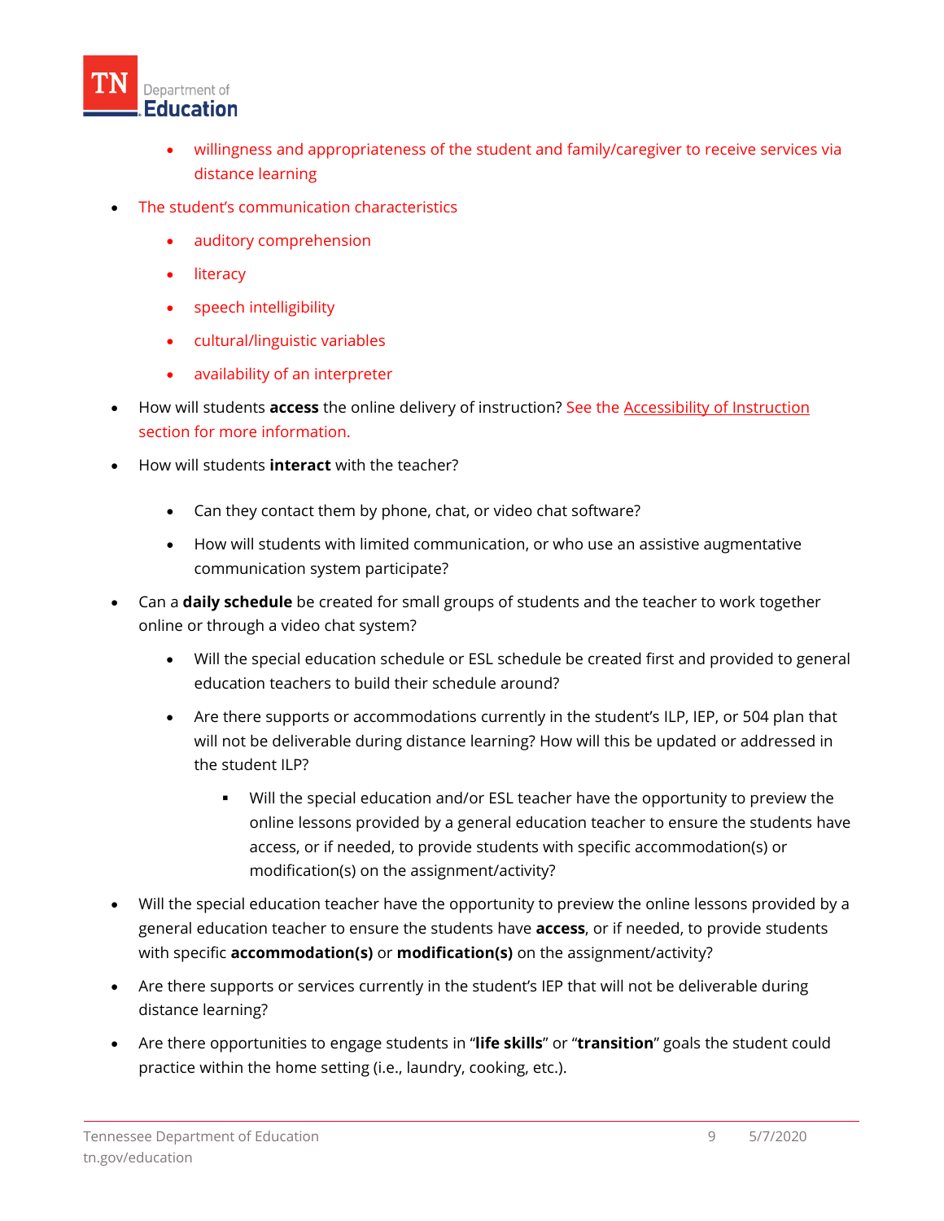- willingness and appropriateness of the student and family/caregiver to receive services via distance learning
- The student's communication characteristics
    - auditory comprehension
    - literacy
    - speech intelligibility
    - cultural/linguistic variables
    - availability of an interpreter
- How will students **access** the online delivery of instruction? See the Accessibility of Instruction section for more information.
- How will students **interact** with the teacher?
    - Can they contact them by phone, chat, or video chat software?
    - How will students with limited communication, or who use an assistive augmentative communication system participate?
- Can a **daily schedule** be created for small groups of students and the teacher to work together online or through a video chat system?
    - Will the special education schedule or ESL schedule be created first and provided to general education teachers to build their schedule around?
    - Are there supports or accommodations currently in the student's ILP, IEP, or 504 plan that will not be deliverable during distance learning? How will this be updated or addressed in the student ILP?
        - Will the special education and/or ESL teacher have the opportunity to preview the online lessons provided by a general education teacher to ensure the students have access, or if needed, to provide students with specific accommodation(s) or modification(s) on the assignment/activity?
- Will the special education teacher have the opportunity to preview the online lessons provided by a general education teacher to ensure the students have **access**, or if needed, to provide students with specific **accommodation(s)** or **modification(s)** on the assignment/activity?
- Are there supports or services currently in the student's IEP that will not be deliverable during distance learning?
- Are there opportunities to engage students in "**life skills**" or "**transition**" goals the student could practice within the home setting (i.e., laundry, cooking, etc.).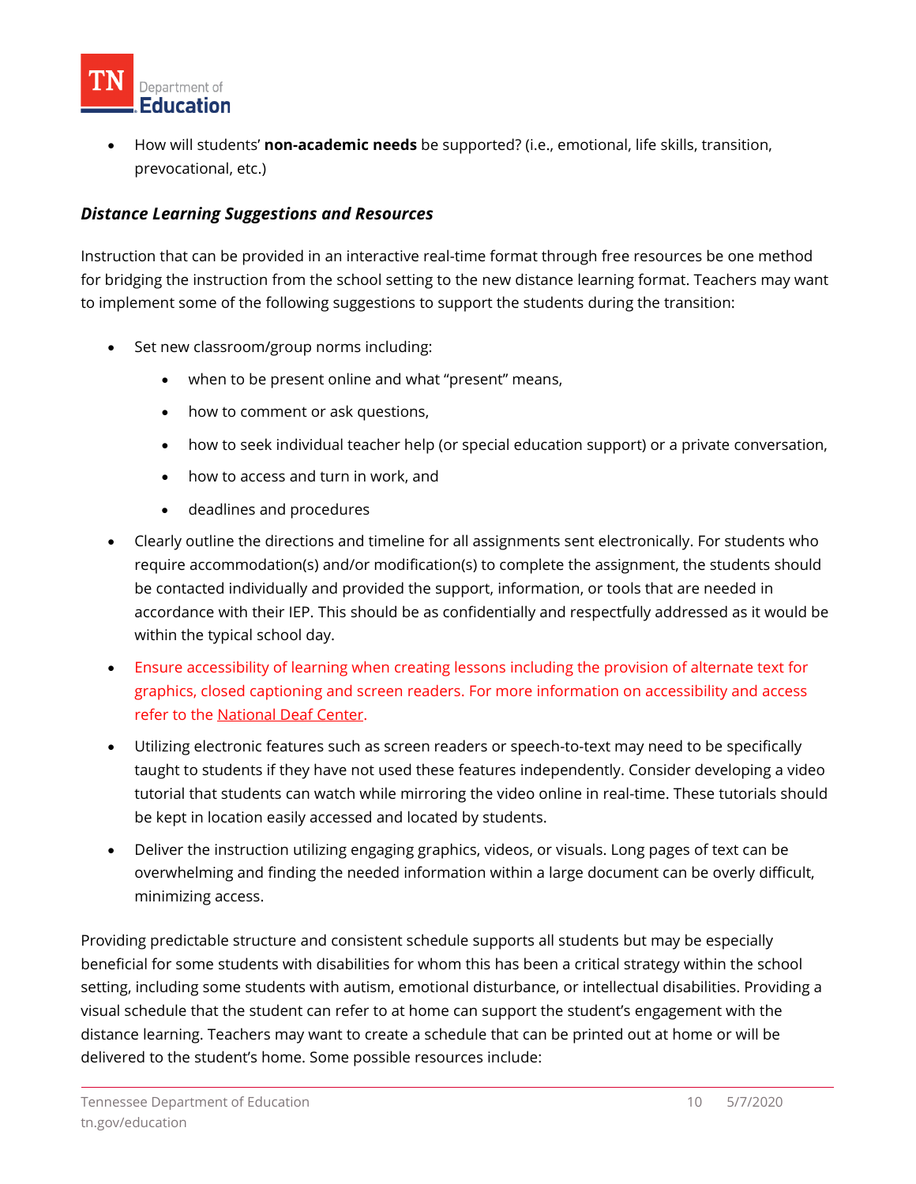- How will students' **non-academic needs** be supported? (i.e., emotional, life skills, transition, prevocational, etc.)

### *Distance Learning Suggestions and Resources*

Instruction that can be provided in an interactive real-time format through free resources be one method for bridging the instruction from the school setting to the new distance learning format. Teachers may want to implement some of the following suggestions to support the students during the transition:

- Set new classroom/group norms including:
  - when to be present online and what "present" means,
  - how to comment or ask questions,
  - how to seek individual teacher help (or special education support) or a private conversation,
  - how to access and turn in work, and
  - deadlines and procedures
- Clearly outline the directions and timeline for all assignments sent electronically. For students who require accommodation(s) and/or modification(s) to complete the assignment, the students should be contacted individually and provided the support, information, or tools that are needed in accordance with their IEP. This should be as confidentially and respectfully addressed as it would be within the typical school day.
- Ensure accessibility of learning when creating lessons including the provision of alternate text for graphics, closed captioning and screen readers. For more information on accessibility and access refer to the National Deaf Center.
- Utilizing electronic features such as screen readers or speech-to-text may need to be specifically taught to students if they have not used these features independently. Consider developing a video tutorial that students can watch while mirroring the video online in real-time. These tutorials should be kept in location easily accessed and located by students.
- Deliver the instruction utilizing engaging graphics, videos, or visuals. Long pages of text can be overwhelming and finding the needed information within a large document can be overly difficult, minimizing access.

Providing predictable structure and consistent schedule supports all students but may be especially beneficial for some students with disabilities for whom this has been a critical strategy within the school setting, including some students with autism, emotional disturbance, or intellectual disabilities. Providing a visual schedule that the student can refer to at home can support the student's engagement with the distance learning. Teachers may want to create a schedule that can be printed out at home or will be delivered to the student's home. Some possible resources include: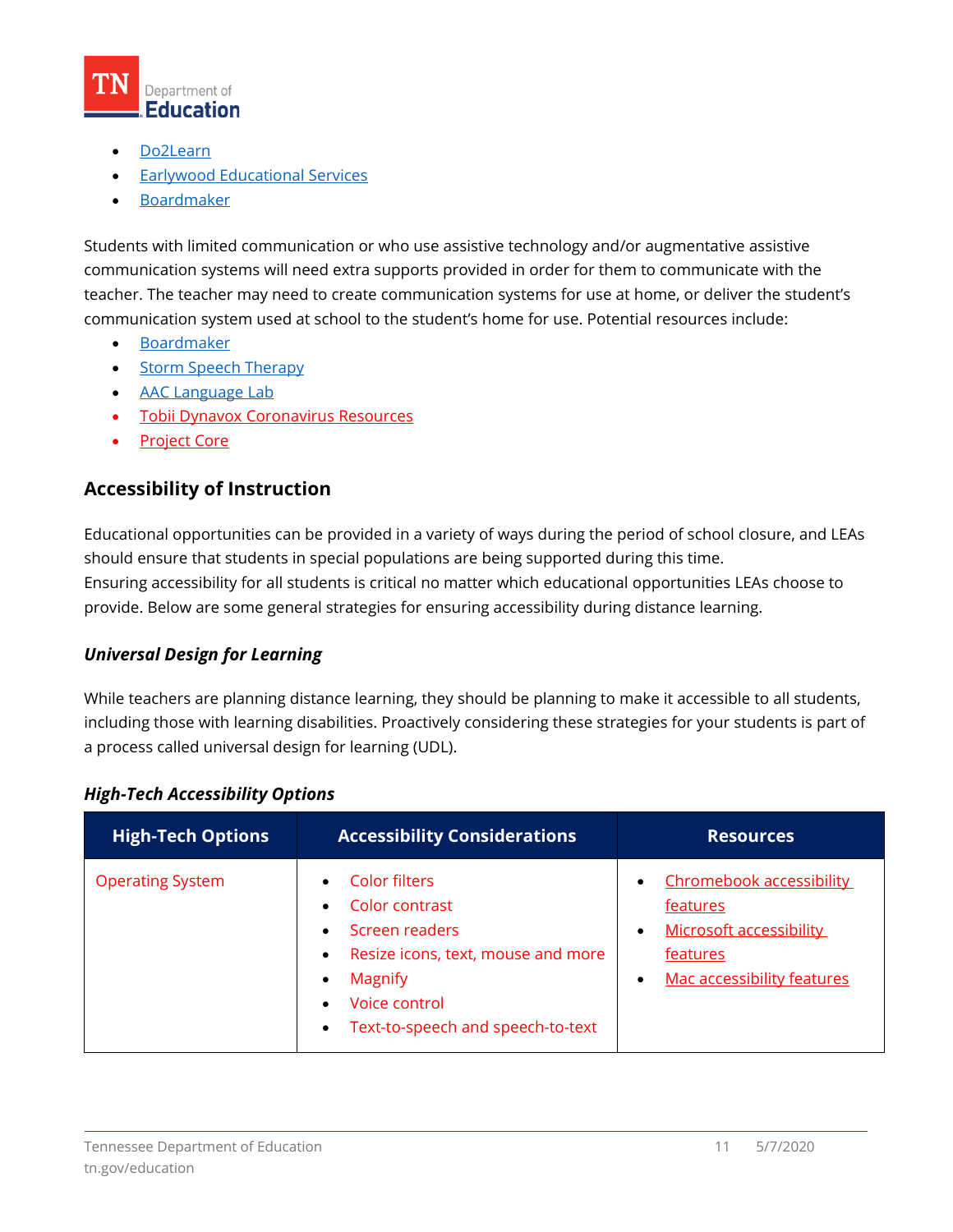- Do2Learn
- Earlywood Educational Services
- Boardmaker

Students with limited communication or who use assistive technology and/or augmentative assistive communication systems will need extra supports provided in order for them to communicate with the teacher. The teacher may need to create communication systems for use at home, or deliver the student's communication system used at school to the student's home for use. Potential resources include:

- Boardmaker
- Storm Speech Therapy
- AAC Language Lab
- Tobii Dynavox Coronavirus Resources
- Project Core

## Accessibility of Instruction

Educational opportunities can be provided in a variety of ways during the period of school closure, and LEAs should ensure that students in special populations are being supported during this time. Ensuring accessibility for all students is critical no matter which educational opportunities LEAs choose to provide. Below are some general strategies for ensuring accessibility during distance learning.

### *Universal Design for Learning*

While teachers are planning distance learning, they should be planning to make it accessible to all students, including those with learning disabilities. Proactively considering these strategies for your students is part of a process called universal design for learning (UDL).

### *High-Tech Accessibility Options*

| High-Tech Options | Accessibility Considerations | Resources |
|---|---|---|
| Operating System | • Color filters<br>• Color contrast<br>• Screen readers<br>• Resize icons, text, mouse and more<br>• Magnify<br>• Voice control<br>• Text-to-speech and speech-to-text | • Chromebook accessibility features<br>• Microsoft accessibility features<br>• Mac accessibility features |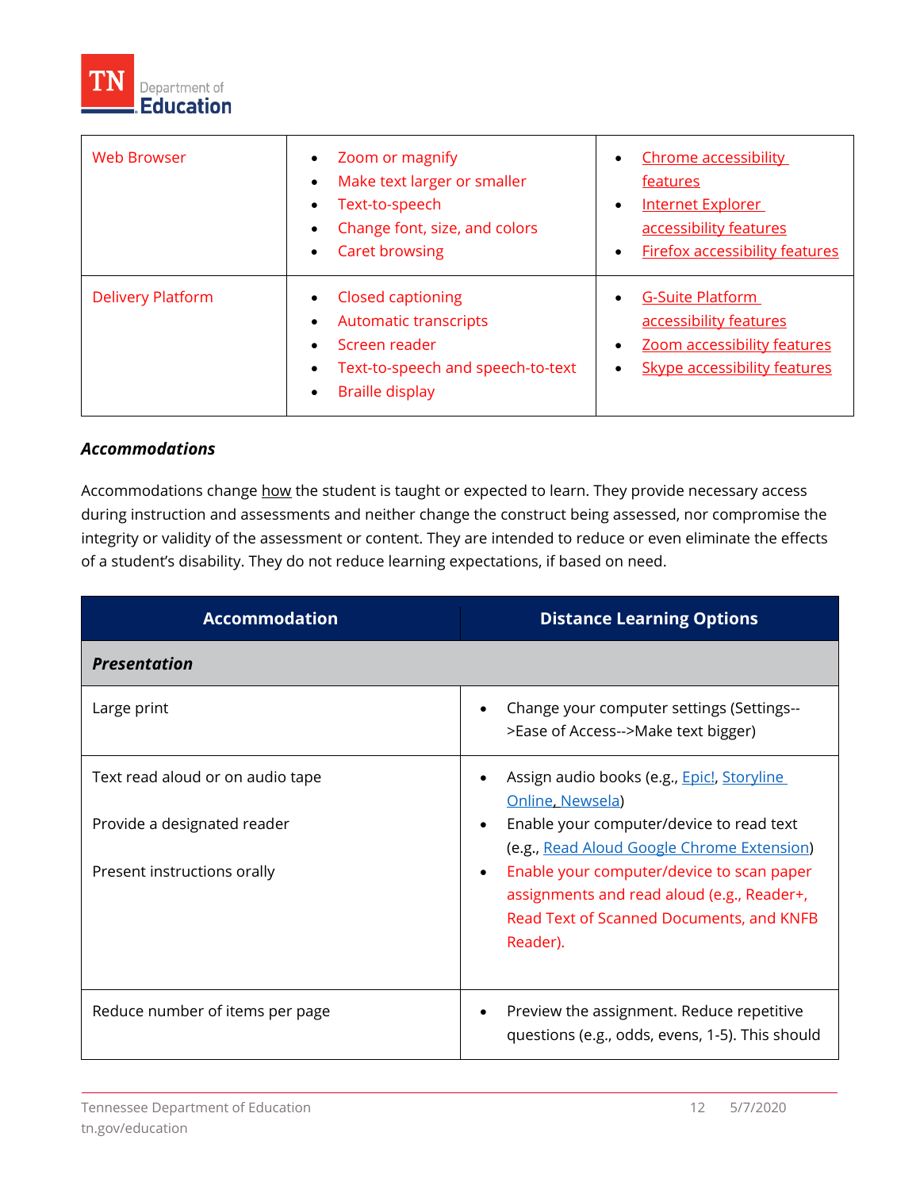| | | |
|---|---|---|
| Web Browser | • Zoom or magnify<br>• Make text larger or smaller<br>• Text-to-speech<br>• Change font, size, and colors<br>• Caret browsing | • Chrome accessibility features<br>• Internet Explorer accessibility features<br>• Firefox accessibility features |
| Delivery Platform | • Closed captioning<br>• Automatic transcripts<br>• Screen reader<br>• Text-to-speech and speech-to-text<br>• Braille display | • G-Suite Platform accessibility features<br>• Zoom accessibility features<br>• Skype accessibility features |

***Accommodations***

Accommodations change how the student is taught or expected to learn. They provide necessary access during instruction and assessments and neither change the construct being assessed, nor compromise the integrity or validity of the assessment or content. They are intended to reduce or even eliminate the effects of a student's disability. They do not reduce learning expectations, if based on need.

| Accommodation | Distance Learning Options |
|---|---|
| ***Presentation*** | |
| Large print | • Change your computer settings (Settings-->Ease of Access-->Make text bigger) |
| Text read aloud or on audio tape<br><br>Provide a designated reader<br><br>Present instructions orally | • Assign audio books (e.g., Epic!, Storyline Online, Newsela)<br>• Enable your computer/device to read text (e.g., Read Aloud Google Chrome Extension)<br>• Enable your computer/device to scan paper assignments and read aloud (e.g., Reader+, Read Text of Scanned Documents, and KNFB Reader). |
| Reduce number of items per page | • Preview the assignment. Reduce repetitive questions (e.g., odds, evens, 1-5). This should |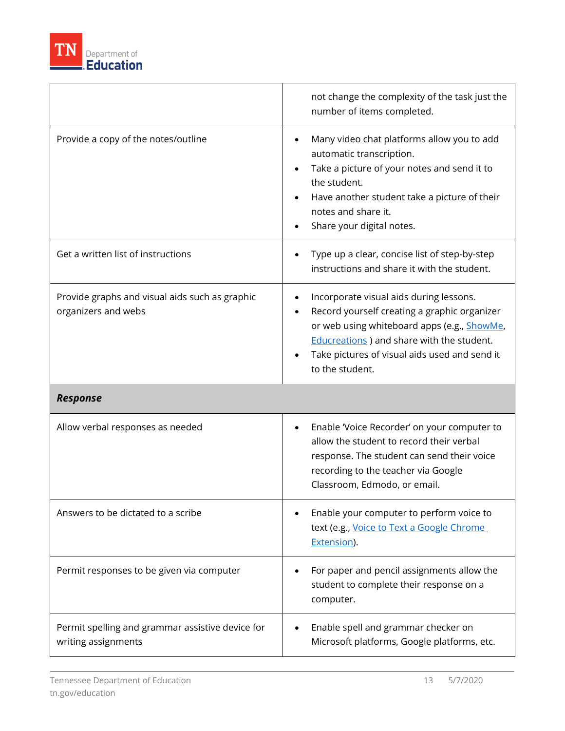| | |
|---|---|
| | not change the complexity of the task just the number of items completed. |
| Provide a copy of the notes/outline | • Many video chat platforms allow you to add automatic transcription.<br>• Take a picture of your notes and send it to the student.<br>• Have another student take a picture of their notes and share it.<br>• Share your digital notes. |
| Get a written list of instructions | • Type up a clear, concise list of step-by-step instructions and share it with the student. |
| Provide graphs and visual aids such as graphic organizers and webs | • Incorporate visual aids during lessons.<br>• Record yourself creating a graphic organizer or web using whiteboard apps (e.g., ShowMe, Educreations ) and share with the student.<br>• Take pictures of visual aids used and send it to the student. |
| ***Response*** | |
| Allow verbal responses as needed | • Enable 'Voice Recorder' on your computer to allow the student to record their verbal response. The student can send their voice recording to the teacher via Google Classroom, Edmodo, or email. |
| Answers to be dictated to a scribe | • Enable your computer to perform voice to text (e.g., Voice to Text a Google Chrome Extension). |
| Permit responses to be given via computer | • For paper and pencil assignments allow the student to complete their response on a computer. |
| Permit spelling and grammar assistive device for writing assignments | • Enable spell and grammar checker on Microsoft platforms, Google platforms, etc. |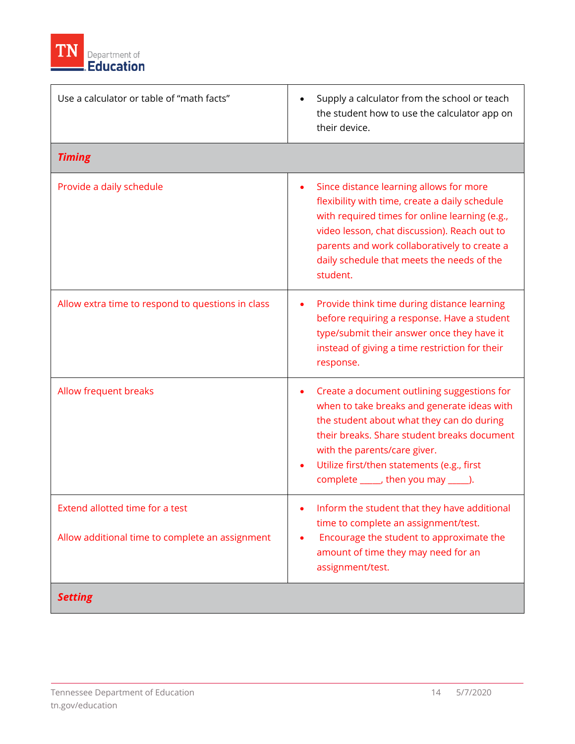| | |
|---|---|
| Use a calculator or table of "math facts" | • Supply a calculator from the school or teach the student how to use the calculator app on their device. |
| ***Timing*** | |
| Provide a daily schedule | • Since distance learning allows for more flexibility with time, create a daily schedule with required times for online learning (e.g., video lesson, chat discussion). Reach out to parents and work collaboratively to create a daily schedule that meets the needs of the student. |
| Allow extra time to respond to questions in class | • Provide think time during distance learning before requiring a response. Have a student type/submit their answer once they have it instead of giving a time restriction for their response. |
| Allow frequent breaks | • Create a document outlining suggestions for when to take breaks and generate ideas with the student about what they can do during their breaks. Share student breaks document with the parents/care giver.<br>• Utilize first/then statements (e.g., first complete _____, then you may _____). |
| Extend allotted time for a test<br><br>Allow additional time to complete an assignment | • Inform the student that they have additional time to complete an assignment/test.<br>• Encourage the student to approximate the amount of time they may need for an assignment/test. |
| ***Setting*** | |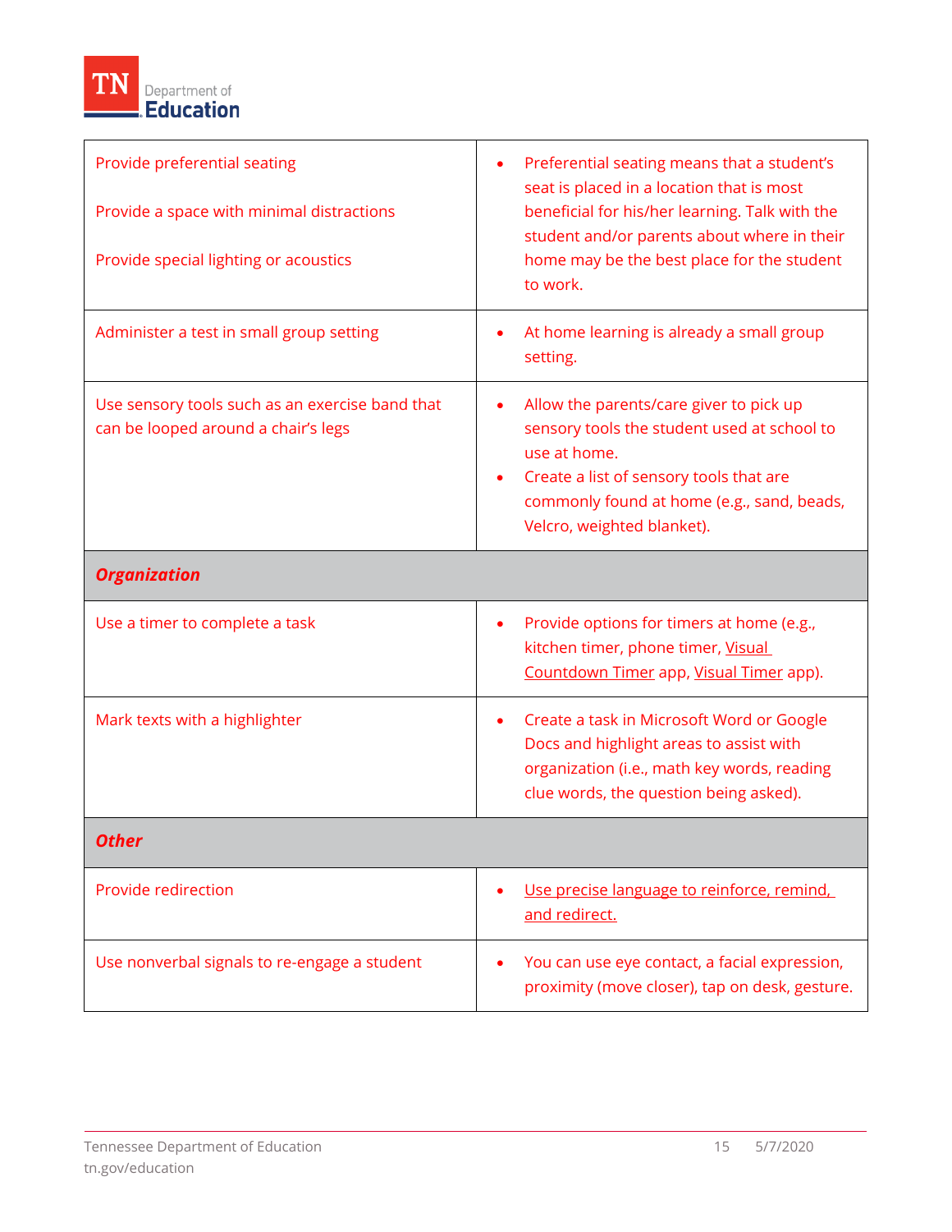| | |
|---|---|
| Provide preferential seating<br><br>Provide a space with minimal distractions<br><br>Provide special lighting or acoustics | • Preferential seating means that a student's seat is placed in a location that is most beneficial for his/her learning. Talk with the student and/or parents about where in their home may be the best place for the student to work. |
| Administer a test in small group setting | • At home learning is already a small group setting. |
| Use sensory tools such as an exercise band that can be looped around a chair's legs | • Allow the parents/care giver to pick up sensory tools the student used at school to use at home.<br>• Create a list of sensory tools that are commonly found at home (e.g., sand, beads, Velcro, weighted blanket). |
| ***Organization*** | |
| Use a timer to complete a task | • Provide options for timers at home (e.g., kitchen timer, phone timer, Visual Countdown Timer app, Visual Timer app). |
| Mark texts with a highlighter | • Create a task in Microsoft Word or Google Docs and highlight areas to assist with organization (i.e., math key words, reading clue words, the question being asked). |
| ***Other*** | |
| Provide redirection | • Use precise language to reinforce, remind, and redirect. |
| Use nonverbal signals to re-engage a student | • You can use eye contact, a facial expression, proximity (move closer), tap on desk, gesture. |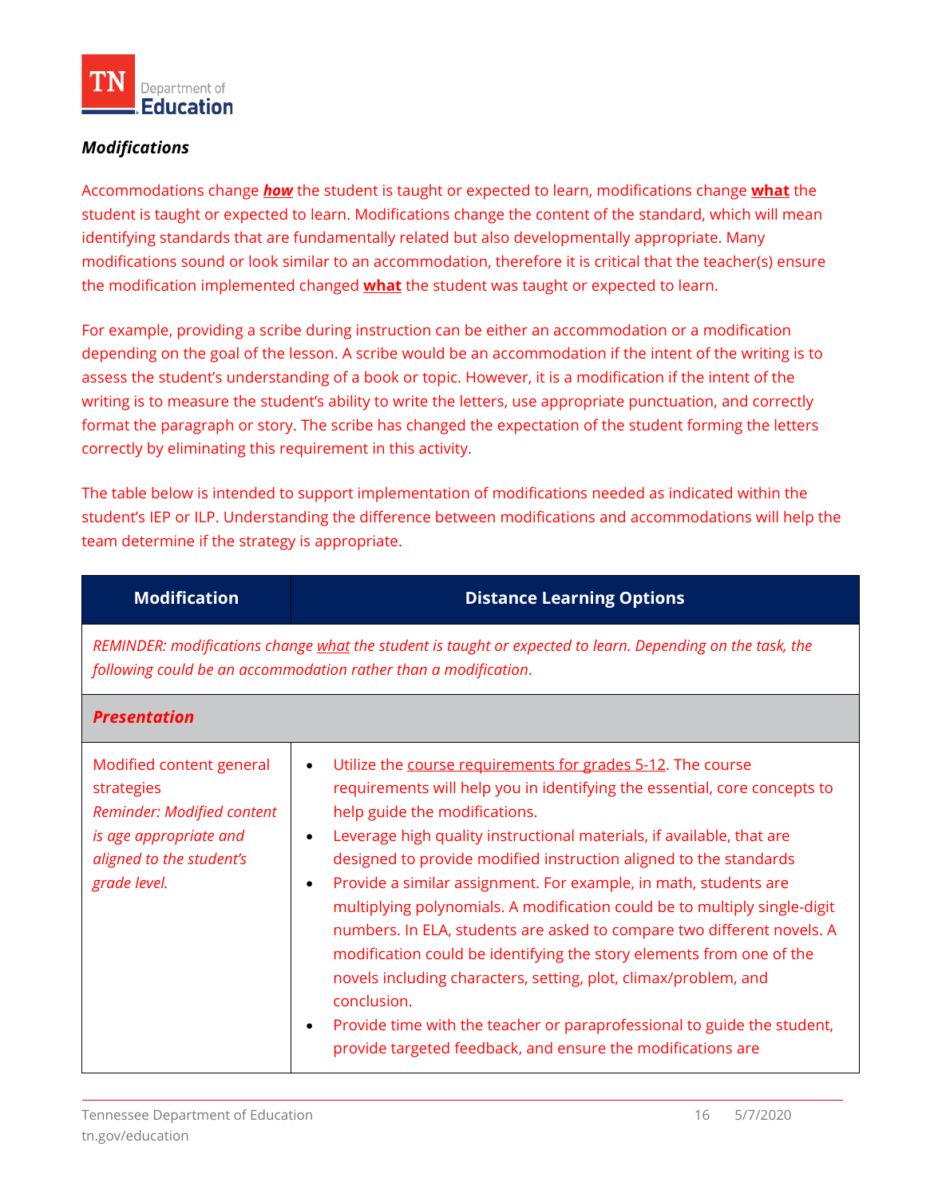### *Modifications*

Accommodations change ***how*** the student is taught or expected to learn, modifications change **what** the student is taught or expected to learn. Modifications change the content of the standard, which will mean identifying standards that are fundamentally related but also developmentally appropriate. Many modifications sound or look similar to an accommodation, therefore it is critical that the teacher(s) ensure the modification implemented changed **what** the student was taught or expected to learn.

For example, providing a scribe during instruction can be either an accommodation or a modification depending on the goal of the lesson. A scribe would be an accommodation if the intent of the writing is to assess the student's understanding of a book or topic. However, it is a modification if the intent of the writing is to measure the student's ability to write the letters, use appropriate punctuation, and correctly format the paragraph or story. The scribe has changed the expectation of the student forming the letters correctly by eliminating this requirement in this activity.

The table below is intended to support implementation of modifications needed as indicated within the student's IEP or ILP. Understanding the difference between modifications and accommodations will help the team determine if the strategy is appropriate.

| Modification | Distance Learning Options |
| --- | --- |
| *REMINDER: modifications change what the student is taught or expected to learn. Depending on the task, the following could be an accommodation rather than a modification.* | |
| ***Presentation*** | |
| Modified content general strategies<br>*Reminder: Modified content is age appropriate and aligned to the student's grade level.* | • Utilize the course requirements for grades 5-12. The course requirements will help you in identifying the essential, core concepts to help guide the modifications.<br>• Leverage high quality instructional materials, if available, that are designed to provide modified instruction aligned to the standards<br>• Provide a similar assignment. For example, in math, students are multiplying polynomials. A modification could be to multiply single-digit numbers. In ELA, students are asked to compare two different novels. A modification could be identifying the story elements from one of the novels including characters, setting, plot, climax/problem, and conclusion.<br>• Provide time with the teacher or paraprofessional to guide the student, provide targeted feedback, and ensure the modifications are |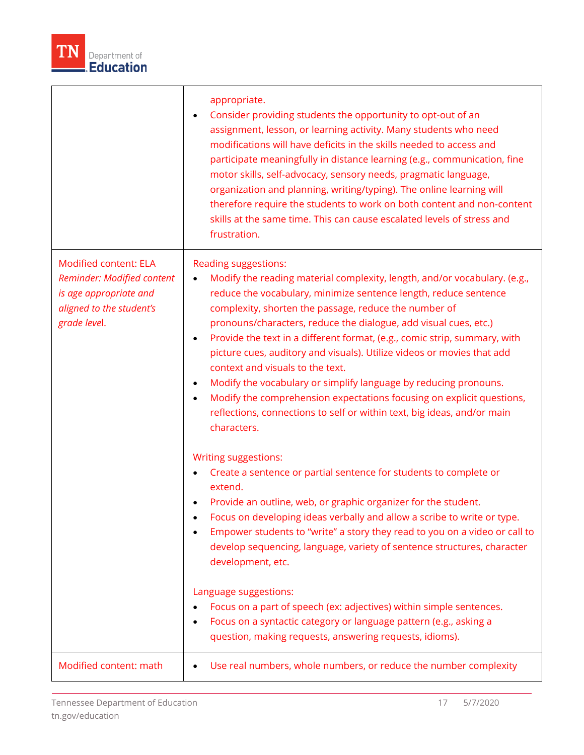| | |
|---|---|
| | appropriate.<br>• Consider providing students the opportunity to opt-out of an assignment, lesson, or learning activity. Many students who need modifications will have deficits in the skills needed to access and participate meaningfully in distance learning (e.g., communication, fine motor skills, self-advocacy, sensory needs, pragmatic language, organization and planning, writing/typing). The online learning will therefore require the students to work on both content and non-content skills at the same time. This can cause escalated levels of stress and frustration. |
| Modified content: ELA<br>*Reminder: Modified content is age appropriate and aligned to the student's grade leve*l. | Reading suggestions:<br>• Modify the reading material complexity, length, and/or vocabulary. (e.g., reduce the vocabulary, minimize sentence length, reduce sentence complexity, shorten the passage, reduce the number of pronouns/characters, reduce the dialogue, add visual cues, etc.)<br>• Provide the text in a different format, (e.g., comic strip, summary, with picture cues, auditory and visuals). Utilize videos or movies that add context and visuals to the text.<br>• Modify the vocabulary or simplify language by reducing pronouns.<br>• Modify the comprehension expectations focusing on explicit questions, reflections, connections to self or within text, big ideas, and/or main characters.<br><br>Writing suggestions:<br>• Create a sentence or partial sentence for students to complete or extend.<br>• Provide an outline, web, or graphic organizer for the student.<br>• Focus on developing ideas verbally and allow a scribe to write or type.<br>• Empower students to "write" a story they read to you on a video or call to develop sequencing, language, variety of sentence structures, character development, etc.<br><br>Language suggestions:<br>• Focus on a part of speech (ex: adjectives) within simple sentences.<br>• Focus on a syntactic category or language pattern (e.g., asking a question, making requests, answering requests, idioms). |
| Modified content: math | • Use real numbers, whole numbers, or reduce the number complexity |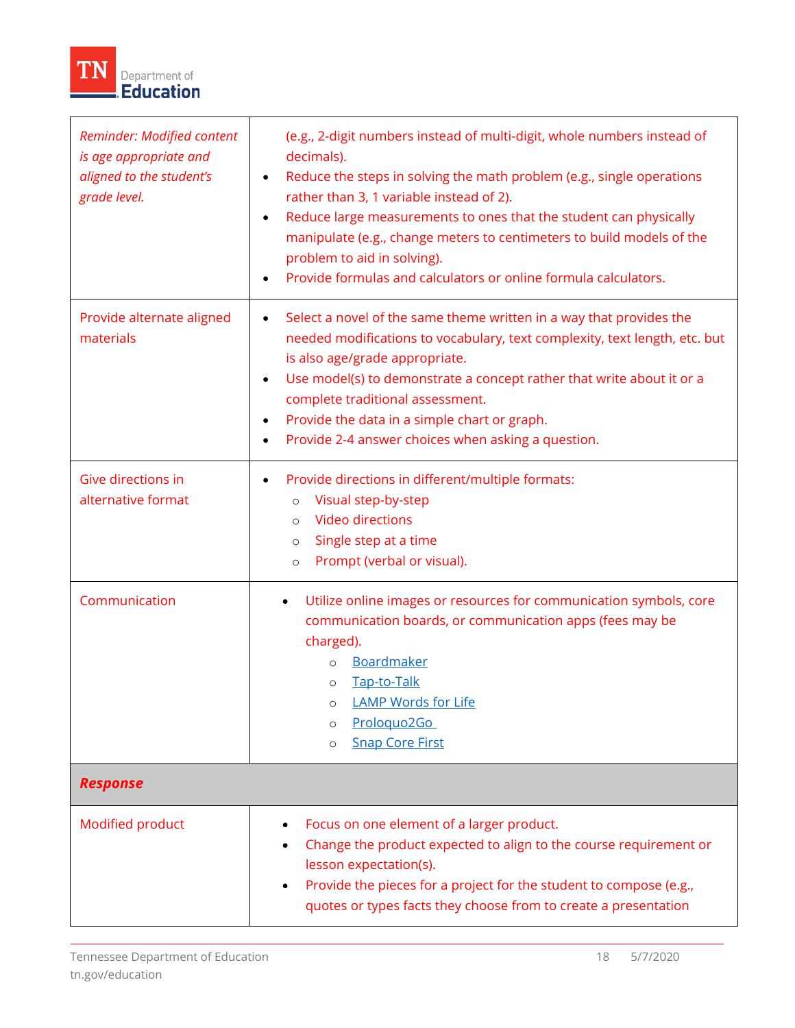| | |
|---|---|
| *Reminder: Modified content is age appropriate and aligned to the student's grade level.* | (e.g., 2-digit numbers instead of multi-digit, whole numbers instead of decimals).<br>• Reduce the steps in solving the math problem (e.g., single operations rather than 3, 1 variable instead of 2).<br>• Reduce large measurements to ones that the student can physically manipulate (e.g., change meters to centimeters to build models of the problem to aid in solving).<br>• Provide formulas and calculators or online formula calculators. |
| Provide alternate aligned materials | • Select a novel of the same theme written in a way that provides the needed modifications to vocabulary, text complexity, text length, etc. but is also age/grade appropriate.<br>• Use model(s) to demonstrate a concept rather that write about it or a complete traditional assessment.<br>• Provide the data in a simple chart or graph.<br>• Provide 2-4 answer choices when asking a question. |
| Give directions in alternative format | • Provide directions in different/multiple formats:<br>  ○ Visual step-by-step<br>  ○ Video directions<br>  ○ Single step at a time<br>  ○ Prompt (verbal or visual). |
| Communication | • Utilize online images or resources for communication symbols, core communication boards, or communication apps (fees may be charged).<br>  ○ Boardmaker<br>  ○ Tap-to-Talk<br>  ○ LAMP Words for Life<br>  ○ Proloquo2Go<br>  ○ Snap Core First |
| ***Response*** | |
| Modified product | • Focus on one element of a larger product.<br>• Change the product expected to align to the course requirement or lesson expectation(s).<br>• Provide the pieces for a project for the student to compose (e.g., quotes or types facts they choose from to create a presentation |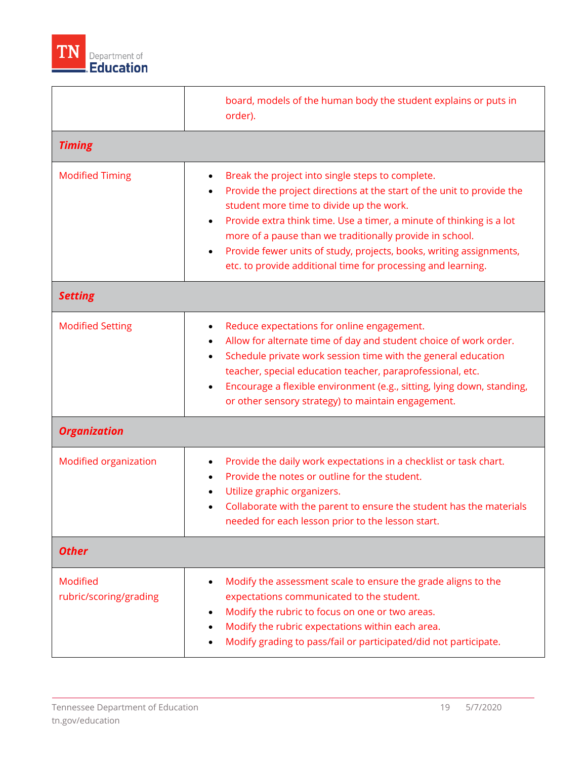| | |
|---|---|
| | board, models of the human body the student explains or puts in order). |
| ***Timing*** | |
| Modified Timing | • Break the project into single steps to complete.<br>• Provide the project directions at the start of the unit to provide the student more time to divide up the work.<br>• Provide extra think time. Use a timer, a minute of thinking is a lot more of a pause than we traditionally provide in school.<br>• Provide fewer units of study, projects, books, writing assignments, etc. to provide additional time for processing and learning. |
| ***Setting*** | |
| Modified Setting | • Reduce expectations for online engagement.<br>• Allow for alternate time of day and student choice of work order.<br>• Schedule private work session time with the general education teacher, special education teacher, paraprofessional, etc.<br>• Encourage a flexible environment (e.g., sitting, lying down, standing, or other sensory strategy) to maintain engagement. |
| ***Organization*** | |
| Modified organization | • Provide the daily work expectations in a checklist or task chart.<br>• Provide the notes or outline for the student.<br>• Utilize graphic organizers.<br>• Collaborate with the parent to ensure the student has the materials needed for each lesson prior to the lesson start. |
| ***Other*** | |
| Modified rubric/scoring/grading | • Modify the assessment scale to ensure the grade aligns to the expectations communicated to the student.<br>• Modify the rubric to focus on one or two areas.<br>• Modify the rubric expectations within each area.<br>• Modify grading to pass/fail or participated/did not participate. |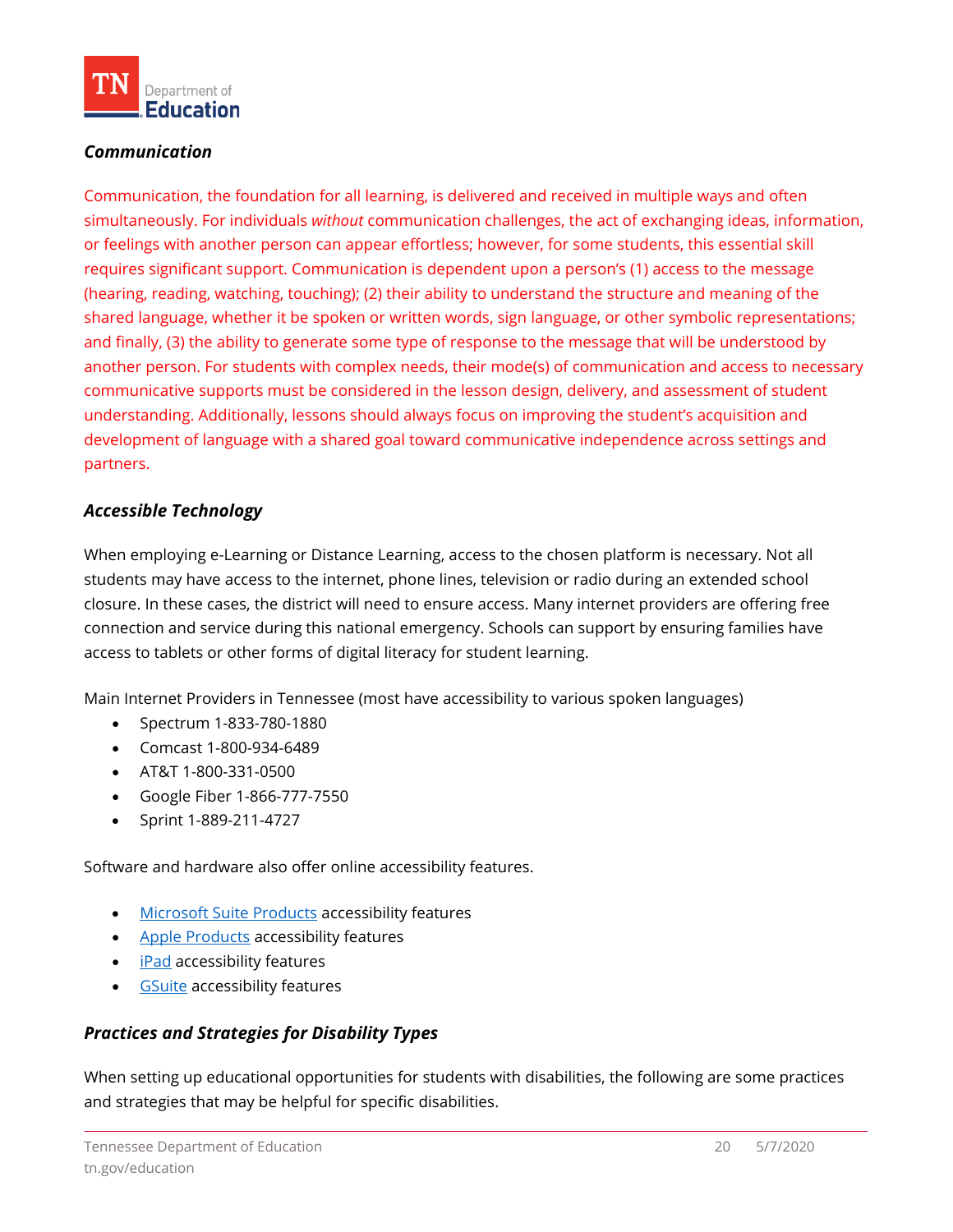### *Communication*

Communication, the foundation for all learning, is delivered and received in multiple ways and often simultaneously. For individuals *without* communication challenges, the act of exchanging ideas, information, or feelings with another person can appear effortless; however, for some students, this essential skill requires significant support. Communication is dependent upon a person's (1) access to the message (hearing, reading, watching, touching); (2) their ability to understand the structure and meaning of the shared language, whether it be spoken or written words, sign language, or other symbolic representations; and finally, (3) the ability to generate some type of response to the message that will be understood by another person. For students with complex needs, their mode(s) of communication and access to necessary communicative supports must be considered in the lesson design, delivery, and assessment of student understanding. Additionally, lessons should always focus on improving the student's acquisition and development of language with a shared goal toward communicative independence across settings and partners.

### *Accessible Technology*

When employing e-Learning or Distance Learning, access to the chosen platform is necessary. Not all students may have access to the internet, phone lines, television or radio during an extended school closure. In these cases, the district will need to ensure access. Many internet providers are offering free connection and service during this national emergency. Schools can support by ensuring families have access to tablets or other forms of digital literacy for student learning.

Main Internet Providers in Tennessee (most have accessibility to various spoken languages)

- Spectrum 1-833-780-1880
- Comcast 1-800-934-6489
- AT&T 1-800-331-0500
- Google Fiber 1-866-777-7550
- Sprint 1-889-211-4727

Software and hardware also offer online accessibility features.

- Microsoft Suite Products accessibility features
- Apple Products accessibility features
- iPad accessibility features
- GSuite accessibility features

### *Practices and Strategies for Disability Types*

When setting up educational opportunities for students with disabilities, the following are some practices and strategies that may be helpful for specific disabilities.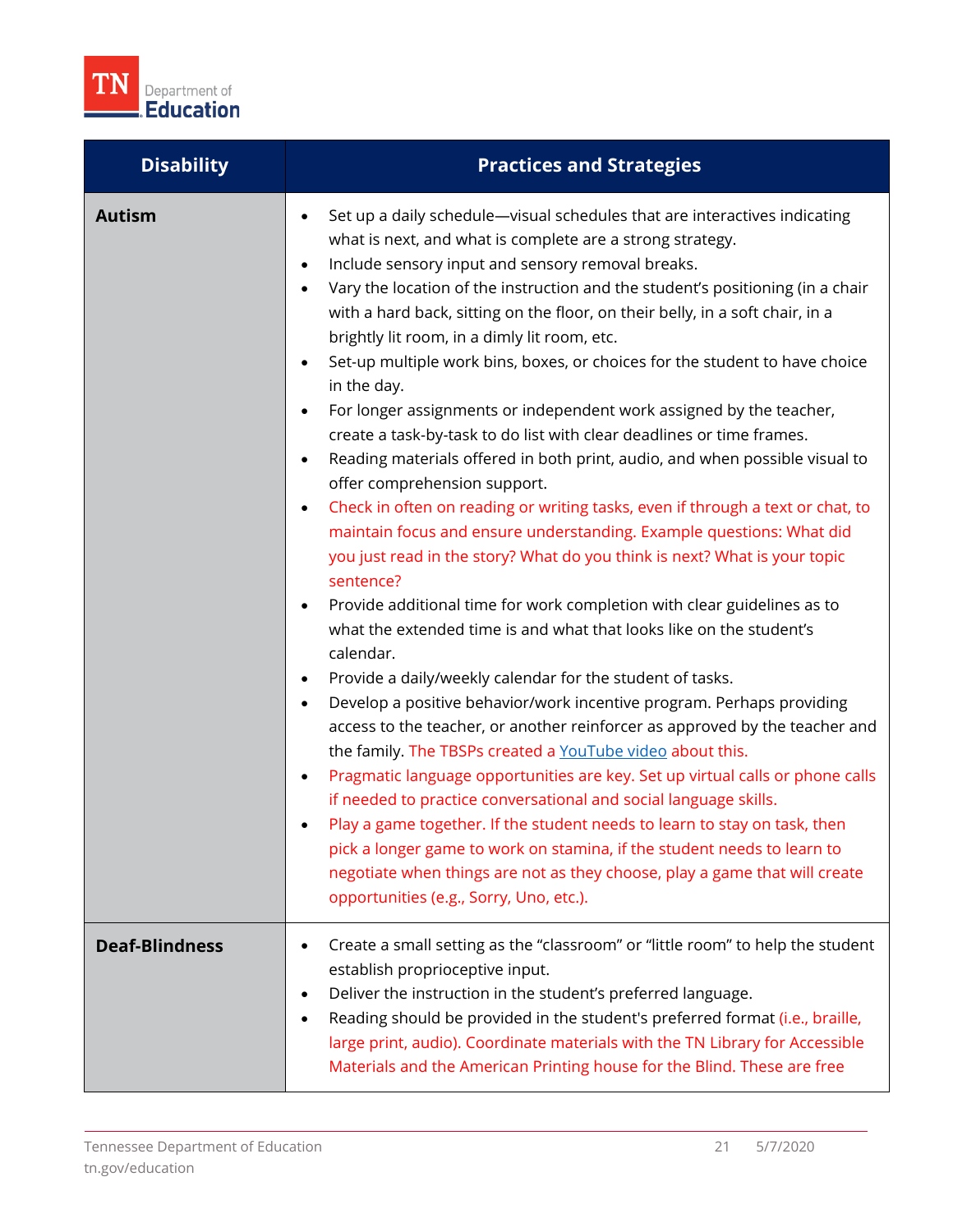| Disability | Practices and Strategies |
|---|---|
| **Autism** | • Set up a daily schedule—visual schedules that are interactives indicating what is next, and what is complete are a strong strategy.<br>• Include sensory input and sensory removal breaks.<br>• Vary the location of the instruction and the student's positioning (in a chair with a hard back, sitting on the floor, on their belly, in a soft chair, in a brightly lit room, in a dimly lit room, etc.<br>• Set-up multiple work bins, boxes, or choices for the student to have choice in the day.<br>• For longer assignments or independent work assigned by the teacher, create a task-by-task to do list with clear deadlines or time frames.<br>• Reading materials offered in both print, audio, and when possible visual to offer comprehension support.<br>• Check in often on reading or writing tasks, even if through a text or chat, to maintain focus and ensure understanding. Example questions: What did you just read in the story? What do you think is next? What is your topic sentence?<br>• Provide additional time for work completion with clear guidelines as to what the extended time is and what that looks like on the student's calendar.<br>• Provide a daily/weekly calendar for the student of tasks.<br>• Develop a positive behavior/work incentive program. Perhaps providing access to the teacher, or another reinforcer as approved by the teacher and the family. The TBSPs created a YouTube video about this.<br>• Pragmatic language opportunities are key. Set up virtual calls or phone calls if needed to practice conversational and social language skills.<br>• Play a game together. If the student needs to learn to stay on task, then pick a longer game to work on stamina, if the student needs to learn to negotiate when things are not as they choose, play a game that will create opportunities (e.g., Sorry, Uno, etc.). |
| **Deaf-Blindness** | • Create a small setting as the "classroom" or "little room" to help the student establish proprioceptive input.<br>• Deliver the instruction in the student's preferred language.<br>• Reading should be provided in the student's preferred format (i.e., braille, large print, audio). Coordinate materials with the TN Library for Accessible Materials and the American Printing house for the Blind. These are free |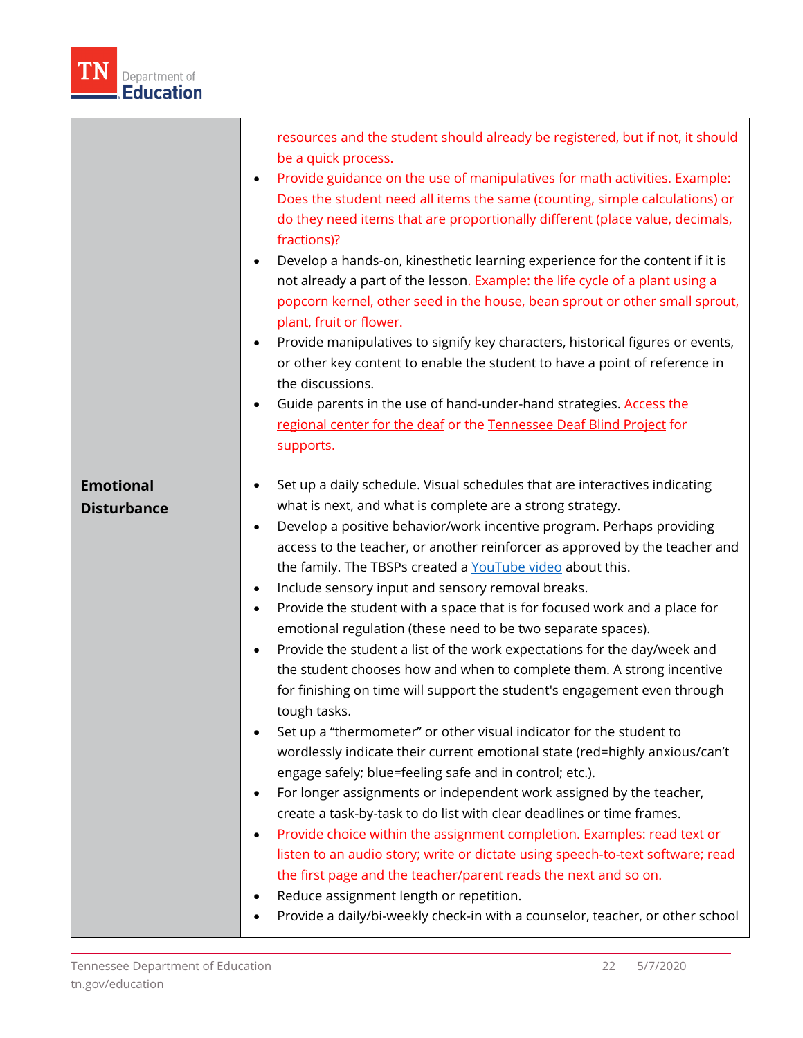| | |
|---|---|
| | resources and the student should already be registered, but if not, it should be a quick process.<br>• Provide guidance on the use of manipulatives for math activities. Example: Does the student need all items the same (counting, simple calculations) or do they need items that are proportionally different (place value, decimals, fractions)?<br>• Develop a hands-on, kinesthetic learning experience for the content if it is not already a part of the lesson. Example: the life cycle of a plant using a popcorn kernel, other seed in the house, bean sprout or other small sprout, plant, fruit or flower.<br>• Provide manipulatives to signify key characters, historical figures or events, or other key content to enable the student to have a point of reference in the discussions.<br>• Guide parents in the use of hand-under-hand strategies. Access the regional center for the deaf or the Tennessee Deaf Blind Project for supports. |
| **Emotional Disturbance** | • Set up a daily schedule. Visual schedules that are interactives indicating what is next, and what is complete are a strong strategy.<br>• Develop a positive behavior/work incentive program. Perhaps providing access to the teacher, or another reinforcer as approved by the teacher and the family. The TBSPs created a YouTube video about this.<br>• Include sensory input and sensory removal breaks.<br>• Provide the student with a space that is for focused work and a place for emotional regulation (these need to be two separate spaces).<br>• Provide the student a list of the work expectations for the day/week and the student chooses how and when to complete them. A strong incentive for finishing on time will support the student's engagement even through tough tasks.<br>• Set up a "thermometer" or other visual indicator for the student to wordlessly indicate their current emotional state (red=highly anxious/can't engage safely; blue=feeling safe and in control; etc.).<br>• For longer assignments or independent work assigned by the teacher, create a task-by-task to do list with clear deadlines or time frames.<br>• Provide choice within the assignment completion. Examples: read text or listen to an audio story; write or dictate using speech-to-text software; read the first page and the teacher/parent reads the next and so on.<br>• Reduce assignment length or repetition.<br>• Provide a daily/bi-weekly check-in with a counselor, teacher, or other school |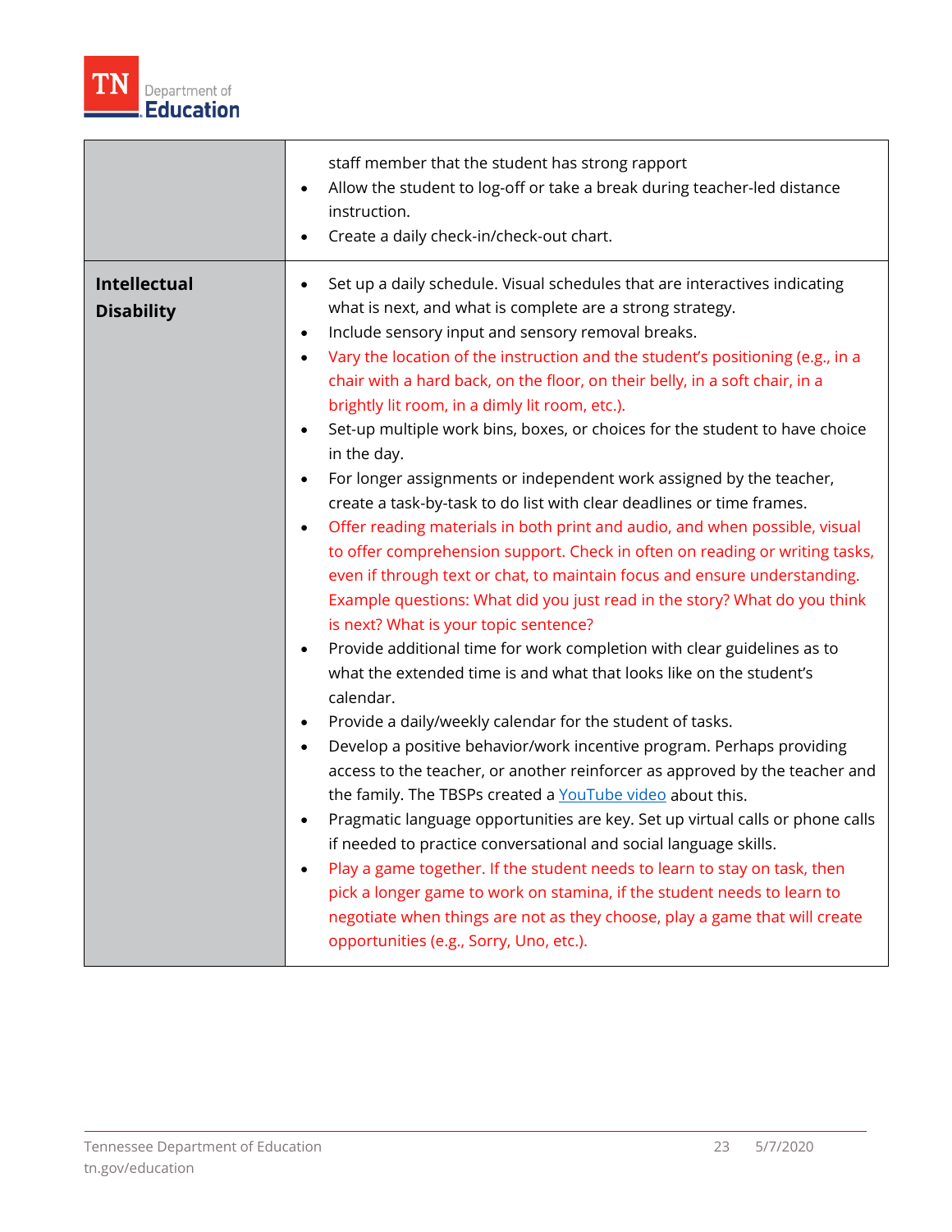| | |
|---|---|
| | staff member that the student has strong rapport<br>• Allow the student to log-off or take a break during teacher-led distance instruction.<br>• Create a daily check-in/check-out chart. |
| **Intellectual Disability** | • Set up a daily schedule. Visual schedules that are interactives indicating what is next, and what is complete are a strong strategy.<br>• Include sensory input and sensory removal breaks.<br>• Vary the location of the instruction and the student's positioning (e.g., in a chair with a hard back, on the floor, on their belly, in a soft chair, in a brightly lit room, in a dimly lit room, etc.).<br>• Set-up multiple work bins, boxes, or choices for the student to have choice in the day.<br>• For longer assignments or independent work assigned by the teacher, create a task-by-task to do list with clear deadlines or time frames.<br>• Offer reading materials in both print and audio, and when possible, visual to offer comprehension support. Check in often on reading or writing tasks, even if through text or chat, to maintain focus and ensure understanding. Example questions: What did you just read in the story? What do you think is next? What is your topic sentence?<br>• Provide additional time for work completion with clear guidelines as to what the extended time is and what that looks like on the student's calendar.<br>• Provide a daily/weekly calendar for the student of tasks.<br>• Develop a positive behavior/work incentive program. Perhaps providing access to the teacher, or another reinforcer as approved by the teacher and the family. The TBSPs created a YouTube video about this.<br>• Pragmatic language opportunities are key. Set up virtual calls or phone calls if needed to practice conversational and social language skills.<br>• Play a game together. If the student needs to learn to stay on task, then pick a longer game to work on stamina, if the student needs to learn to negotiate when things are not as they choose, play a game that will create opportunities (e.g., Sorry, Uno, etc.). |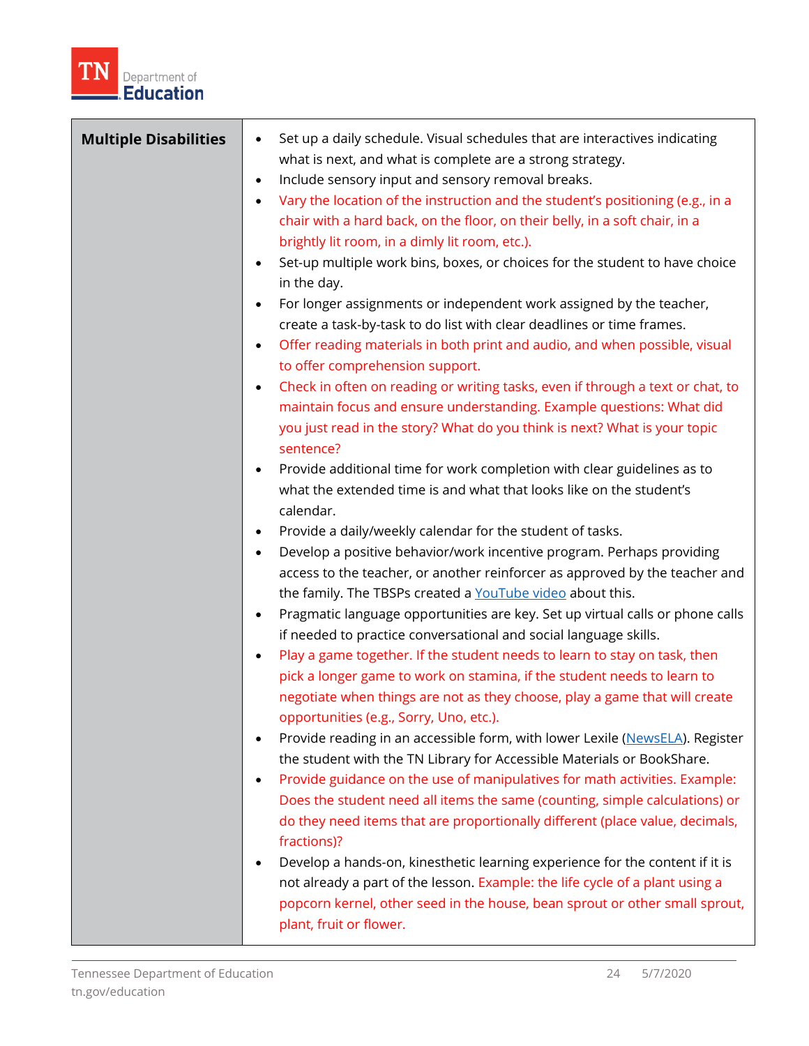| | |
|---|---|
| **Multiple Disabilities** | • Set up a daily schedule. Visual schedules that are interactives indicating what is next, and what is complete are a strong strategy.<br>• Include sensory input and sensory removal breaks.<br>• Vary the location of the instruction and the student's positioning (e.g., in a chair with a hard back, on the floor, on their belly, in a soft chair, in a brightly lit room, in a dimly lit room, etc.).<br>• Set-up multiple work bins, boxes, or choices for the student to have choice in the day.<br>• For longer assignments or independent work assigned by the teacher, create a task-by-task to do list with clear deadlines or time frames.<br>• Offer reading materials in both print and audio, and when possible, visual to offer comprehension support.<br>• Check in often on reading or writing tasks, even if through a text or chat, to maintain focus and ensure understanding. Example questions: What did you just read in the story? What do you think is next? What is your topic sentence?<br>• Provide additional time for work completion with clear guidelines as to what the extended time is and what that looks like on the student's calendar.<br>• Provide a daily/weekly calendar for the student of tasks.<br>• Develop a positive behavior/work incentive program. Perhaps providing access to the teacher, or another reinforcer as approved by the teacher and the family. The TBSPs created a YouTube video about this.<br>• Pragmatic language opportunities are key. Set up virtual calls or phone calls if needed to practice conversational and social language skills.<br>• Play a game together. If the student needs to learn to stay on task, then pick a longer game to work on stamina, if the student needs to learn to negotiate when things are not as they choose, play a game that will create opportunities (e.g., Sorry, Uno, etc.).<br>• Provide reading in an accessible form, with lower Lexile (NewsELA). Register the student with the TN Library for Accessible Materials or BookShare.<br>• Provide guidance on the use of manipulatives for math activities. Example: Does the student need all items the same (counting, simple calculations) or do they need items that are proportionally different (place value, decimals, fractions)?<br>• Develop a hands-on, kinesthetic learning experience for the content if it is not already a part of the lesson. Example: the life cycle of a plant using a popcorn kernel, other seed in the house, bean sprout or other small sprout, plant, fruit or flower. |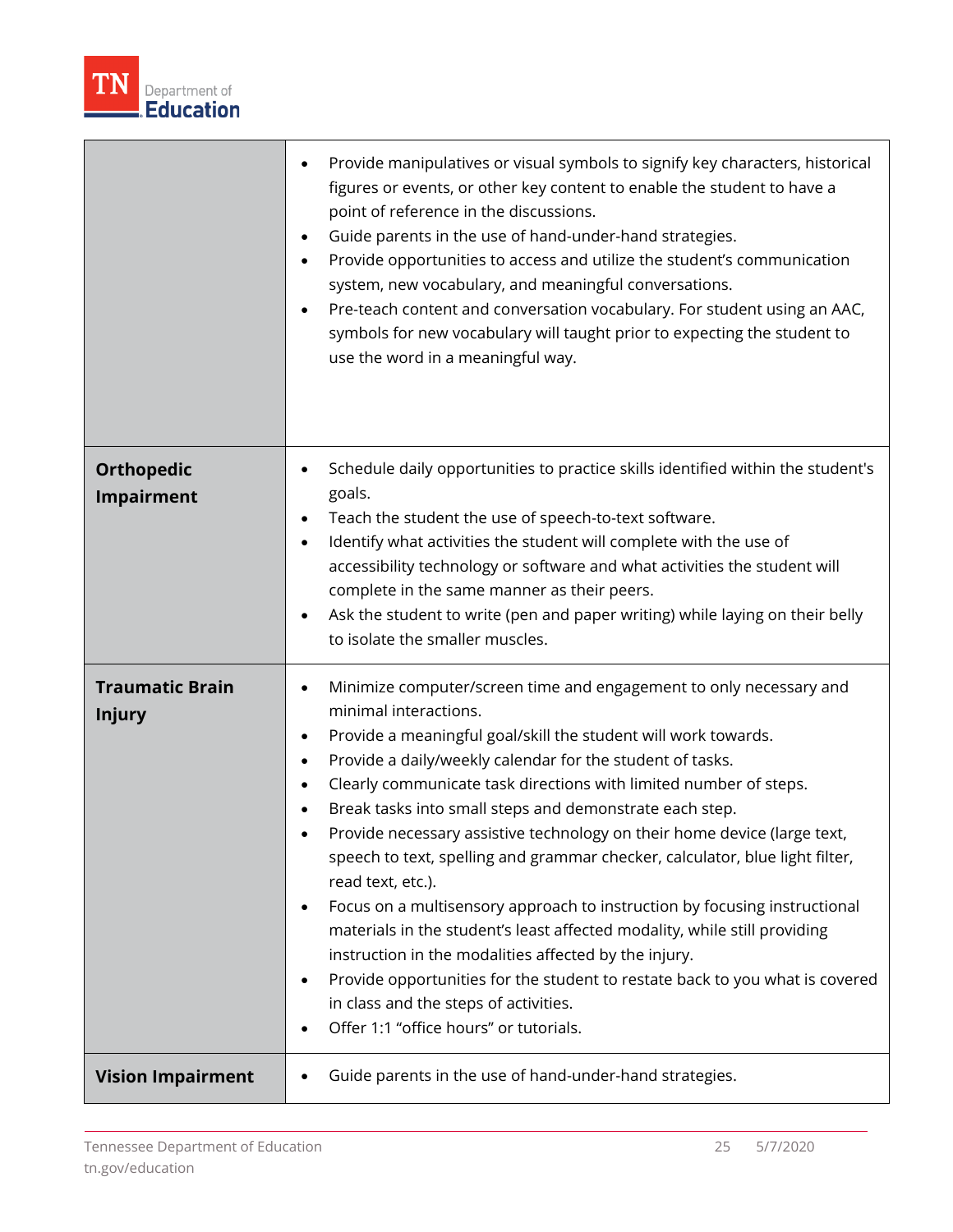| | |
|---|---|
| | • Provide manipulatives or visual symbols to signify key characters, historical figures or events, or other key content to enable the student to have a point of reference in the discussions.<br>• Guide parents in the use of hand-under-hand strategies.<br>• Provide opportunities to access and utilize the student's communication system, new vocabulary, and meaningful conversations.<br>• Pre-teach content and conversation vocabulary. For student using an AAC, symbols for new vocabulary will taught prior to expecting the student to use the word in a meaningful way. |
| **Orthopedic Impairment** | • Schedule daily opportunities to practice skills identified within the student's goals.<br>• Teach the student the use of speech-to-text software.<br>• Identify what activities the student will complete with the use of accessibility technology or software and what activities the student will complete in the same manner as their peers.<br>• Ask the student to write (pen and paper writing) while laying on their belly to isolate the smaller muscles. |
| **Traumatic Brain Injury** | • Minimize computer/screen time and engagement to only necessary and minimal interactions.<br>• Provide a meaningful goal/skill the student will work towards.<br>• Provide a daily/weekly calendar for the student of tasks.<br>• Clearly communicate task directions with limited number of steps.<br>• Break tasks into small steps and demonstrate each step.<br>• Provide necessary assistive technology on their home device (large text, speech to text, spelling and grammar checker, calculator, blue light filter, read text, etc.).<br>• Focus on a multisensory approach to instruction by focusing instructional materials in the student's least affected modality, while still providing instruction in the modalities affected by the injury.<br>• Provide opportunities for the student to restate back to you what is covered in class and the steps of activities.<br>• Offer 1:1 "office hours" or tutorials. |
| **Vision Impairment** | • Guide parents in the use of hand-under-hand strategies. |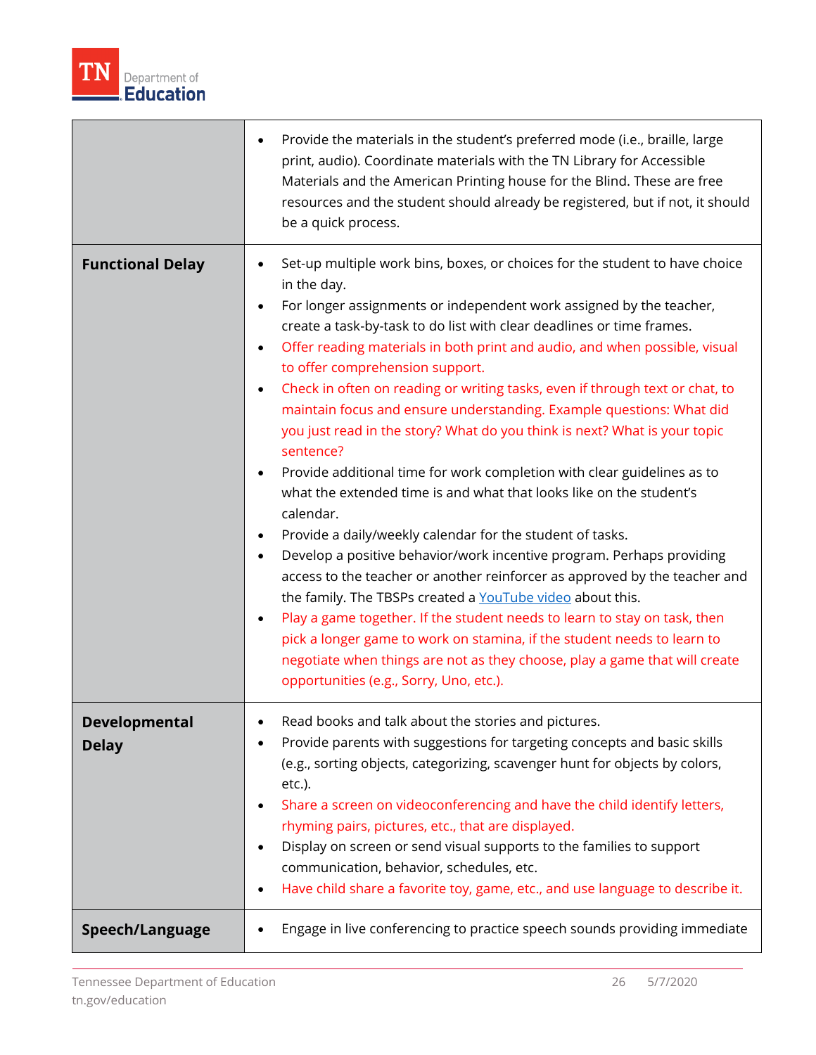| | |
|---|---|
| | • Provide the materials in the student's preferred mode (i.e., braille, large print, audio). Coordinate materials with the TN Library for Accessible Materials and the American Printing house for the Blind. These are free resources and the student should already be registered, but if not, it should be a quick process. |
| **Functional Delay** | • Set-up multiple work bins, boxes, or choices for the student to have choice in the day.<br>• For longer assignments or independent work assigned by the teacher, create a task-by-task to do list with clear deadlines or time frames.<br>• Offer reading materials in both print and audio, and when possible, visual to offer comprehension support.<br>• Check in often on reading or writing tasks, even if through text or chat, to maintain focus and ensure understanding. Example questions: What did you just read in the story? What do you think is next? What is your topic sentence?<br>• Provide additional time for work completion with clear guidelines as to what the extended time is and what that looks like on the student's calendar.<br>• Provide a daily/weekly calendar for the student of tasks.<br>• Develop a positive behavior/work incentive program. Perhaps providing access to the teacher or another reinforcer as approved by the teacher and the family. The TBSPs created a YouTube video about this.<br>• Play a game together. If the student needs to learn to stay on task, then pick a longer game to work on stamina, if the student needs to learn to negotiate when things are not as they choose, play a game that will create opportunities (e.g., Sorry, Uno, etc.). |
| **Developmental Delay** | • Read books and talk about the stories and pictures.<br>• Provide parents with suggestions for targeting concepts and basic skills (e.g., sorting objects, categorizing, scavenger hunt for objects by colors, etc.).<br>• Share a screen on videoconferencing and have the child identify letters, rhyming pairs, pictures, etc., that are displayed.<br>• Display on screen or send visual supports to the families to support communication, behavior, schedules, etc.<br>• Have child share a favorite toy, game, etc., and use language to describe it. |
| **Speech/Language** | • Engage in live conferencing to practice speech sounds providing immediate |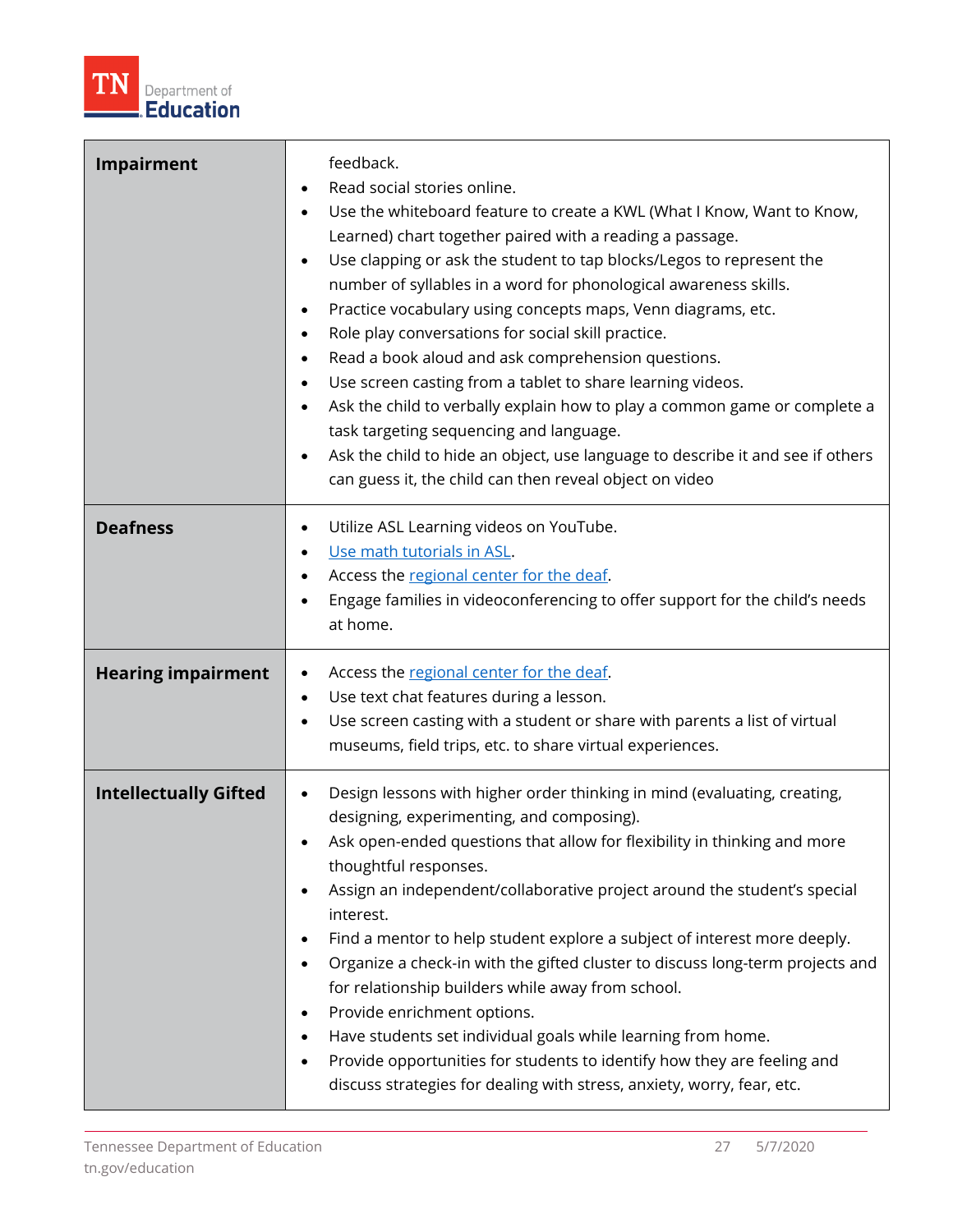| | |
|---|---|
| **Impairment** | feedback.<br>• Read social stories online.<br>• Use the whiteboard feature to create a KWL (What I Know, Want to Know, Learned) chart together paired with a reading a passage.<br>• Use clapping or ask the student to tap blocks/Legos to represent the number of syllables in a word for phonological awareness skills.<br>• Practice vocabulary using concepts maps, Venn diagrams, etc.<br>• Role play conversations for social skill practice.<br>• Read a book aloud and ask comprehension questions.<br>• Use screen casting from a tablet to share learning videos.<br>• Ask the child to verbally explain how to play a common game or complete a task targeting sequencing and language.<br>• Ask the child to hide an object, use language to describe it and see if others can guess it, the child can then reveal object on video |
| **Deafness** | • Utilize ASL Learning videos on YouTube.<br>• Use math tutorials in ASL.<br>• Access the regional center for the deaf.<br>• Engage families in videoconferencing to offer support for the child's needs at home. |
| **Hearing impairment** | • Access the regional center for the deaf.<br>• Use text chat features during a lesson.<br>• Use screen casting with a student or share with parents a list of virtual museums, field trips, etc. to share virtual experiences. |
| **Intellectually Gifted** | • Design lessons with higher order thinking in mind (evaluating, creating, designing, experimenting, and composing).<br>• Ask open-ended questions that allow for flexibility in thinking and more thoughtful responses.<br>• Assign an independent/collaborative project around the student's special interest.<br>• Find a mentor to help student explore a subject of interest more deeply.<br>• Organize a check-in with the gifted cluster to discuss long-term projects and for relationship builders while away from school.<br>• Provide enrichment options.<br>• Have students set individual goals while learning from home.<br>• Provide opportunities for students to identify how they are feeling and discuss strategies for dealing with stress, anxiety, worry, fear, etc. |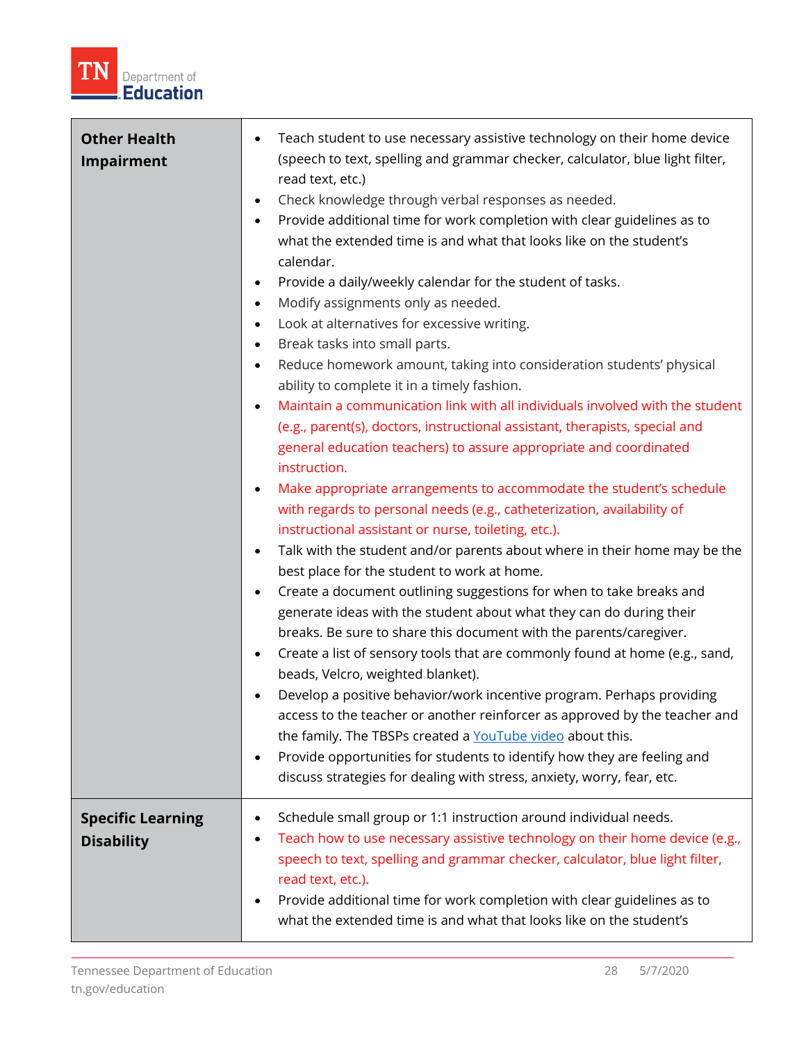| | |
|---|---|
| **Other Health Impairment** | • Teach student to use necessary assistive technology on their home device (speech to text, spelling and grammar checker, calculator, blue light filter, read text, etc.)<br>• Check knowledge through verbal responses as needed.<br>• Provide additional time for work completion with clear guidelines as to what the extended time is and what that looks like on the student's calendar.<br>• Provide a daily/weekly calendar for the student of tasks.<br>• Modify assignments only as needed.<br>• Look at alternatives for excessive writing.<br>• Break tasks into small parts.<br>• Reduce homework amount, taking into consideration students' physical ability to complete it in a timely fashion.<br>• Maintain a communication link with all individuals involved with the student (e.g., parent(s), doctors, instructional assistant, therapists, special and general education teachers) to assure appropriate and coordinated instruction.<br>• Make appropriate arrangements to accommodate the student's schedule with regards to personal needs (e.g., catheterization, availability of instructional assistant or nurse, toileting, etc.).<br>• Talk with the student and/or parents about where in their home may be the best place for the student to work at home.<br>• Create a document outlining suggestions for when to take breaks and generate ideas with the student about what they can do during their breaks. Be sure to share this document with the parents/caregiver.<br>• Create a list of sensory tools that are commonly found at home (e.g., sand, beads, Velcro, weighted blanket).<br>• Develop a positive behavior/work incentive program. Perhaps providing access to the teacher or another reinforcer as approved by the teacher and the family. The TBSPs created a YouTube video about this.<br>• Provide opportunities for students to identify how they are feeling and discuss strategies for dealing with stress, anxiety, worry, fear, etc. |
| **Specific Learning Disability** | • Schedule small group or 1:1 instruction around individual needs.<br>• Teach how to use necessary assistive technology on their home device (e.g., speech to text, spelling and grammar checker, calculator, blue light filter, read text, etc.).<br>• Provide additional time for work completion with clear guidelines as to what the extended time is and what that looks like on the student's |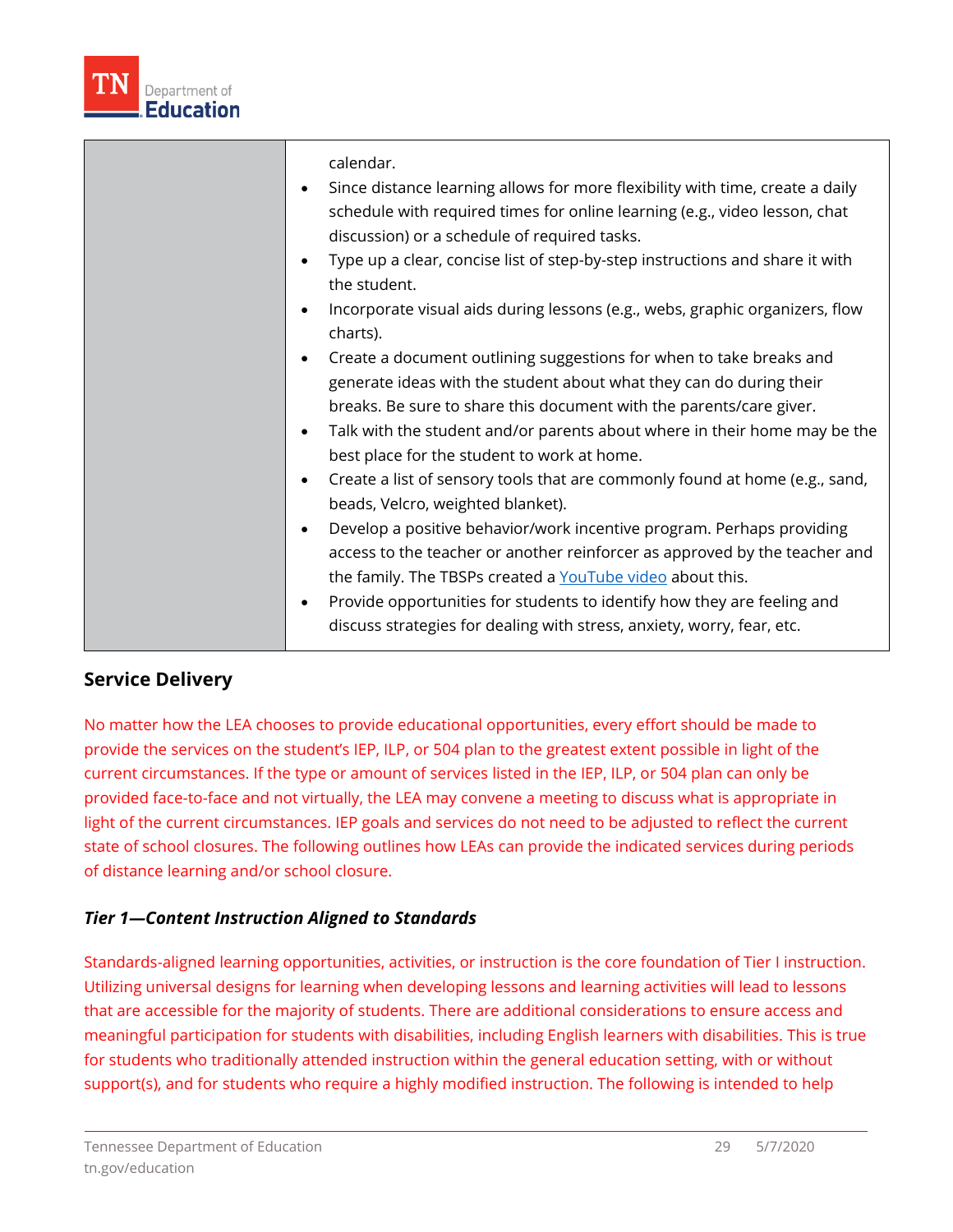| | |
|---|---|
| | calendar.<br>• Since distance learning allows for more flexibility with time, create a daily schedule with required times for online learning (e.g., video lesson, chat discussion) or a schedule of required tasks.<br>• Type up a clear, concise list of step-by-step instructions and share it with the student.<br>• Incorporate visual aids during lessons (e.g., webs, graphic organizers, flow charts).<br>• Create a document outlining suggestions for when to take breaks and generate ideas with the student about what they can do during their breaks. Be sure to share this document with the parents/care giver.<br>• Talk with the student and/or parents about where in their home may be the best place for the student to work at home.<br>• Create a list of sensory tools that are commonly found at home (e.g., sand, beads, Velcro, weighted blanket).<br>• Develop a positive behavior/work incentive program. Perhaps providing access to the teacher or another reinforcer as approved by the teacher and the family. The TBSPs created a YouTube video about this.<br>• Provide opportunities for students to identify how they are feeling and discuss strategies for dealing with stress, anxiety, worry, fear, etc. |

## Service Delivery

No matter how the LEA chooses to provide educational opportunities, every effort should be made to provide the services on the student's IEP, ILP, or 504 plan to the greatest extent possible in light of the current circumstances. If the type or amount of services listed in the IEP, ILP, or 504 plan can only be provided face-to-face and not virtually, the LEA may convene a meeting to discuss what is appropriate in light of the current circumstances. IEP goals and services do not need to be adjusted to reflect the current state of school closures. The following outlines how LEAs can provide the indicated services during periods of distance learning and/or school closure.

### *Tier 1—Content Instruction Aligned to Standards*

Standards-aligned learning opportunities, activities, or instruction is the core foundation of Tier I instruction. Utilizing universal designs for learning when developing lessons and learning activities will lead to lessons that are accessible for the majority of students. There are additional considerations to ensure access and meaningful participation for students with disabilities, including English learners with disabilities. This is true for students who traditionally attended instruction within the general education setting, with or without support(s), and for students who require a highly modified instruction. The following is intended to help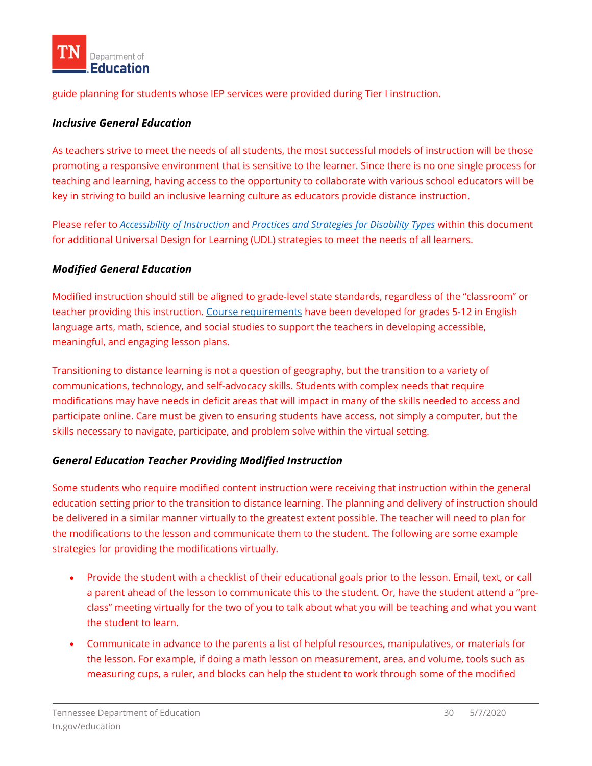guide planning for students whose IEP services were provided during Tier I instruction.

### *Inclusive General Education*

As teachers strive to meet the needs of all students, the most successful models of instruction will be those promoting a responsive environment that is sensitive to the learner. Since there is no one single process for teaching and learning, having access to the opportunity to collaborate with various school educators will be key in striving to build an inclusive learning culture as educators provide distance instruction.

Please refer to *Accessibility of Instruction* and *Practices and Strategies for Disability Types* within this document for additional Universal Design for Learning (UDL) strategies to meet the needs of all learners.

### *Modified General Education*

Modified instruction should still be aligned to grade-level state standards, regardless of the "classroom" or teacher providing this instruction. Course requirements have been developed for grades 5-12 in English language arts, math, science, and social studies to support the teachers in developing accessible, meaningful, and engaging lesson plans.

Transitioning to distance learning is not a question of geography, but the transition to a variety of communications, technology, and self-advocacy skills. Students with complex needs that require modifications may have needs in deficit areas that will impact in many of the skills needed to access and participate online. Care must be given to ensuring students have access, not simply a computer, but the skills necessary to navigate, participate, and problem solve within the virtual setting.

### *General Education Teacher Providing Modified Instruction*

Some students who require modified content instruction were receiving that instruction within the general education setting prior to the transition to distance learning. The planning and delivery of instruction should be delivered in a similar manner virtually to the greatest extent possible. The teacher will need to plan for the modifications to the lesson and communicate them to the student. The following are some example strategies for providing the modifications virtually.

- Provide the student with a checklist of their educational goals prior to the lesson. Email, text, or call a parent ahead of the lesson to communicate this to the student. Or, have the student attend a "pre-class" meeting virtually for the two of you to talk about what you will be teaching and what you want the student to learn.
- Communicate in advance to the parents a list of helpful resources, manipulatives, or materials for the lesson. For example, if doing a math lesson on measurement, area, and volume, tools such as measuring cups, a ruler, and blocks can help the student to work through some of the modified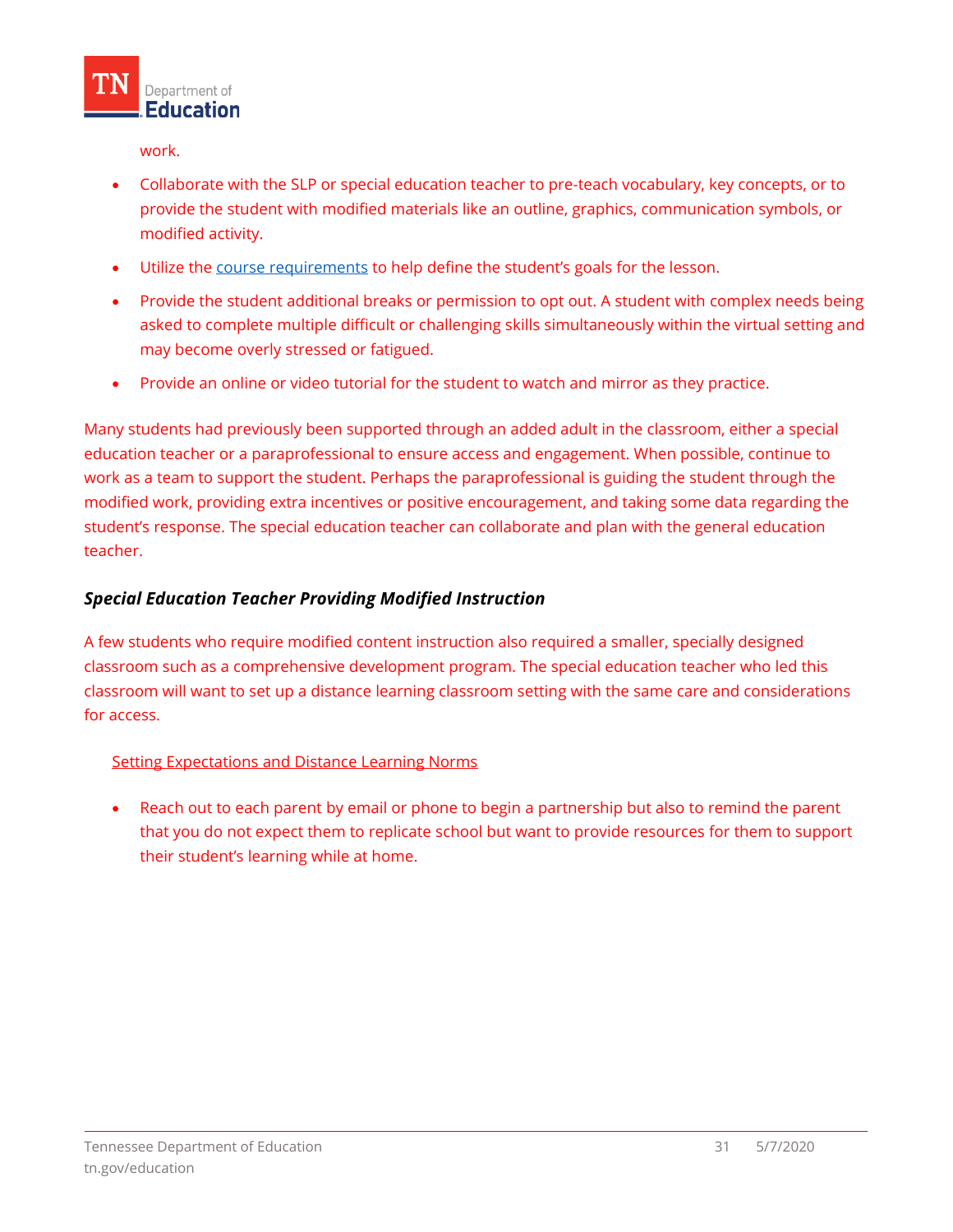work.

- Collaborate with the SLP or special education teacher to pre-teach vocabulary, key concepts, or to provide the student with modified materials like an outline, graphics, communication symbols, or modified activity.
- Utilize the course requirements to help define the student's goals for the lesson.
- Provide the student additional breaks or permission to opt out. A student with complex needs being asked to complete multiple difficult or challenging skills simultaneously within the virtual setting and may become overly stressed or fatigued.
- Provide an online or video tutorial for the student to watch and mirror as they practice.

Many students had previously been supported through an added adult in the classroom, either a special education teacher or a paraprofessional to ensure access and engagement. When possible, continue to work as a team to support the student. Perhaps the paraprofessional is guiding the student through the modified work, providing extra incentives or positive encouragement, and taking some data regarding the student's response. The special education teacher can collaborate and plan with the general education teacher.

### *Special Education Teacher Providing Modified Instruction*

A few students who require modified content instruction also required a smaller, specially designed classroom such as a comprehensive development program. The special education teacher who led this classroom will want to set up a distance learning classroom setting with the same care and considerations for access.

Setting Expectations and Distance Learning Norms

- Reach out to each parent by email or phone to begin a partnership but also to remind the parent that you do not expect them to replicate school but want to provide resources for them to support their student's learning while at home.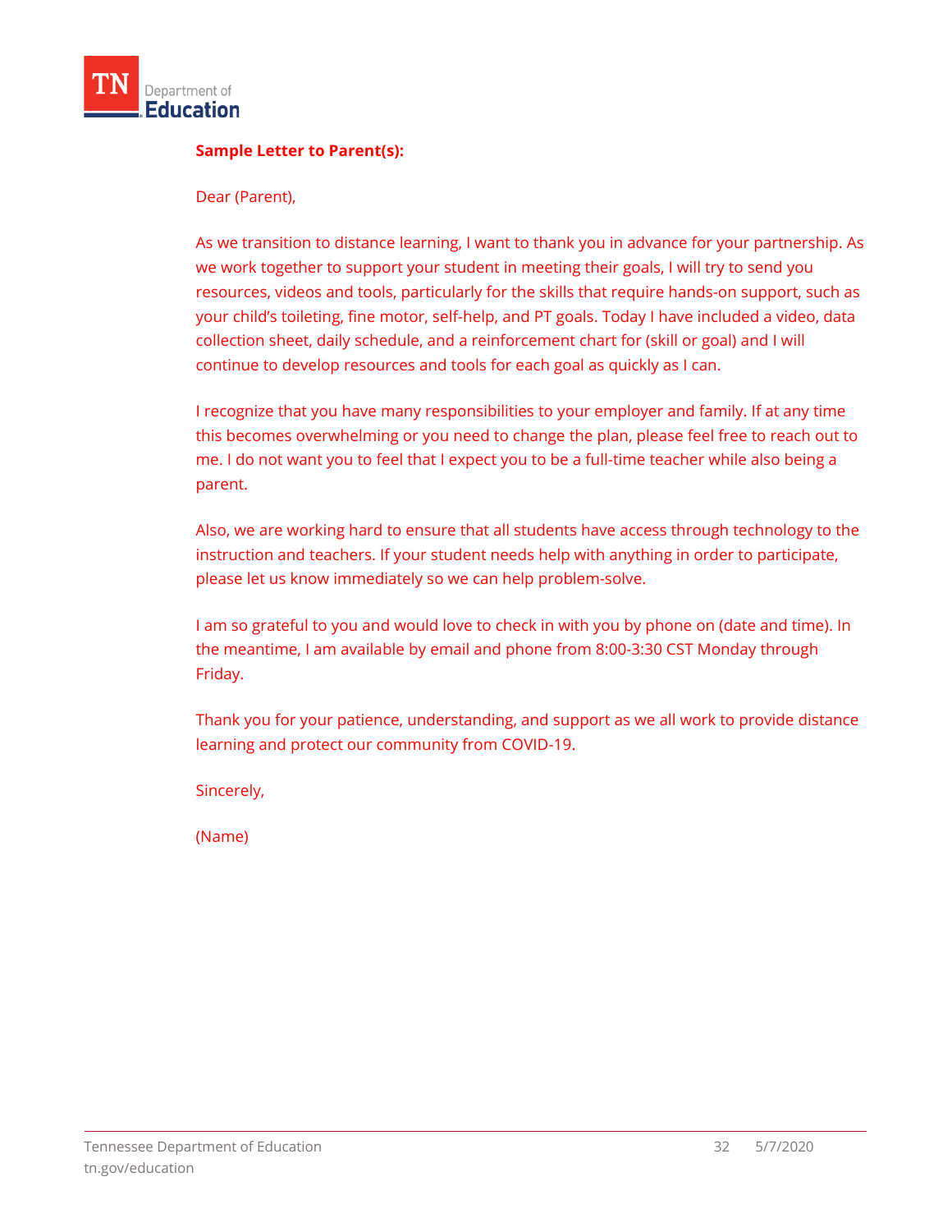**Sample Letter to Parent(s):**

Dear (Parent),

As we transition to distance learning, I want to thank you in advance for your partnership. As we work together to support your student in meeting their goals, I will try to send you resources, videos and tools, particularly for the skills that require hands-on support, such as your child's toileting, fine motor, self-help, and PT goals. Today I have included a video, data collection sheet, daily schedule, and a reinforcement chart for (skill or goal) and I will continue to develop resources and tools for each goal as quickly as I can.

I recognize that you have many responsibilities to your employer and family. If at any time this becomes overwhelming or you need to change the plan, please feel free to reach out to me. I do not want you to feel that I expect you to be a full-time teacher while also being a parent.

Also, we are working hard to ensure that all students have access through technology to the instruction and teachers. If your student needs help with anything in order to participate, please let us know immediately so we can help problem-solve.

I am so grateful to you and would love to check in with you by phone on (date and time). In the meantime, I am available by email and phone from 8:00-3:30 CST Monday through Friday.

Thank you for your patience, understanding, and support as we all work to provide distance learning and protect our community from COVID-19.

Sincerely,

(Name)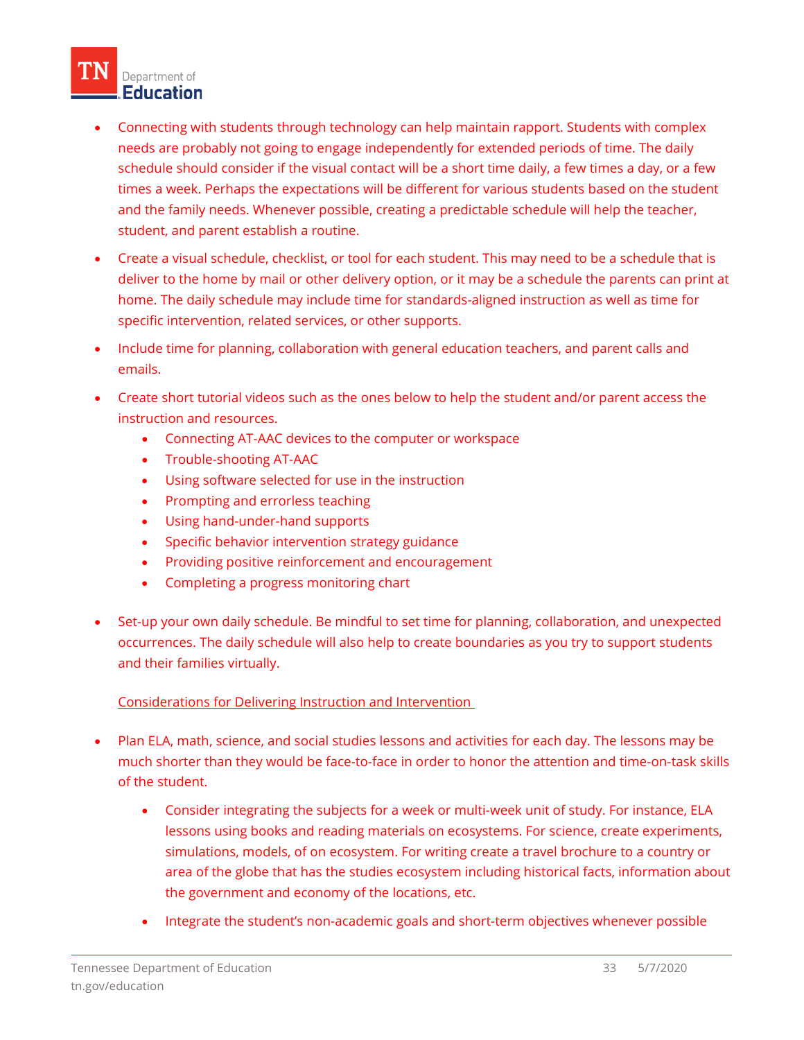- Connecting with students through technology can help maintain rapport. Students with complex needs are probably not going to engage independently for extended periods of time. The daily schedule should consider if the visual contact will be a short time daily, a few times a day, or a few times a week. Perhaps the expectations will be different for various students based on the student and the family needs. Whenever possible, creating a predictable schedule will help the teacher, student, and parent establish a routine.
- Create a visual schedule, checklist, or tool for each student. This may need to be a schedule that is deliver to the home by mail or other delivery option, or it may be a schedule the parents can print at home. The daily schedule may include time for standards-aligned instruction as well as time for specific intervention, related services, or other supports.
- Include time for planning, collaboration with general education teachers, and parent calls and emails.
- Create short tutorial videos such as the ones below to help the student and/or parent access the instruction and resources.
  - Connecting AT-AAC devices to the computer or workspace
  - Trouble-shooting AT-AAC
  - Using software selected for use in the instruction
  - Prompting and errorless teaching
  - Using hand-under-hand supports
  - Specific behavior intervention strategy guidance
  - Providing positive reinforcement and encouragement
  - Completing a progress monitoring chart
- Set-up your own daily schedule. Be mindful to set time for planning, collaboration, and unexpected occurrences. The daily schedule will also help to create boundaries as you try to support students and their families virtually.

Considerations for Delivering Instruction and Intervention

- Plan ELA, math, science, and social studies lessons and activities for each day. The lessons may be much shorter than they would be face-to-face in order to honor the attention and time-on-task skills of the student.
  - Consider integrating the subjects for a week or multi-week unit of study. For instance, ELA lessons using books and reading materials on ecosystems. For science, create experiments, simulations, models, of on ecosystem. For writing create a travel brochure to a country or area of the globe that has the studies ecosystem including historical facts, information about the government and economy of the locations, etc.
  - Integrate the student's non-academic goals and short-term objectives whenever possible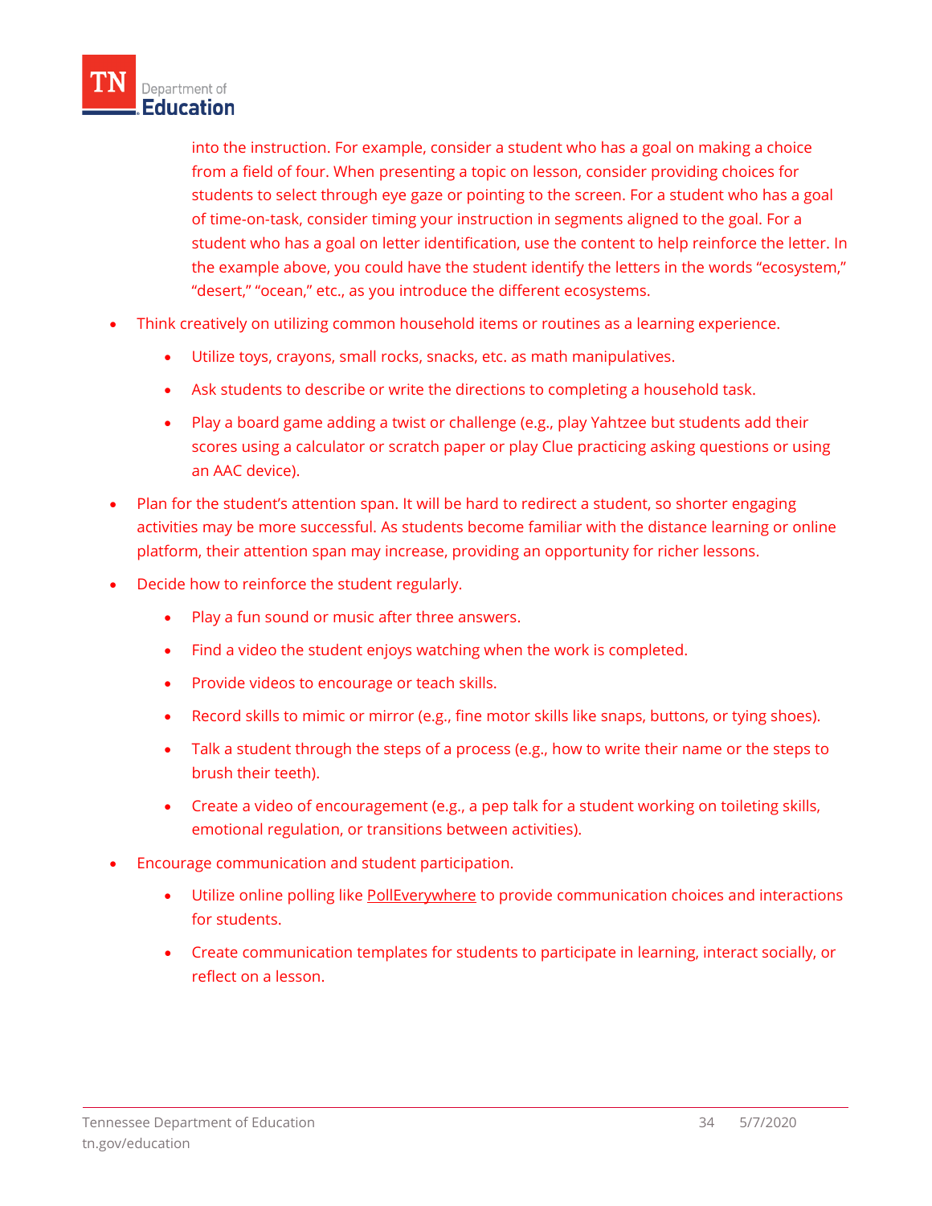into the instruction. For example, consider a student who has a goal on making a choice from a field of four. When presenting a topic on lesson, consider providing choices for students to select through eye gaze or pointing to the screen. For a student who has a goal of time-on-task, consider timing your instruction in segments aligned to the goal. For a student who has a goal on letter identification, use the content to help reinforce the letter. In the example above, you could have the student identify the letters in the words "ecosystem," "desert," "ocean," etc., as you introduce the different ecosystems.

- Think creatively on utilizing common household items or routines as a learning experience.
  - Utilize toys, crayons, small rocks, snacks, etc. as math manipulatives.
  - Ask students to describe or write the directions to completing a household task.
  - Play a board game adding a twist or challenge (e.g., play Yahtzee but students add their scores using a calculator or scratch paper or play Clue practicing asking questions or using an AAC device).
- Plan for the student's attention span. It will be hard to redirect a student, so shorter engaging activities may be more successful. As students become familiar with the distance learning or online platform, their attention span may increase, providing an opportunity for richer lessons.
- Decide how to reinforce the student regularly.
  - Play a fun sound or music after three answers.
  - Find a video the student enjoys watching when the work is completed.
  - Provide videos to encourage or teach skills.
  - Record skills to mimic or mirror (e.g., fine motor skills like snaps, buttons, or tying shoes).
  - Talk a student through the steps of a process (e.g., how to write their name or the steps to brush their teeth).
  - Create a video of encouragement (e.g., a pep talk for a student working on toileting skills, emotional regulation, or transitions between activities).
- Encourage communication and student participation.
  - Utilize online polling like PollEverywhere to provide communication choices and interactions for students.
  - Create communication templates for students to participate in learning, interact socially, or reflect on a lesson.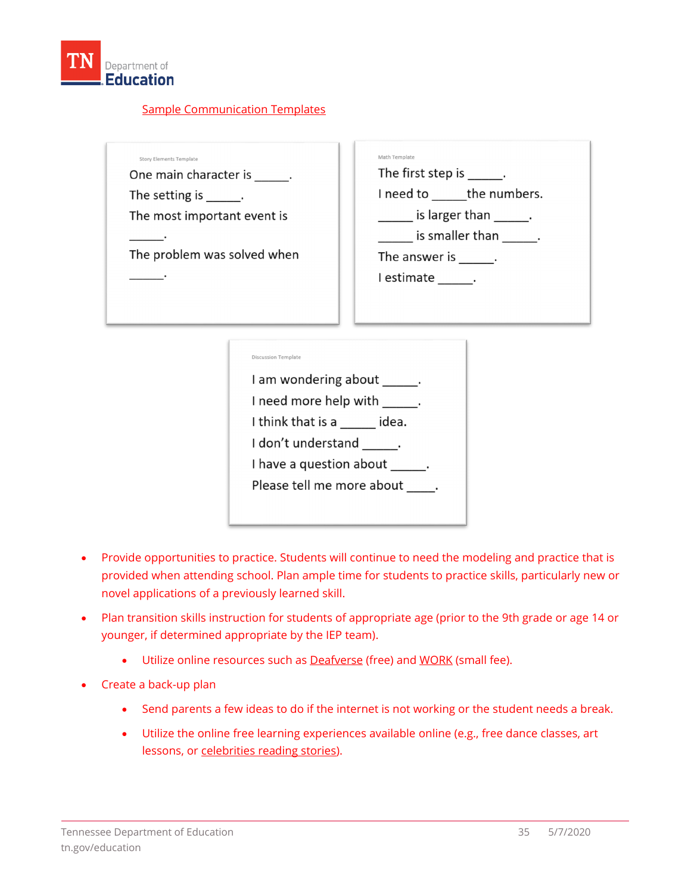Sample Communication Templates

Story Elements Template

One main character is _____.

The setting is _____.

The most important event is _____.

The problem was solved when _____.

Math Template

The first step is _____.

I need to _____the numbers.

_____ is larger than _____.

_____ is smaller than _____.

The answer is _____.

I estimate _____.

Discussion Template

I am wondering about _____.

I need more help with _____.

I think that is a _____ idea.

I don't understand _____.

I have a question about _____.

Please tell me more about ____.

- Provide opportunities to practice. Students will continue to need the modeling and practice that is provided when attending school. Plan ample time for students to practice skills, particularly new or novel applications of a previously learned skill.
- Plan transition skills instruction for students of appropriate age (prior to the 9th grade or age 14 or younger, if determined appropriate by the IEP team).
  - Utilize online resources such as Deafverse (free) and WORK (small fee).
- Create a back-up plan
  - Send parents a few ideas to do if the internet is not working or the student needs a break.
  - Utilize the online free learning experiences available online (e.g., free dance classes, art lessons, or celebrities reading stories).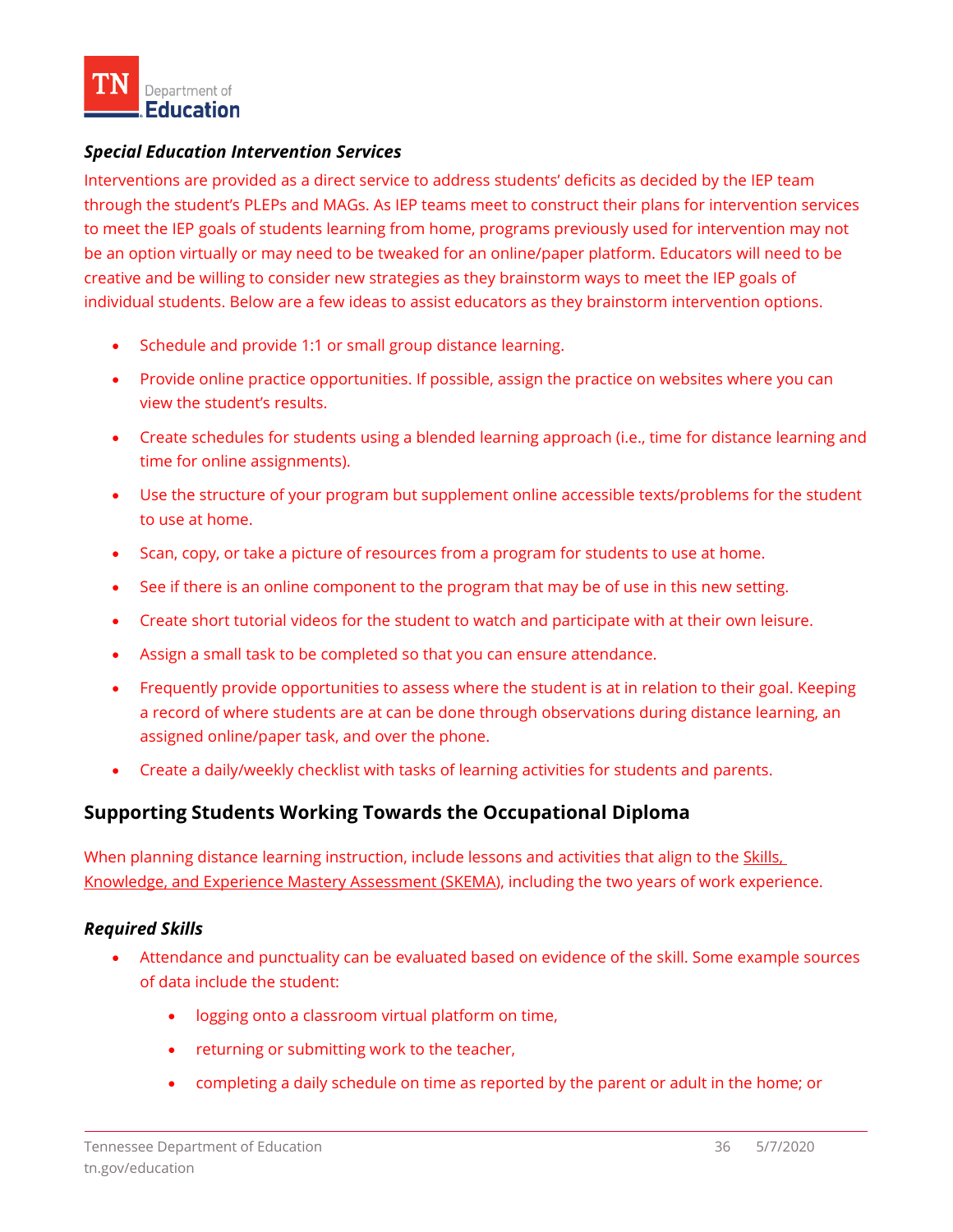### *Special Education Intervention Services*

Interventions are provided as a direct service to address students' deficits as decided by the IEP team through the student's PLEPs and MAGs. As IEP teams meet to construct their plans for intervention services to meet the IEP goals of students learning from home, programs previously used for intervention may not be an option virtually or may need to be tweaked for an online/paper platform. Educators will need to be creative and be willing to consider new strategies as they brainstorm ways to meet the IEP goals of individual students. Below are a few ideas to assist educators as they brainstorm intervention options.

- Schedule and provide 1:1 or small group distance learning.
- Provide online practice opportunities. If possible, assign the practice on websites where you can view the student's results.
- Create schedules for students using a blended learning approach (i.e., time for distance learning and time for online assignments).
- Use the structure of your program but supplement online accessible texts/problems for the student to use at home.
- Scan, copy, or take a picture of resources from a program for students to use at home.
- See if there is an online component to the program that may be of use in this new setting.
- Create short tutorial videos for the student to watch and participate with at their own leisure.
- Assign a small task to be completed so that you can ensure attendance.
- Frequently provide opportunities to assess where the student is at in relation to their goal. Keeping a record of where students are at can be done through observations during distance learning, an assigned online/paper task, and over the phone.
- Create a daily/weekly checklist with tasks of learning activities for students and parents.

## Supporting Students Working Towards the Occupational Diploma

When planning distance learning instruction, include lessons and activities that align to the Skills, Knowledge, and Experience Mastery Assessment (SKEMA), including the two years of work experience.

### *Required Skills*

- Attendance and punctuality can be evaluated based on evidence of the skill. Some example sources of data include the student:
  - logging onto a classroom virtual platform on time,
  - returning or submitting work to the teacher,
  - completing a daily schedule on time as reported by the parent or adult in the home; or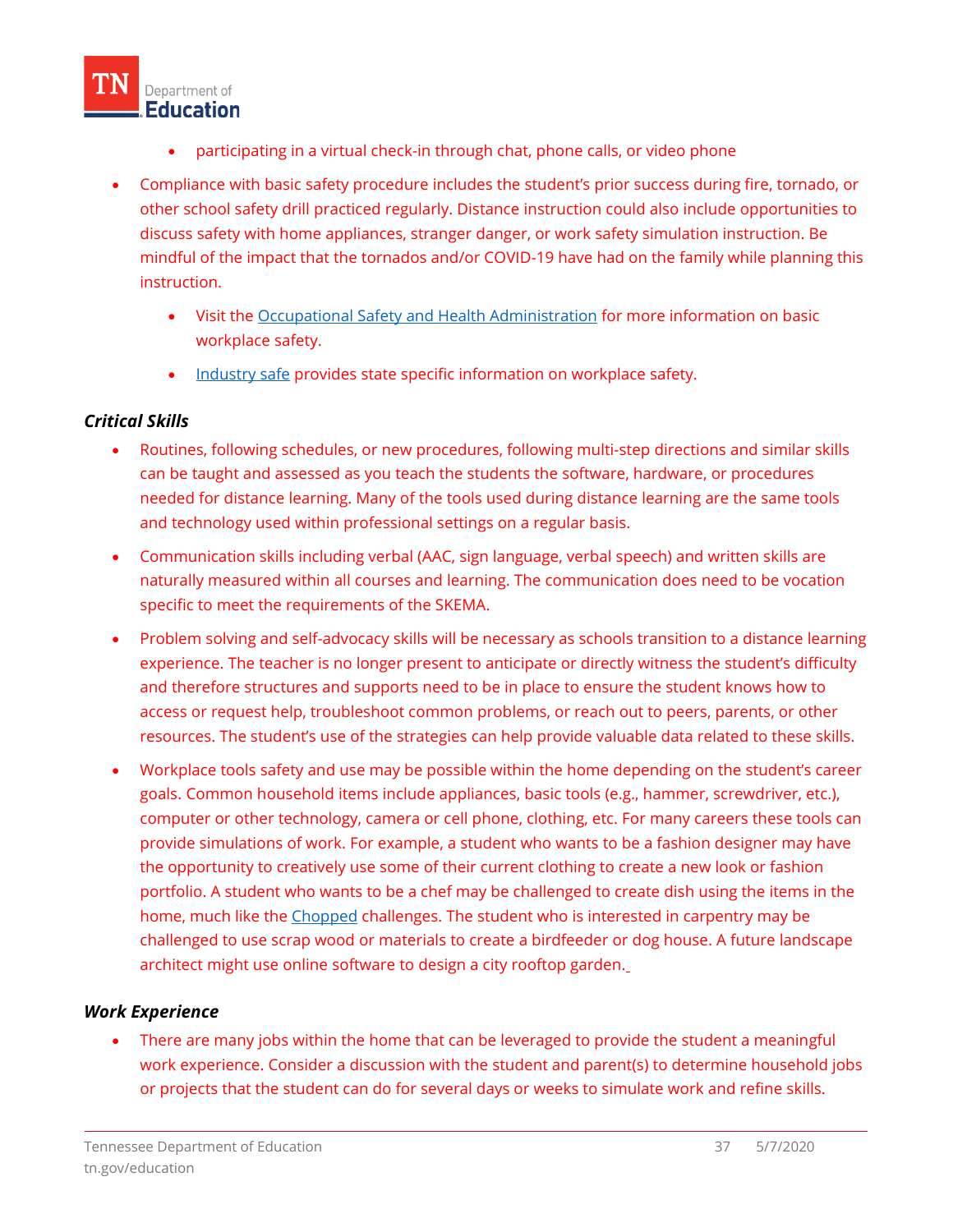- participating in a virtual check-in through chat, phone calls, or video phone
- Compliance with basic safety procedure includes the student's prior success during fire, tornado, or other school safety drill practiced regularly. Distance instruction could also include opportunities to discuss safety with home appliances, stranger danger, or work safety simulation instruction. Be mindful of the impact that the tornados and/or COVID-19 have had on the family while planning this instruction.
    - Visit the [Occupational Safety and Health Administration]() for more information on basic workplace safety.
    - [Industry safe]() provides state specific information on workplace safety.

### *Critical Skills*

- Routines, following schedules, or new procedures, following multi-step directions and similar skills can be taught and assessed as you teach the students the software, hardware, or procedures needed for distance learning. Many of the tools used during distance learning are the same tools and technology used within professional settings on a regular basis.
- Communication skills including verbal (AAC, sign language, verbal speech) and written skills are naturally measured within all courses and learning. The communication does need to be vocation specific to meet the requirements of the SKEMA.
- Problem solving and self-advocacy skills will be necessary as schools transition to a distance learning experience. The teacher is no longer present to anticipate or directly witness the student's difficulty and therefore structures and supports need to be in place to ensure the student knows how to access or request help, troubleshoot common problems, or reach out to peers, parents, or other resources. The student's use of the strategies can help provide valuable data related to these skills.
- Workplace tools safety and use may be possible within the home depending on the student's career goals. Common household items include appliances, basic tools (e.g., hammer, screwdriver, etc.), computer or other technology, camera or cell phone, clothing, etc. For many careers these tools can provide simulations of work. For example, a student who wants to be a fashion designer may have the opportunity to creatively use some of their current clothing to create a new look or fashion portfolio. A student who wants to be a chef may be challenged to create dish using the items in the home, much like the [Chopped]() challenges. The student who is interested in carpentry may be challenged to use scrap wood or materials to create a birdfeeder or dog house. A future landscape architect might use online software to design a city rooftop garden.

### *Work Experience*

- There are many jobs within the home that can be leveraged to provide the student a meaningful work experience. Consider a discussion with the student and parent(s) to determine household jobs or projects that the student can do for several days or weeks to simulate work and refine skills.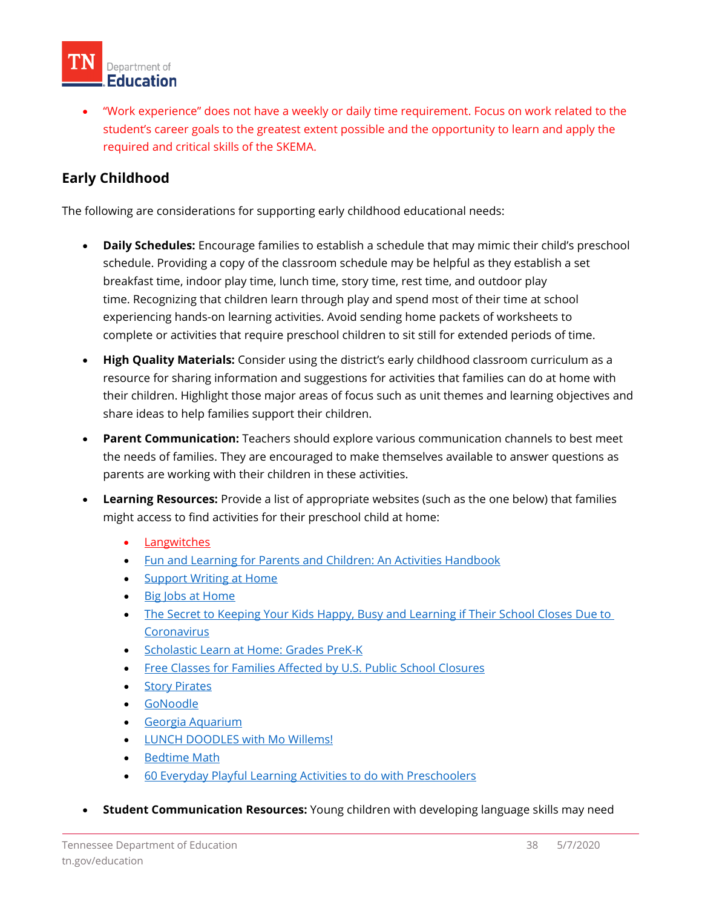- "Work experience" does not have a weekly or daily time requirement. Focus on work related to the student's career goals to the greatest extent possible and the opportunity to learn and apply the required and critical skills of the SKEMA.

## Early Childhood

The following are considerations for supporting early childhood educational needs:

- **Daily Schedules:** Encourage families to establish a schedule that may mimic their child's preschool schedule. Providing a copy of the classroom schedule may be helpful as they establish a set breakfast time, indoor play time, lunch time, story time, rest time, and outdoor play time. Recognizing that children learn through play and spend most of their time at school experiencing hands-on learning activities. Avoid sending home packets of worksheets to complete or activities that require preschool children to sit still for extended periods of time.
- **High Quality Materials:** Consider using the district's early childhood classroom curriculum as a resource for sharing information and suggestions for activities that families can do at home with their children. Highlight those major areas of focus such as unit themes and learning objectives and share ideas to help families support their children.
- **Parent Communication:** Teachers should explore various communication channels to best meet the needs of families. They are encouraged to make themselves available to answer questions as parents are working with their children in these activities.
- **Learning Resources:** Provide a list of appropriate websites (such as the one below) that families might access to find activities for their preschool child at home:
  - Langwitches
  - Fun and Learning for Parents and Children: An Activities Handbook
  - Support Writing at Home
  - Big Jobs at Home
  - The Secret to Keeping Your Kids Happy, Busy and Learning if Their School Closes Due to Coronavirus
  - Scholastic Learn at Home: Grades PreK-K
  - Free Classes for Families Affected by U.S. Public School Closures
  - Story Pirates
  - GoNoodle
  - Georgia Aquarium
  - LUNCH DOODLES with Mo Willems!
  - Bedtime Math
  - 60 Everyday Playful Learning Activities to do with Preschoolers
- **Student Communication Resources:** Young children with developing language skills may need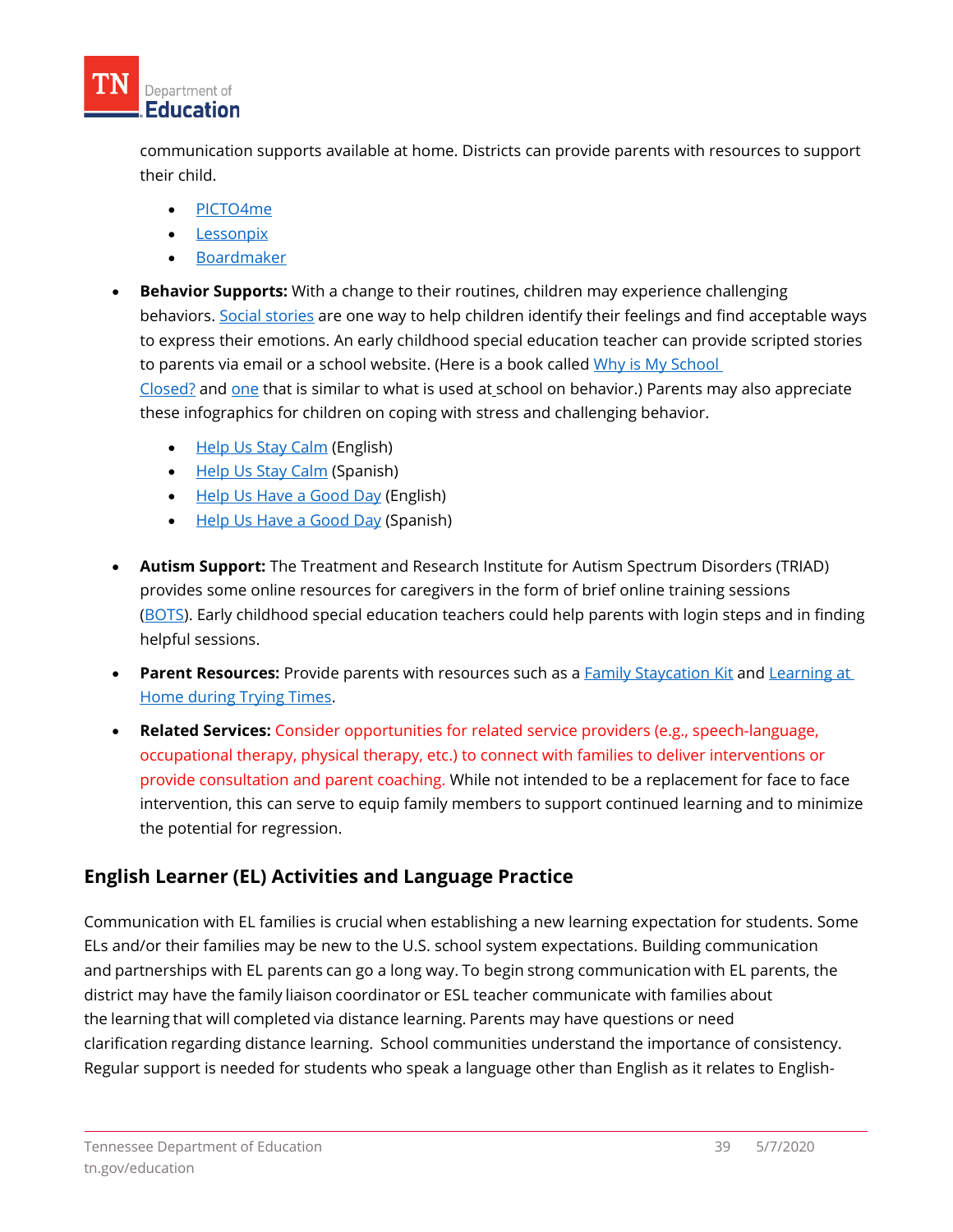communication supports available at home. Districts can provide parents with resources to support their child.

- PICTO4me
- Lessonpix
- Boardmaker

- **Behavior Supports:** With a change to their routines, children may experience challenging behaviors. Social stories are one way to help children identify their feelings and find acceptable ways to express their emotions. An early childhood special education teacher can provide scripted stories to parents via email or a school website. (Here is a book called Why is My School Closed? and one that is similar to what is used at school on behavior.) Parents may also appreciate these infographics for children on coping with stress and challenging behavior.
  - Help Us Stay Calm (English)
  - Help Us Stay Calm (Spanish)
  - Help Us Have a Good Day (English)
  - Help Us Have a Good Day (Spanish)

- **Autism Support:** The Treatment and Research Institute for Autism Spectrum Disorders (TRIAD) provides some online resources for caregivers in the form of brief online training sessions (BOTS). Early childhood special education teachers could help parents with login steps and in finding helpful sessions.

- **Parent Resources:** Provide parents with resources such as a Family Staycation Kit and Learning at Home during Trying Times.

- **Related Services:** Consider opportunities for related service providers (e.g., speech-language, occupational therapy, physical therapy, etc.) to connect with families to deliver interventions or provide consultation and parent coaching. While not intended to be a replacement for face to face intervention, this can serve to equip family members to support continued learning and to minimize the potential for regression.

## English Learner (EL) Activities and Language Practice

Communication with EL families is crucial when establishing a new learning expectation for students. Some ELs and/or their families may be new to the U.S. school system expectations. Building communication and partnerships with EL parents can go a long way. To begin strong communication with EL parents, the district may have the family liaison coordinator or ESL teacher communicate with families about the learning that will completed via distance learning. Parents may have questions or need clarification regarding distance learning. School communities understand the importance of consistency. Regular support is needed for students who speak a language other than English as it relates to English-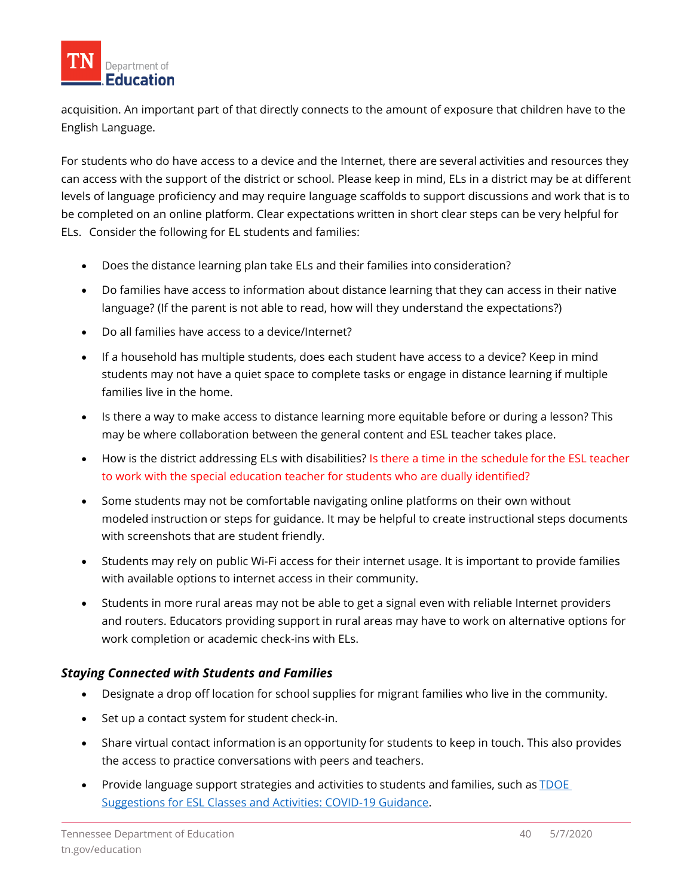acquisition. An important part of that directly connects to the amount of exposure that children have to the English Language.

For students who do have access to a device and the Internet, there are several activities and resources they can access with the support of the district or school. Please keep in mind, ELs in a district may be at different levels of language proficiency and may require language scaffolds to support discussions and work that is to be completed on an online platform. Clear expectations written in short clear steps can be very helpful for ELs. Consider the following for EL students and families:

- Does the distance learning plan take ELs and their families into consideration?
- Do families have access to information about distance learning that they can access in their native language? (If the parent is not able to read, how will they understand the expectations?)
- Do all families have access to a device/Internet?
- If a household has multiple students, does each student have access to a device? Keep in mind students may not have a quiet space to complete tasks or engage in distance learning if multiple families live in the home.
- Is there a way to make access to distance learning more equitable before or during a lesson? This may be where collaboration between the general content and ESL teacher takes place.
- How is the district addressing ELs with disabilities? Is there a time in the schedule for the ESL teacher to work with the special education teacher for students who are dually identified?
- Some students may not be comfortable navigating online platforms on their own without modeled instruction or steps for guidance. It may be helpful to create instructional steps documents with screenshots that are student friendly.
- Students may rely on public Wi-Fi access for their internet usage. It is important to provide families with available options to internet access in their community.
- Students in more rural areas may not be able to get a signal even with reliable Internet providers and routers. Educators providing support in rural areas may have to work on alternative options for work completion or academic check-ins with ELs.

### *Staying Connected with Students and Families*

- Designate a drop off location for school supplies for migrant families who live in the community.
- Set up a contact system for student check-in.
- Share virtual contact information is an opportunity for students to keep in touch. This also provides the access to practice conversations with peers and teachers.
- Provide language support strategies and activities to students and families, such as [TDOE Suggestions for ESL Classes and Activities: COVID-19 Guidance](#).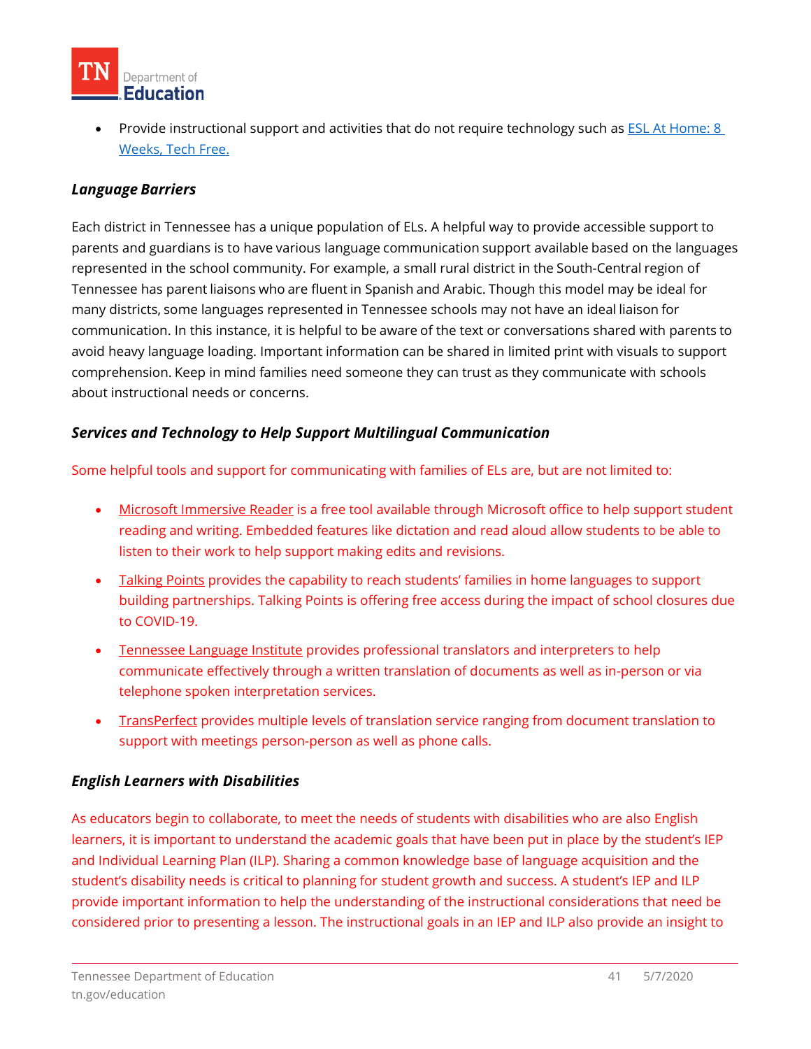- Provide instructional support and activities that do not require technology such as ESL At Home: 8 Weeks, Tech Free.

### *Language Barriers*

Each district in Tennessee has a unique population of ELs. A helpful way to provide accessible support to parents and guardians is to have various language communication support available based on the languages represented in the school community. For example, a small rural district in the South-Central region of Tennessee has parent liaisons who are fluent in Spanish and Arabic. Though this model may be ideal for many districts, some languages represented in Tennessee schools may not have an ideal liaison for communication. In this instance, it is helpful to be aware of the text or conversations shared with parents to avoid heavy language loading. Important information can be shared in limited print with visuals to support comprehension. Keep in mind families need someone they can trust as they communicate with schools about instructional needs or concerns.

### *Services and Technology to Help Support Multilingual Communication*

Some helpful tools and support for communicating with families of ELs are, but are not limited to:

- Microsoft Immersive Reader is a free tool available through Microsoft office to help support student reading and writing. Embedded features like dictation and read aloud allow students to be able to listen to their work to help support making edits and revisions.
- Talking Points provides the capability to reach students' families in home languages to support building partnerships. Talking Points is offering free access during the impact of school closures due to COVID-19.
- Tennessee Language Institute provides professional translators and interpreters to help communicate effectively through a written translation of documents as well as in-person or via telephone spoken interpretation services.
- TransPerfect provides multiple levels of translation service ranging from document translation to support with meetings person-person as well as phone calls.

### *English Learners with Disabilities*

As educators begin to collaborate, to meet the needs of students with disabilities who are also English learners, it is important to understand the academic goals that have been put in place by the student's IEP and Individual Learning Plan (ILP). Sharing a common knowledge base of language acquisition and the student's disability needs is critical to planning for student growth and success. A student's IEP and ILP provide important information to help the understanding of the instructional considerations that need be considered prior to presenting a lesson. The instructional goals in an IEP and ILP also provide an insight to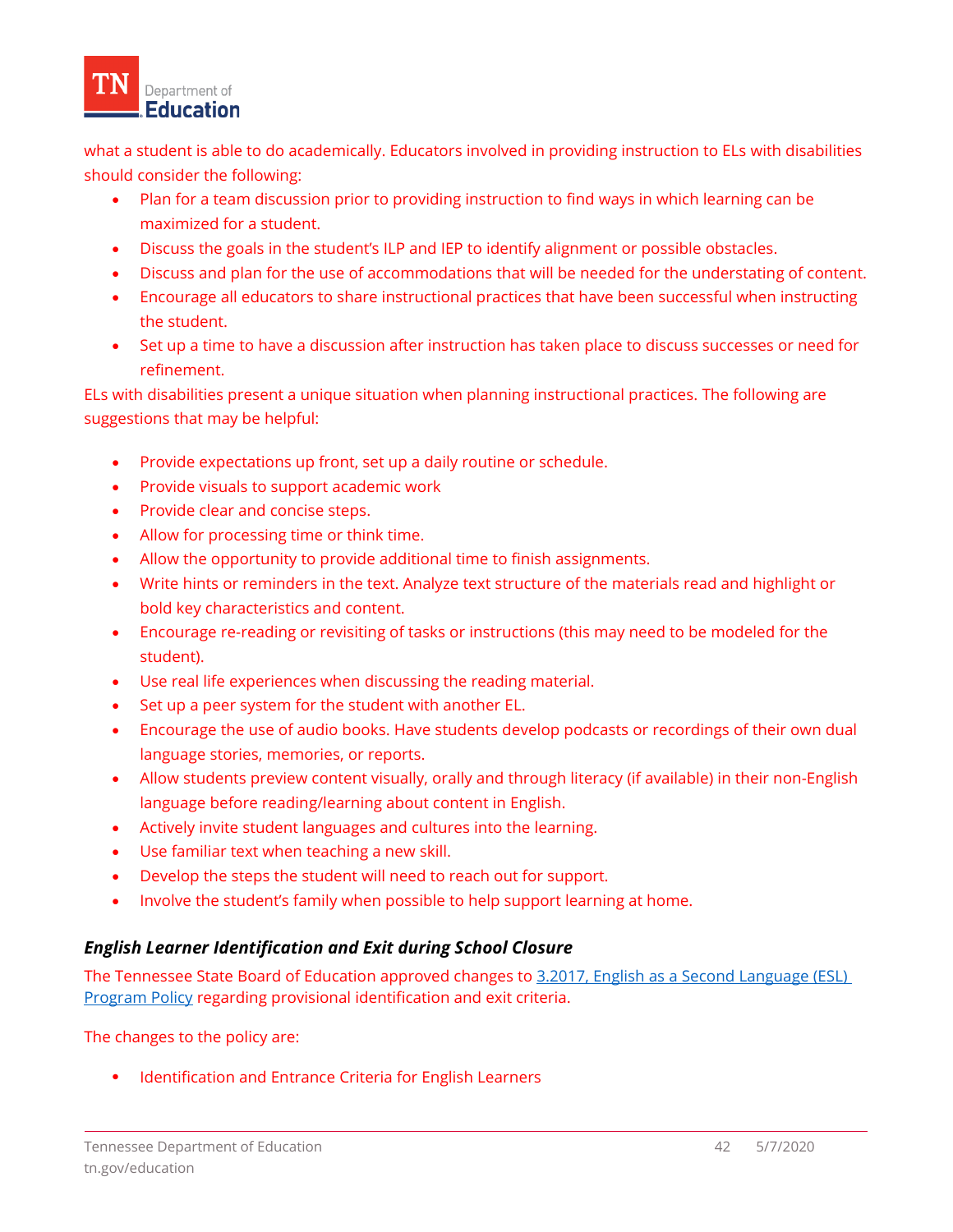what a student is able to do academically. Educators involved in providing instruction to ELs with disabilities should consider the following:

- Plan for a team discussion prior to providing instruction to find ways in which learning can be maximized for a student.
- Discuss the goals in the student's ILP and IEP to identify alignment or possible obstacles.
- Discuss and plan for the use of accommodations that will be needed for the understating of content.
- Encourage all educators to share instructional practices that have been successful when instructing the student.
- Set up a time to have a discussion after instruction has taken place to discuss successes or need for refinement.

ELs with disabilities present a unique situation when planning instructional practices. The following are suggestions that may be helpful:

- Provide expectations up front, set up a daily routine or schedule.
- Provide visuals to support academic work
- Provide clear and concise steps.
- Allow for processing time or think time.
- Allow the opportunity to provide additional time to finish assignments.
- Write hints or reminders in the text. Analyze text structure of the materials read and highlight or bold key characteristics and content.
- Encourage re-reading or revisiting of tasks or instructions (this may need to be modeled for the student).
- Use real life experiences when discussing the reading material.
- Set up a peer system for the student with another EL.
- Encourage the use of audio books. Have students develop podcasts or recordings of their own dual language stories, memories, or reports.
- Allow students preview content visually, orally and through literacy (if available) in their non-English language before reading/learning about content in English.
- Actively invite student languages and cultures into the learning.
- Use familiar text when teaching a new skill.
- Develop the steps the student will need to reach out for support.
- Involve the student's family when possible to help support learning at home.

### *English Learner Identification and Exit during School Closure*

The Tennessee State Board of Education approved changes to [3.2017, English as a Second Language (ESL) Program Policy]() regarding provisional identification and exit criteria.

The changes to the policy are:

- Identification and Entrance Criteria for English Learners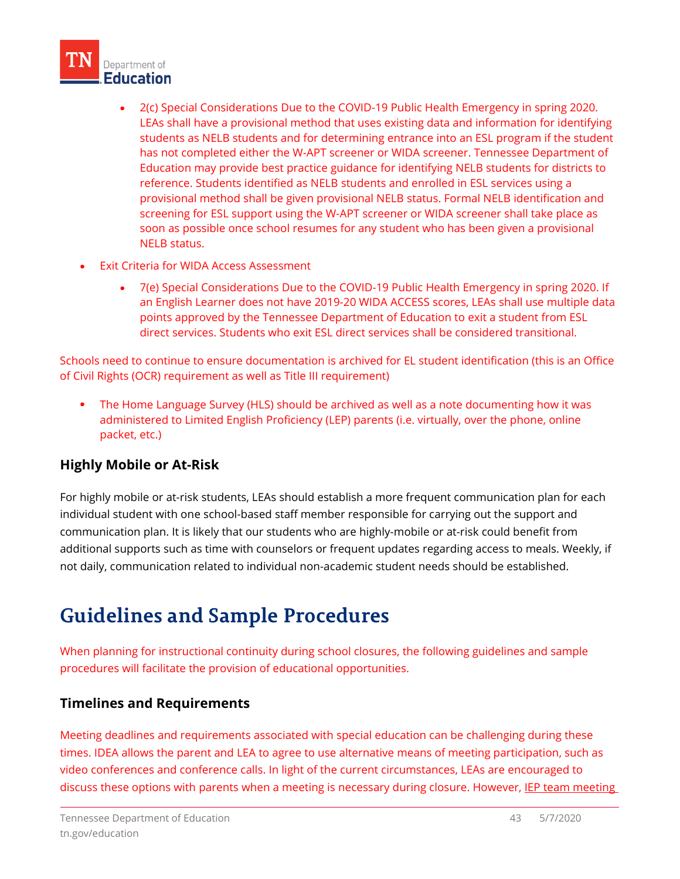- 2(c) Special Considerations Due to the COVID-19 Public Health Emergency in spring 2020. LEAs shall have a provisional method that uses existing data and information for identifying students as NELB students and for determining entrance into an ESL program if the student has not completed either the W-APT screener or WIDA screener. Tennessee Department of Education may provide best practice guidance for identifying NELB students for districts to reference. Students identified as NELB students and enrolled in ESL services using a provisional method shall be given provisional NELB status. Formal NELB identification and screening for ESL support using the W-APT screener or WIDA screener shall take place as soon as possible once school resumes for any student who has been given a provisional NELB status.
- Exit Criteria for WIDA Access Assessment
    - 7(e) Special Considerations Due to the COVID-19 Public Health Emergency in spring 2020. If an English Learner does not have 2019-20 WIDA ACCESS scores, LEAs shall use multiple data points approved by the Tennessee Department of Education to exit a student from ESL direct services. Students who exit ESL direct services shall be considered transitional.

Schools need to continue to ensure documentation is archived for EL student identification (this is an Office of Civil Rights (OCR) requirement as well as Title III requirement)

- The Home Language Survey (HLS) should be archived as well as a note documenting how it was administered to Limited English Proficiency (LEP) parents (i.e. virtually, over the phone, online packet, etc.)

### Highly Mobile or At-Risk

For highly mobile or at-risk students, LEAs should establish a more frequent communication plan for each individual student with one school-based staff member responsible for carrying out the support and communication plan. It is likely that our students who are highly-mobile or at-risk could benefit from additional supports such as time with counselors or frequent updates regarding access to meals. Weekly, if not daily, communication related to individual non-academic student needs should be established.

## Guidelines and Sample Procedures

When planning for instructional continuity during school closures, the following guidelines and sample procedures will facilitate the provision of educational opportunities.

### Timelines and Requirements

Meeting deadlines and requirements associated with special education can be challenging during these times. IDEA allows the parent and LEA to agree to use alternative means of meeting participation, such as video conferences and conference calls. In light of the current circumstances, LEAs are encouraged to discuss these options with parents when a meeting is necessary during closure. However, IEP team meeting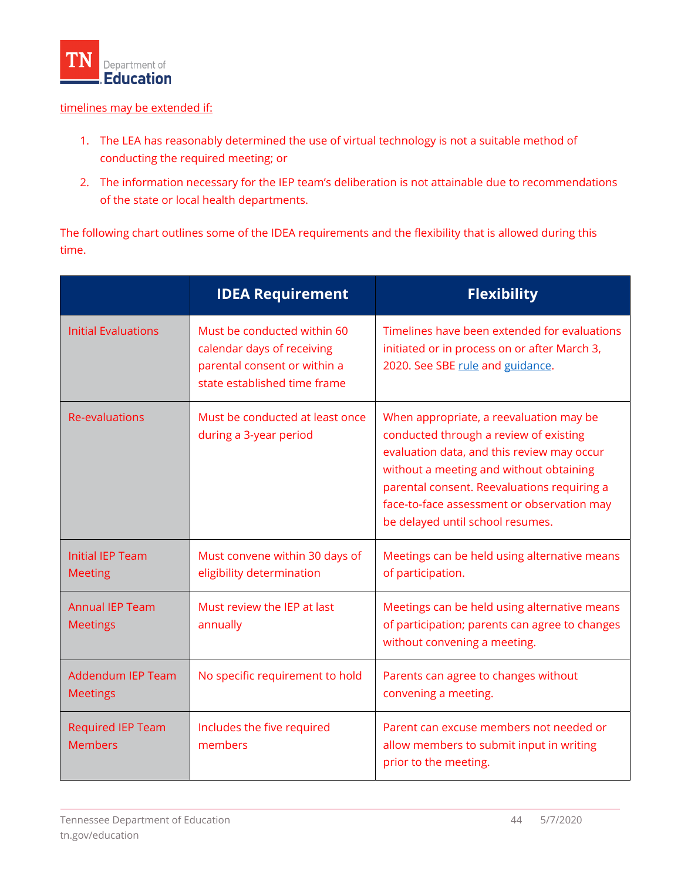timelines may be extended if:

1. The LEA has reasonably determined the use of virtual technology is not a suitable method of conducting the required meeting; or
2. The information necessary for the IEP team's deliberation is not attainable due to recommendations of the state or local health departments.

The following chart outlines some of the IDEA requirements and the flexibility that is allowed during this time.

| | IDEA Requirement | Flexibility |
|---|---|---|
| Initial Evaluations | Must be conducted within 60 calendar days of receiving parental consent or within a state established time frame | Timelines have been extended for evaluations initiated or in process on or after March 3, 2020. See SBE rule and guidance. |
| Re-evaluations | Must be conducted at least once during a 3-year period | When appropriate, a reevaluation may be conducted through a review of existing evaluation data, and this review may occur without a meeting and without obtaining parental consent. Reevaluations requiring a face-to-face assessment or observation may be delayed until school resumes. |
| Initial IEP Team Meeting | Must convene within 30 days of eligibility determination | Meetings can be held using alternative means of participation. |
| Annual IEP Team Meetings | Must review the IEP at last annually | Meetings can be held using alternative means of participation; parents can agree to changes without convening a meeting. |
| Addendum IEP Team Meetings | No specific requirement to hold | Parents can agree to changes without convening a meeting. |
| Required IEP Team Members | Includes the five required members | Parent can excuse members not needed or allow members to submit input in writing prior to the meeting. |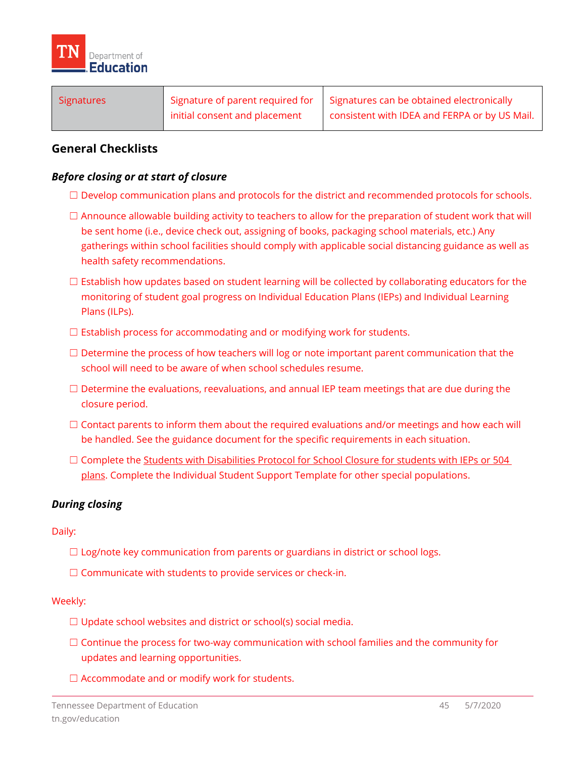| | | |
|---|---|---|
| Signatures | Signature of parent required for initial consent and placement | Signatures can be obtained electronically consistent with IDEA and FERPA or by US Mail. |

## General Checklists

### *Before closing or at start of closure*

- ☐ Develop communication plans and protocols for the district and recommended protocols for schools.
- ☐ Announce allowable building activity to teachers to allow for the preparation of student work that will be sent home (i.e., device check out, assigning of books, packaging school materials, etc.) Any gatherings within school facilities should comply with applicable social distancing guidance as well as health safety recommendations.
- ☐ Establish how updates based on student learning will be collected by collaborating educators for the monitoring of student goal progress on Individual Education Plans (IEPs) and Individual Learning Plans (ILPs).
- ☐ Establish process for accommodating and or modifying work for students.
- ☐ Determine the process of how teachers will log or note important parent communication that the school will need to be aware of when school schedules resume.
- ☐ Determine the evaluations, reevaluations, and annual IEP team meetings that are due during the closure period.
- ☐ Contact parents to inform them about the required evaluations and/or meetings and how each will be handled. See the guidance document for the specific requirements in each situation.
- ☐ Complete the Students with Disabilities Protocol for School Closure for students with IEPs or 504 plans. Complete the Individual Student Support Template for other special populations.

### *During closing*

Daily:

- ☐ Log/note key communication from parents or guardians in district or school logs.
- ☐ Communicate with students to provide services or check-in.

Weekly:

- ☐ Update school websites and district or school(s) social media.
- ☐ Continue the process for two-way communication with school families and the community for updates and learning opportunities.
- ☐ Accommodate and or modify work for students.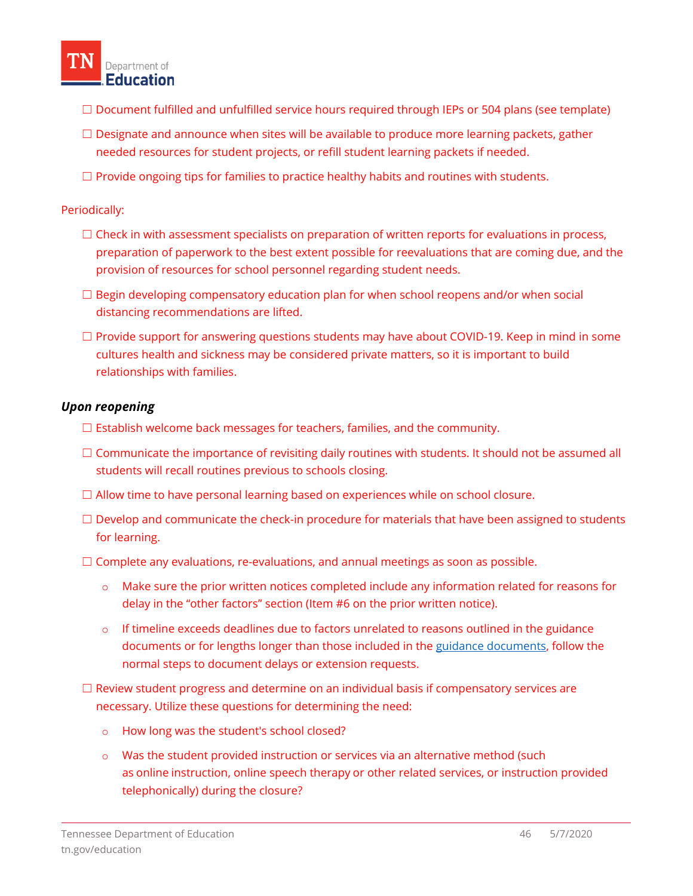☐ Document fulfilled and unfulfilled service hours required through IEPs or 504 plans (see template)

☐ Designate and announce when sites will be available to produce more learning packets, gather needed resources for student projects, or refill student learning packets if needed.

☐ Provide ongoing tips for families to practice healthy habits and routines with students.

Periodically:

☐ Check in with assessment specialists on preparation of written reports for evaluations in process, preparation of paperwork to the best extent possible for reevaluations that are coming due, and the provision of resources for school personnel regarding student needs.

☐ Begin developing compensatory education plan for when school reopens and/or when social distancing recommendations are lifted.

☐ Provide support for answering questions students may have about COVID-19. Keep in mind in some cultures health and sickness may be considered private matters, so it is important to build relationships with families.

***Upon reopening***

☐ Establish welcome back messages for teachers, families, and the community.

☐ Communicate the importance of revisiting daily routines with students. It should not be assumed all students will recall routines previous to schools closing.

☐ Allow time to have personal learning based on experiences while on school closure.

☐ Develop and communicate the check-in procedure for materials that have been assigned to students for learning.

☐ Complete any evaluations, re-evaluations, and annual meetings as soon as possible.

- Make sure the prior written notices completed include any information related for reasons for delay in the “other factors” section (Item #6 on the prior written notice).
- If timeline exceeds deadlines due to factors unrelated to reasons outlined in the guidance documents or for lengths longer than those included in the guidance documents, follow the normal steps to document delays or extension requests.

☐ Review student progress and determine on an individual basis if compensatory services are necessary. Utilize these questions for determining the need:

- How long was the student's school closed?
- Was the student provided instruction or services via an alternative method (such as online instruction, online speech therapy or other related services, or instruction provided telephonically) during the closure?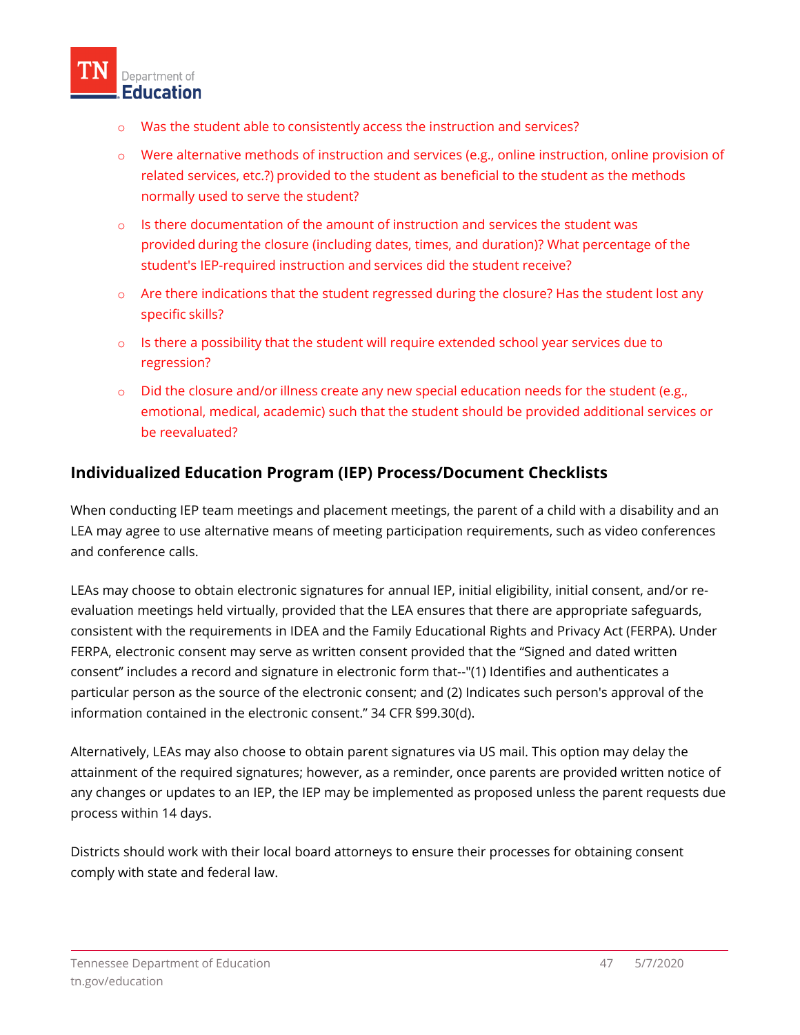- Was the student able to consistently access the instruction and services?
- Were alternative methods of instruction and services (e.g., online instruction, online provision of related services, etc.?) provided to the student as beneficial to the student as the methods normally used to serve the student?
- Is there documentation of the amount of instruction and services the student was provided during the closure (including dates, times, and duration)? What percentage of the student's IEP-required instruction and services did the student receive?
- Are there indications that the student regressed during the closure? Has the student lost any specific skills?
- Is there a possibility that the student will require extended school year services due to regression?
- Did the closure and/or illness create any new special education needs for the student (e.g., emotional, medical, academic) such that the student should be provided additional services or be reevaluated?

## Individualized Education Program (IEP) Process/Document Checklists

When conducting IEP team meetings and placement meetings, the parent of a child with a disability and an LEA may agree to use alternative means of meeting participation requirements, such as video conferences and conference calls.

LEAs may choose to obtain electronic signatures for annual IEP, initial eligibility, initial consent, and/or re-evaluation meetings held virtually, provided that the LEA ensures that there are appropriate safeguards, consistent with the requirements in IDEA and the Family Educational Rights and Privacy Act (FERPA). Under FERPA, electronic consent may serve as written consent provided that the "Signed and dated written consent" includes a record and signature in electronic form that--"(1) Identifies and authenticates a particular person as the source of the electronic consent; and (2) Indicates such person's approval of the information contained in the electronic consent." 34 CFR §99.30(d).

Alternatively, LEAs may also choose to obtain parent signatures via US mail. This option may delay the attainment of the required signatures; however, as a reminder, once parents are provided written notice of any changes or updates to an IEP, the IEP may be implemented as proposed unless the parent requests due process within 14 days.

Districts should work with their local board attorneys to ensure their processes for obtaining consent comply with state and federal law.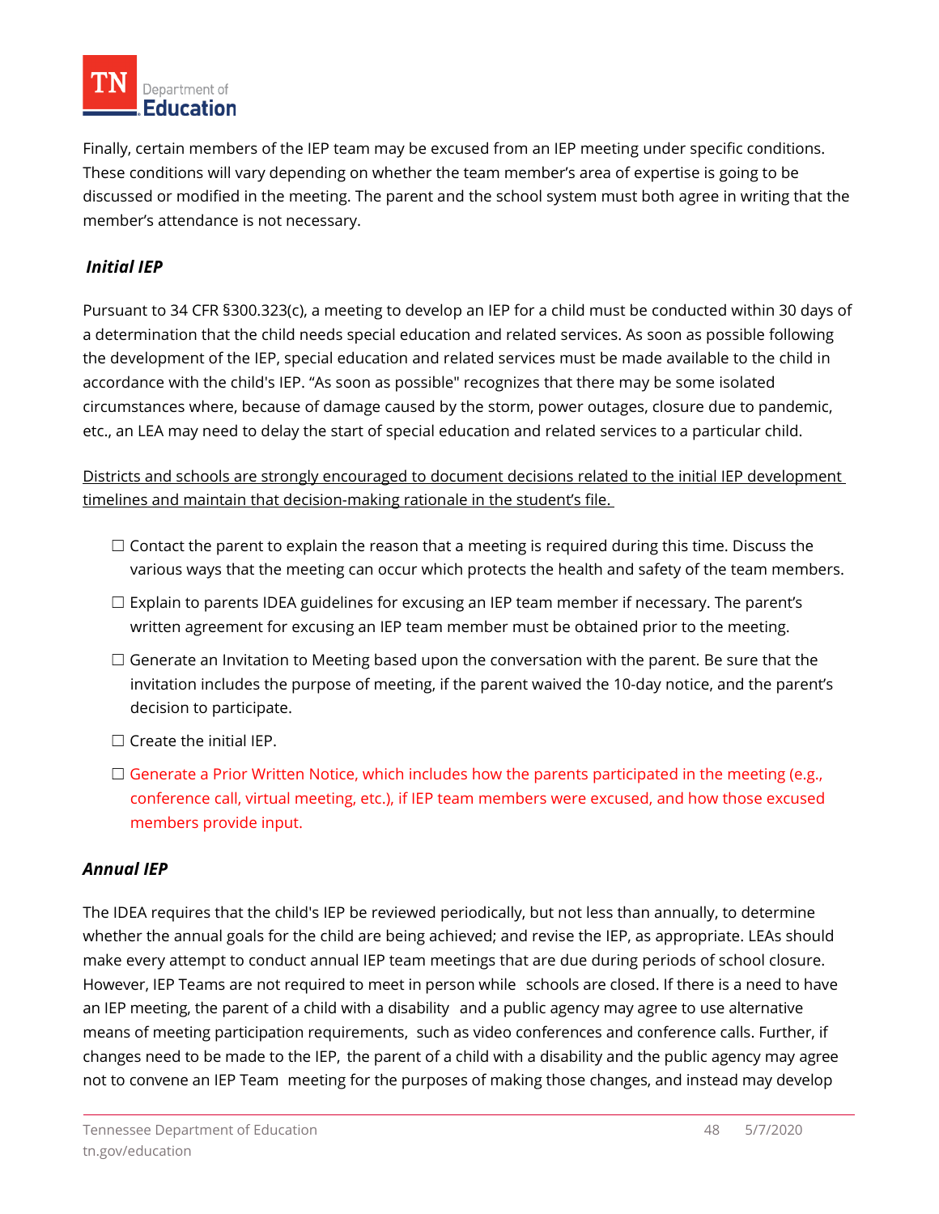Finally, certain members of the IEP team may be excused from an IEP meeting under specific conditions. These conditions will vary depending on whether the team member's area of expertise is going to be discussed or modified in the meeting. The parent and the school system must both agree in writing that the member's attendance is not necessary.

### *Initial IEP*

Pursuant to 34 CFR §300.323(c), a meeting to develop an IEP for a child must be conducted within 30 days of a determination that the child needs special education and related services. As soon as possible following the development of the IEP, special education and related services must be made available to the child in accordance with the child's IEP. "As soon as possible" recognizes that there may be some isolated circumstances where, because of damage caused by the storm, power outages, closure due to pandemic, etc., an LEA may need to delay the start of special education and related services to a particular child.

<u>Districts and schools are strongly encouraged to document decisions related to the initial IEP development timelines and maintain that decision-making rationale in the student's file.</u>

- ☐ Contact the parent to explain the reason that a meeting is required during this time. Discuss the various ways that the meeting can occur which protects the health and safety of the team members.
- ☐ Explain to parents IDEA guidelines for excusing an IEP team member if necessary. The parent's written agreement for excusing an IEP team member must be obtained prior to the meeting.
- ☐ Generate an Invitation to Meeting based upon the conversation with the parent. Be sure that the invitation includes the purpose of meeting, if the parent waived the 10-day notice, and the parent's decision to participate.
- ☐ Create the initial IEP.
- ☐ Generate a Prior Written Notice, which includes how the parents participated in the meeting (e.g., conference call, virtual meeting, etc.), if IEP team members were excused, and how those excused members provide input.

### *Annual IEP*

The IDEA requires that the child's IEP be reviewed periodically, but not less than annually, to determine whether the annual goals for the child are being achieved; and revise the IEP, as appropriate. LEAs should make every attempt to conduct annual IEP team meetings that are due during periods of school closure. However, IEP Teams are not required to meet in person while schools are closed. If there is a need to have an IEP meeting, the parent of a child with a disability and a public agency may agree to use alternative means of meeting participation requirements, such as video conferences and conference calls. Further, if changes need to be made to the IEP, the parent of a child with a disability and the public agency may agree not to convene an IEP Team meeting for the purposes of making those changes, and instead may develop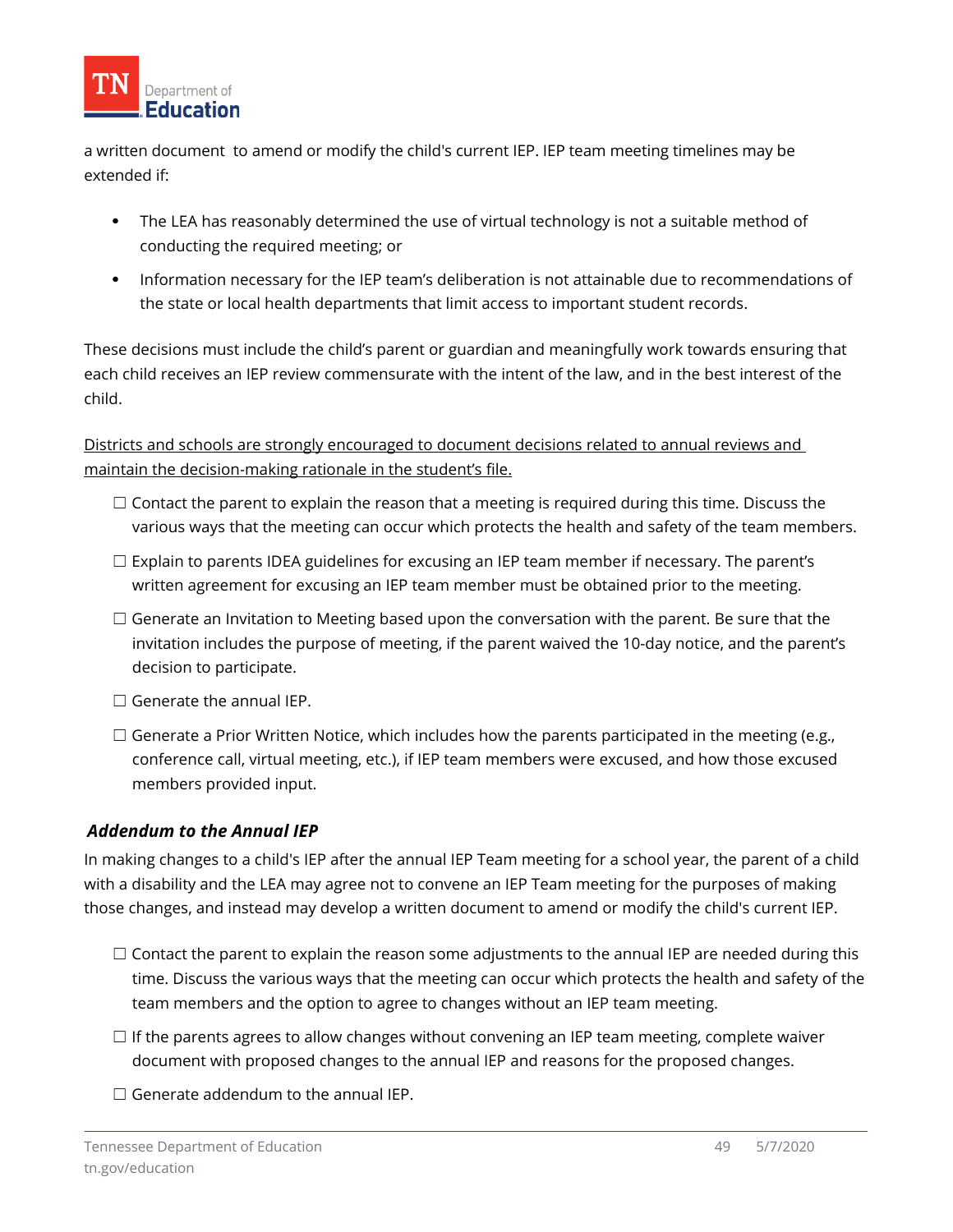a written document to amend or modify the child's current IEP. IEP team meeting timelines may be extended if:

- The LEA has reasonably determined the use of virtual technology is not a suitable method of conducting the required meeting; or
- Information necessary for the IEP team's deliberation is not attainable due to recommendations of the state or local health departments that limit access to important student records.

These decisions must include the child's parent or guardian and meaningfully work towards ensuring that each child receives an IEP review commensurate with the intent of the law, and in the best interest of the child.

<u>Districts and schools are strongly encouraged to document decisions related to annual reviews and maintain the decision-making rationale in the student's file.</u>

☐ Contact the parent to explain the reason that a meeting is required during this time. Discuss the various ways that the meeting can occur which protects the health and safety of the team members.

☐ Explain to parents IDEA guidelines for excusing an IEP team member if necessary. The parent's written agreement for excusing an IEP team member must be obtained prior to the meeting.

☐ Generate an Invitation to Meeting based upon the conversation with the parent. Be sure that the invitation includes the purpose of meeting, if the parent waived the 10-day notice, and the parent's decision to participate.

☐ Generate the annual IEP.

☐ Generate a Prior Written Notice, which includes how the parents participated in the meeting (e.g., conference call, virtual meeting, etc.), if IEP team members were excused, and how those excused members provided input.

### *Addendum to the Annual IEP*

In making changes to a child's IEP after the annual IEP Team meeting for a school year, the parent of a child with a disability and the LEA may agree not to convene an IEP Team meeting for the purposes of making those changes, and instead may develop a written document to amend or modify the child's current IEP.

☐ Contact the parent to explain the reason some adjustments to the annual IEP are needed during this time. Discuss the various ways that the meeting can occur which protects the health and safety of the team members and the option to agree to changes without an IEP team meeting.

☐ If the parents agrees to allow changes without convening an IEP team meeting, complete waiver document with proposed changes to the annual IEP and reasons for the proposed changes.

☐ Generate addendum to the annual IEP.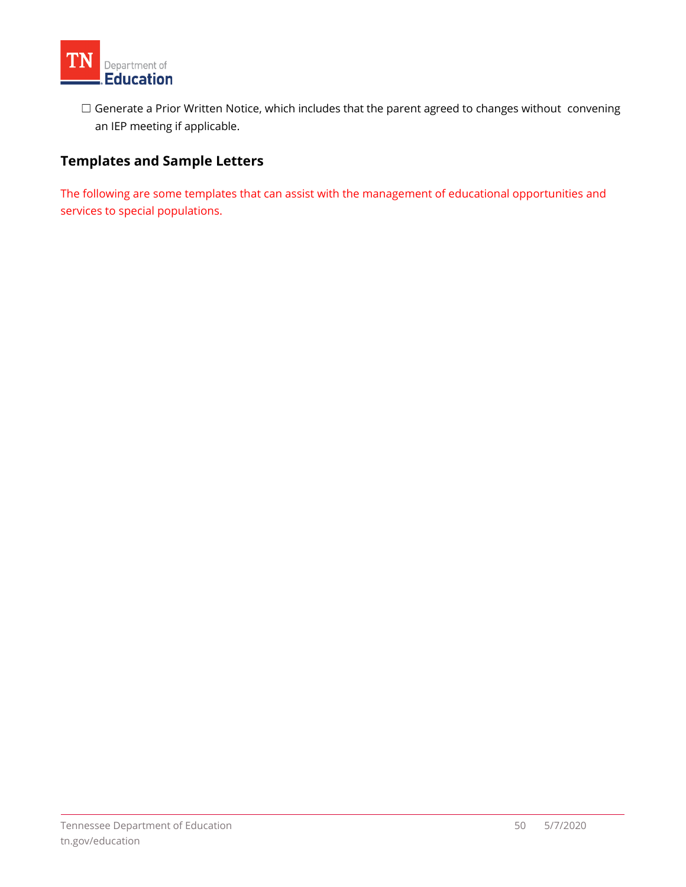☐ Generate a Prior Written Notice, which includes that the parent agreed to changes without convening an IEP meeting if applicable.

## Templates and Sample Letters

The following are some templates that can assist with the management of educational opportunities and services to special populations.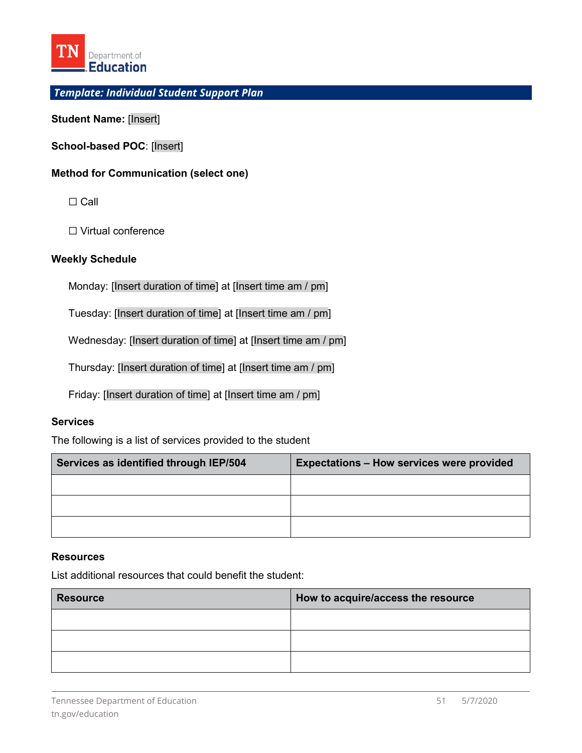## *Template: Individual Student Support Plan*

**Student Name:** [Insert]

**School-based POC**: [Insert]

**Method for Communication (select one)**

☐ Call

☐ Virtual conference

**Weekly Schedule**

Monday: [Insert duration of time] at [Insert time am / pm]

Tuesday: [Insert duration of time] at [Insert time am / pm]

Wednesday: [Insert duration of time] at [Insert time am / pm]

Thursday: [Insert duration of time] at [Insert time am / pm]

Friday: [Insert duration of time] at [Insert time am / pm]

**Services**

The following is a list of services provided to the student

| Services as identified through IEP/504 | Expectations – How services were provided |
|---|---|
| | |
| | |
| | |

**Resources**

List additional resources that could benefit the student:

| Resource | How to acquire/access the resource |
|---|---|
| | |
| | |
| | |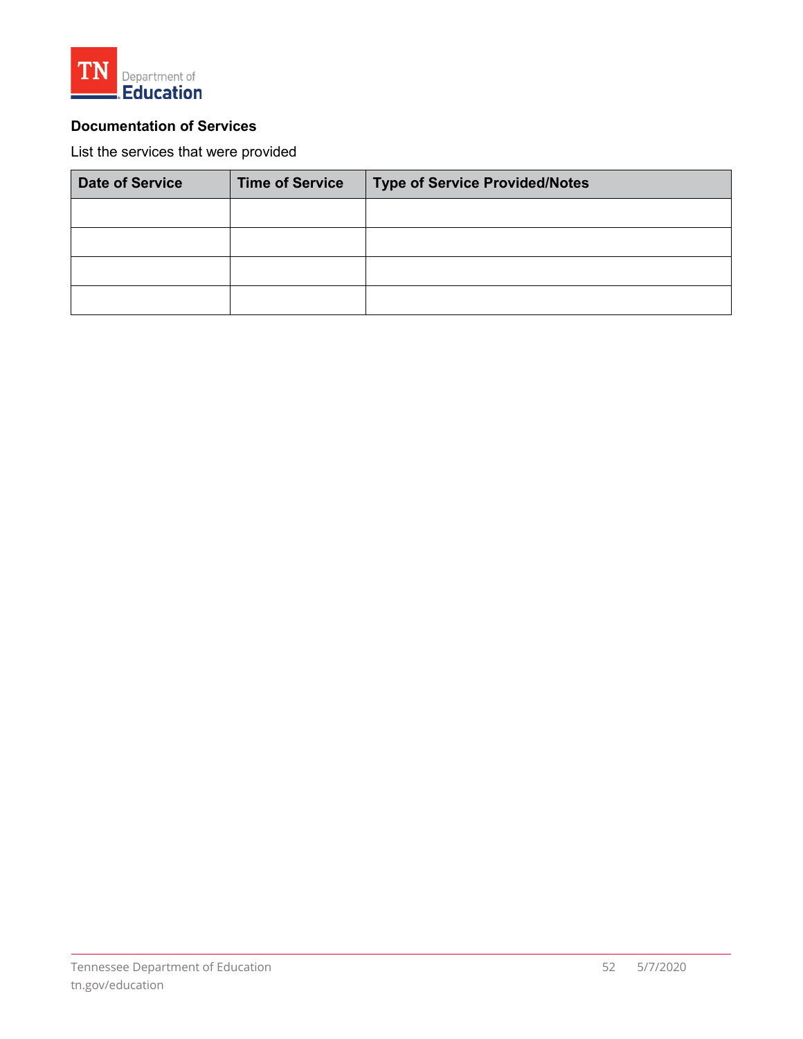**Documentation of Services**

List the services that were provided

| Date of Service | Time of Service | Type of Service Provided/Notes |
|---|---|---|
| | | |
| | | |
| | | |
| | | |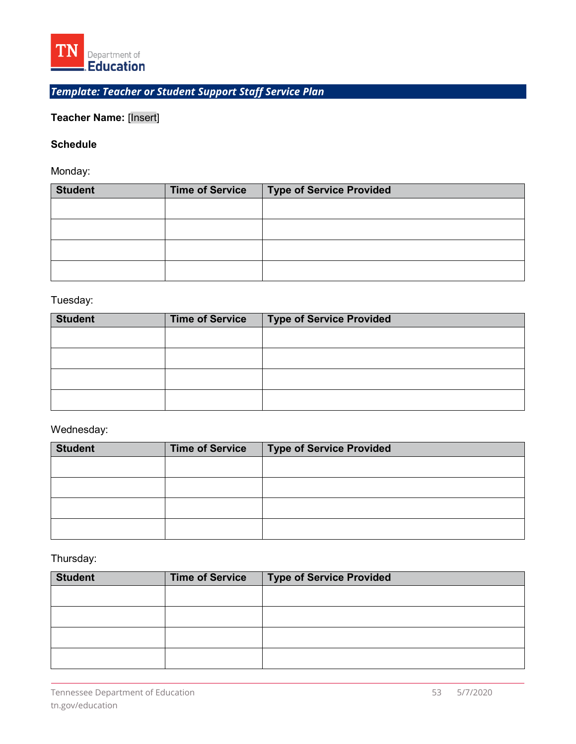## Template: Teacher or Student Support Staff Service Plan

**Teacher Name:** [Insert]

**Schedule**

Monday:

| Student | Time of Service | Type of Service Provided |
| --- | --- | --- |
| | | |
| | | |
| | | |
| | | |

Tuesday:

| Student | Time of Service | Type of Service Provided |
| --- | --- | --- |
| | | |
| | | |
| | | |
| | | |

Wednesday:

| Student | Time of Service | Type of Service Provided |
| --- | --- | --- |
| | | |
| | | |
| | | |
| | | |

Thursday:

| Student | Time of Service | Type of Service Provided |
| --- | --- | --- |
| | | |
| | | |
| | | |
| | | |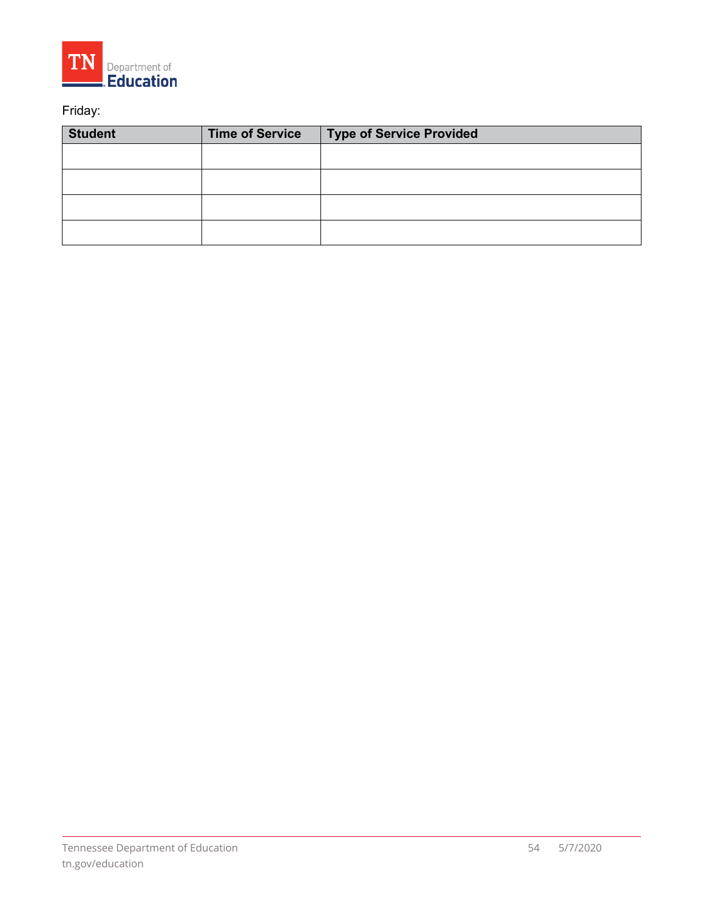Friday:

| Student | Time of Service | Type of Service Provided |
| --- | --- | --- |
| | | |
| | | |
| | | |
| | | |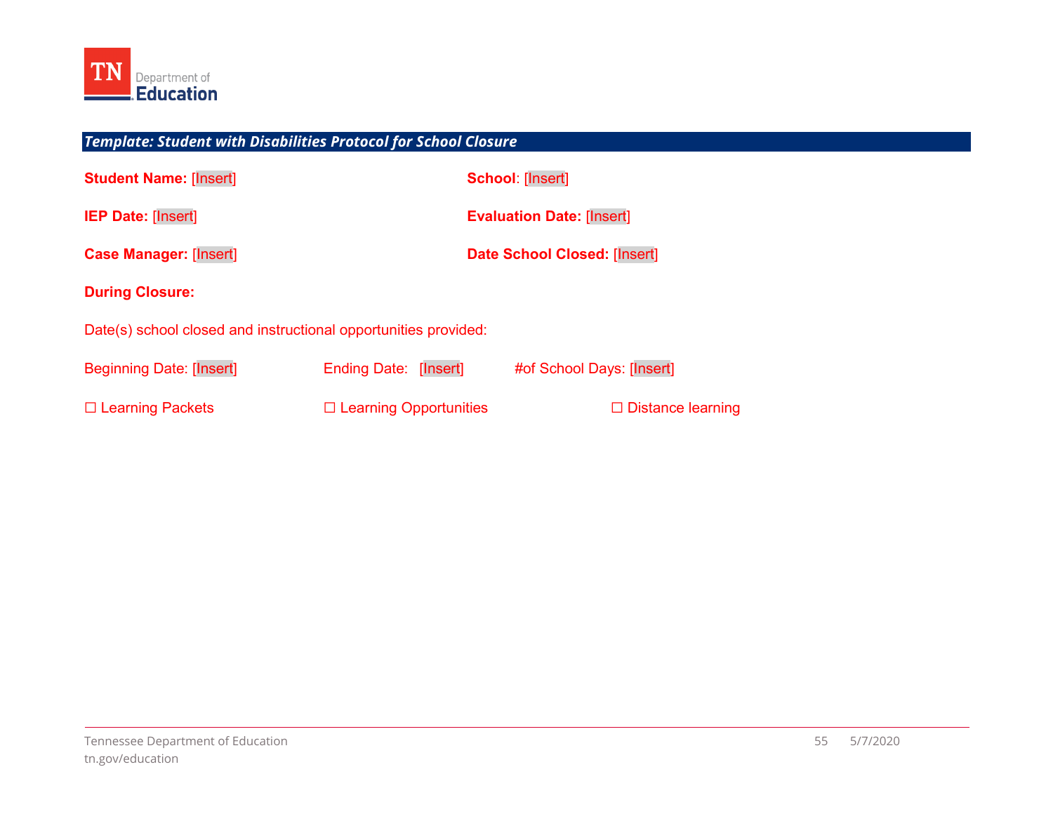## *Template: Student with Disabilities Protocol for School Closure*

**Student Name:** [Insert]

**School**: [Insert]

**IEP Date:** [Insert]

**Evaluation Date:** [Insert]

**Case Manager:** [Insert]

**Date School Closed:** [Insert]

**During Closure:**

Date(s) school closed and instructional opportunities provided:

Beginning Date: [Insert]    Ending Date: [Insert]    #of School Days: [Insert]

☐ Learning Packets    ☐ Learning Opportunities    ☐ Distance learning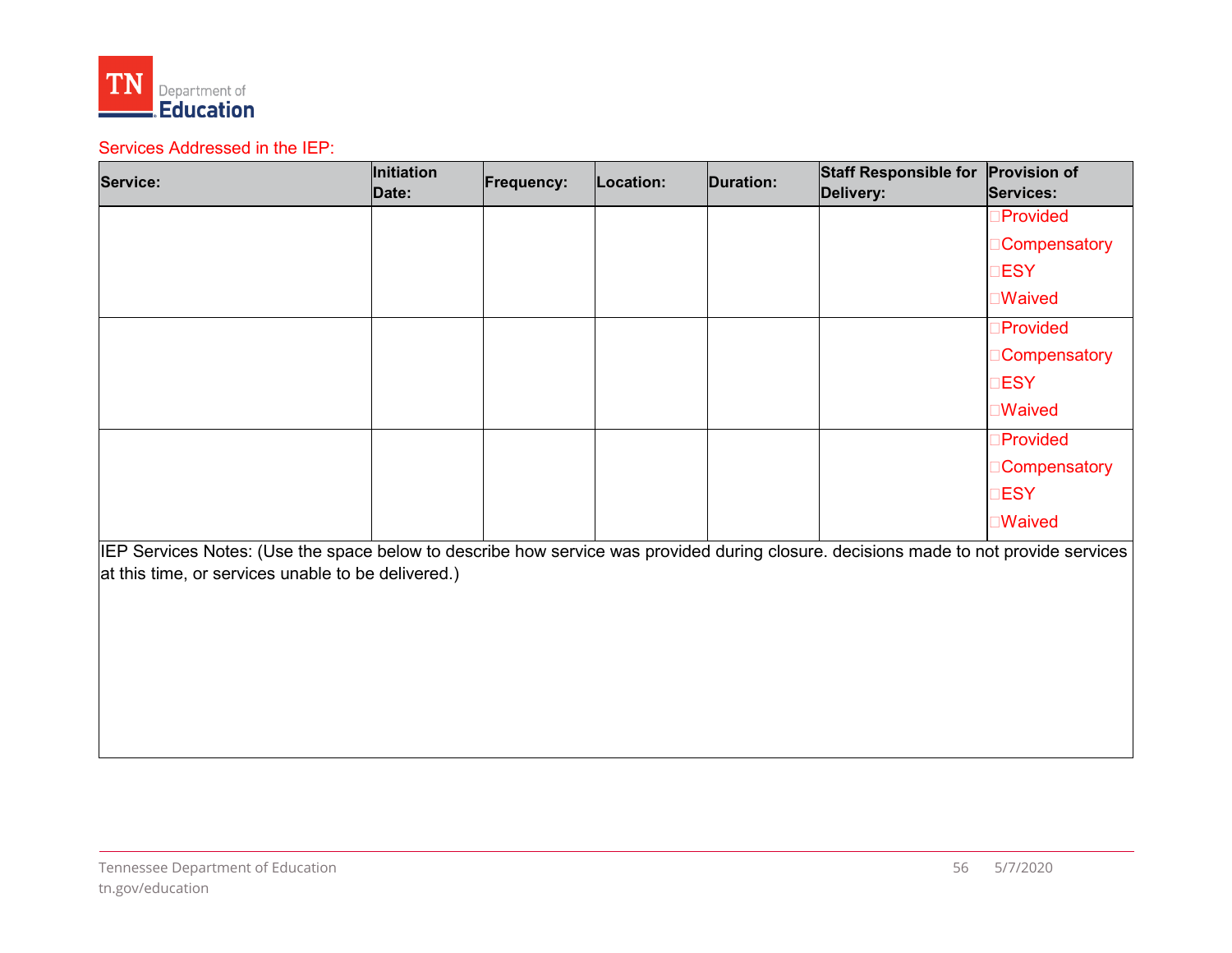Services Addressed in the IEP:

| Service: | Initiation Date: | Frequency: | Location: | Duration: | Staff Responsible for Delivery: | Provision of Services: |
|---|---|---|---|---|---|---|
| | | | | | | ☐Provided<br>☐Compensatory<br>☐ESY<br>☐Waived |
| | | | | | | ☐Provided<br>☐Compensatory<br>☐ESY<br>☐Waived |
| | | | | | | ☐Provided<br>☐Compensatory<br>☐ESY<br>☐Waived |

IEP Services Notes: (Use the space below to describe how service was provided during closure. decisions made to not provide services at this time, or services unable to be delivered.)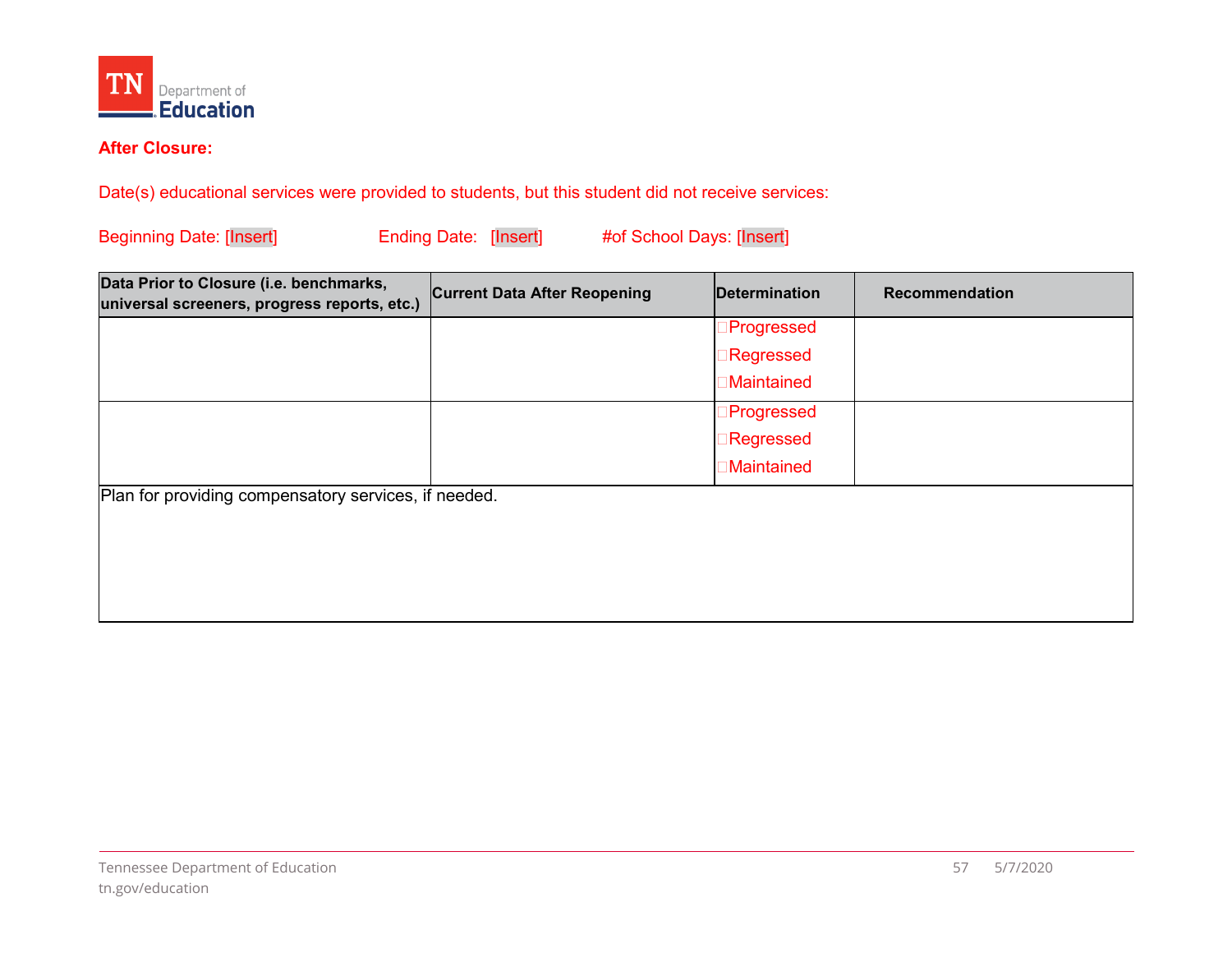**After Closure:**

Date(s) educational services were provided to students, but this student did not receive services:

Beginning Date: [Insert]          Ending Date: [Insert]          #of School Days: [Insert]

| Data Prior to Closure (i.e. benchmarks, universal screeners, progress reports, etc.) | Current Data After Reopening | Determination | Recommendation |
|---|---|---|---|
| | | ☐Progressed<br>☐Regressed<br>☐Maintained | |
| | | ☐Progressed<br>☐Regressed<br>☐Maintained | |
| Plan for providing compensatory services, if needed. | | | |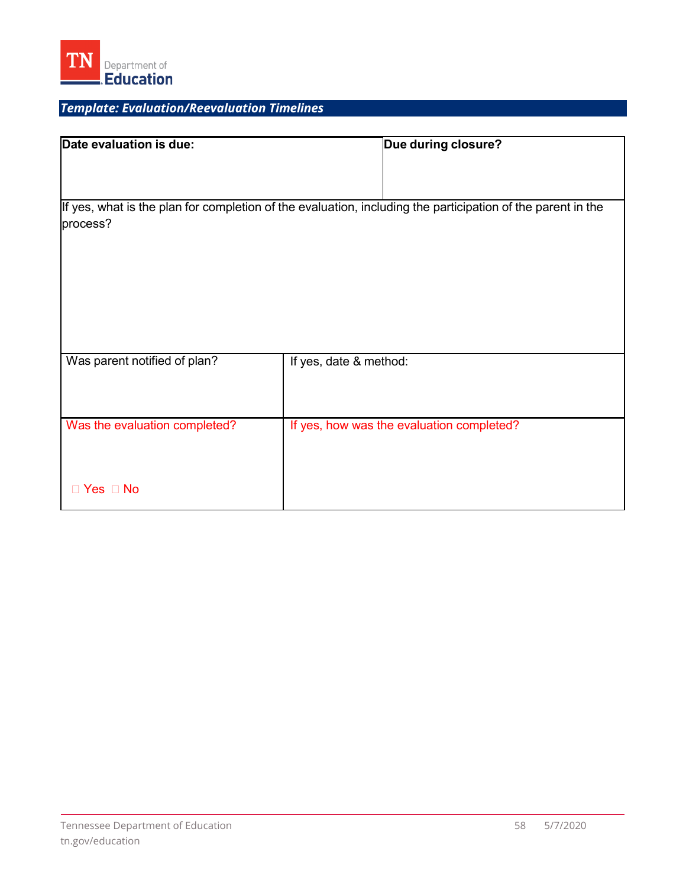## *Template: Evaluation/Reevaluation Timelines*

| **Date evaluation is due:** | **Due during closure?** |
|---|---|
| If yes, what is the plan for completion of the evaluation, including the participation of the parent in the process? | |
| Was parent notified of plan? | If yes, date & method: |
| Was the evaluation completed?<br><br>☐ Yes ☐ No | If yes, how was the evaluation completed? |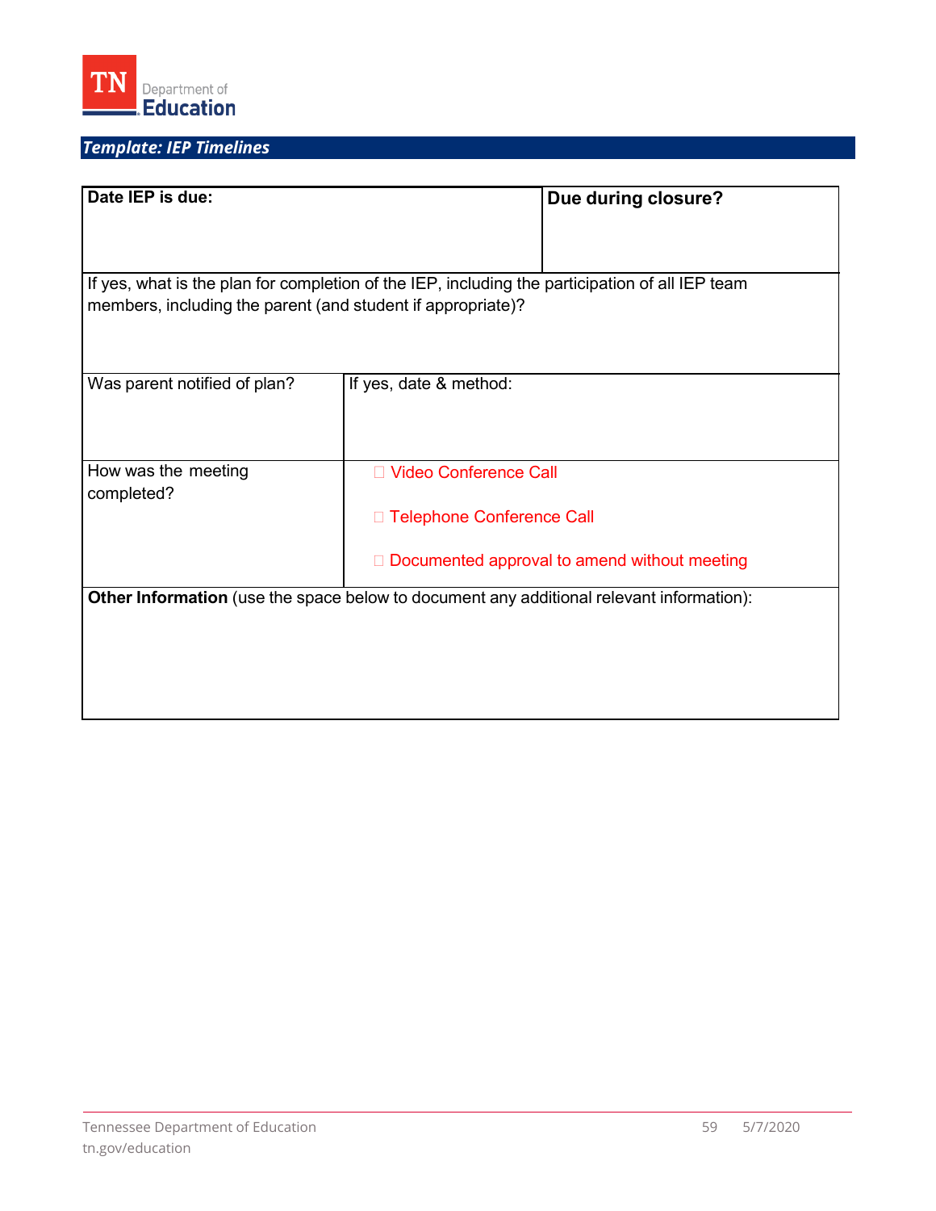## Template: IEP Timelines

| **Date IEP is due:** | | **Due during closure?** |
|---|---|---|
| If yes, what is the plan for completion of the IEP, including the participation of all IEP team members, including the parent (and student if appropriate)? | | |
| Was parent notified of plan? | If yes, date & method: | |
| How was the meeting completed? | ☐ Video Conference Call<br><br>☐ Telephone Conference Call<br><br>☐ Documented approval to amend without meeting | |
| **Other Information** (use the space below to document any additional relevant information): | | |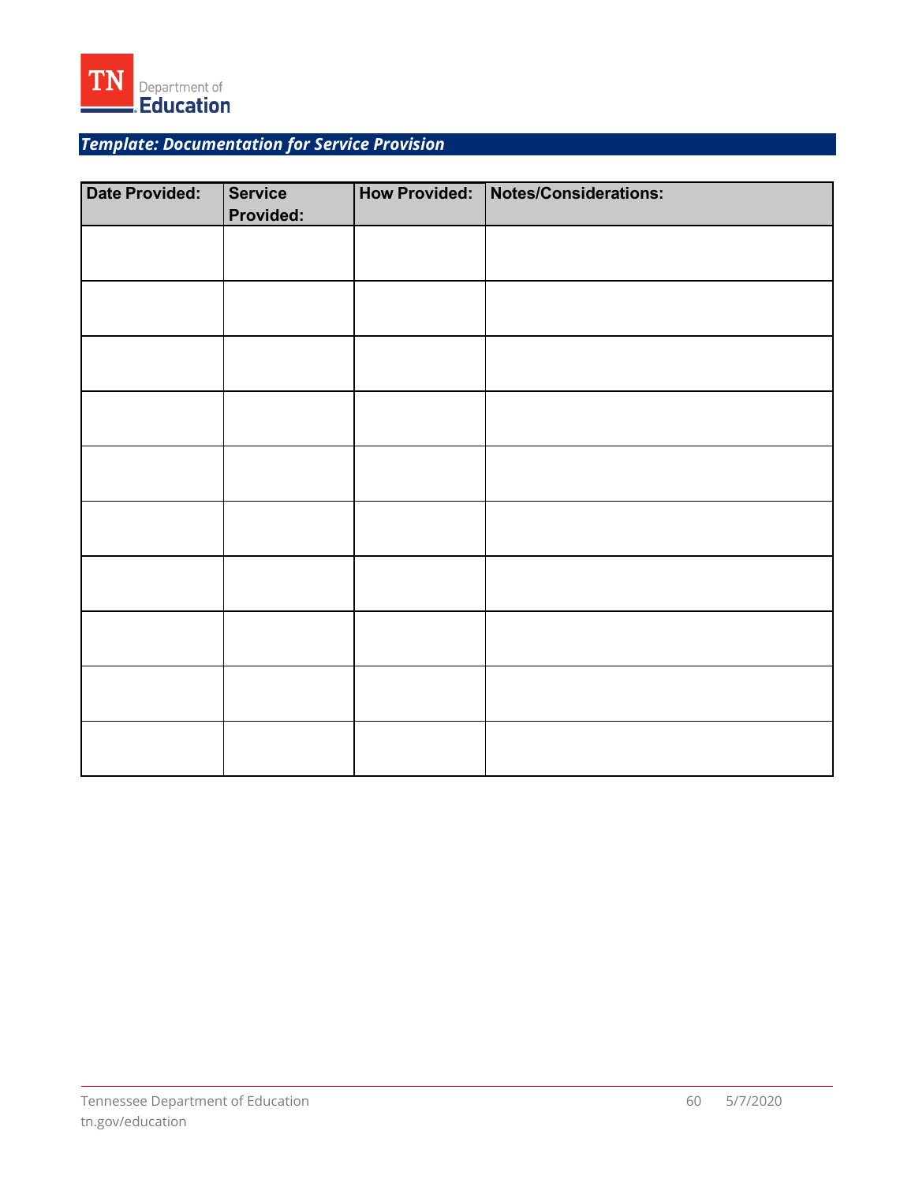## *Template: Documentation for Service Provision*

| Date Provided: | Service Provided: | How Provided: | Notes/Considerations: |
|---|---|---|---|
| | | | |
| | | | |
| | | | |
| | | | |
| | | | |
| | | | |
| | | | |
| | | | |
| | | | |
| | | | |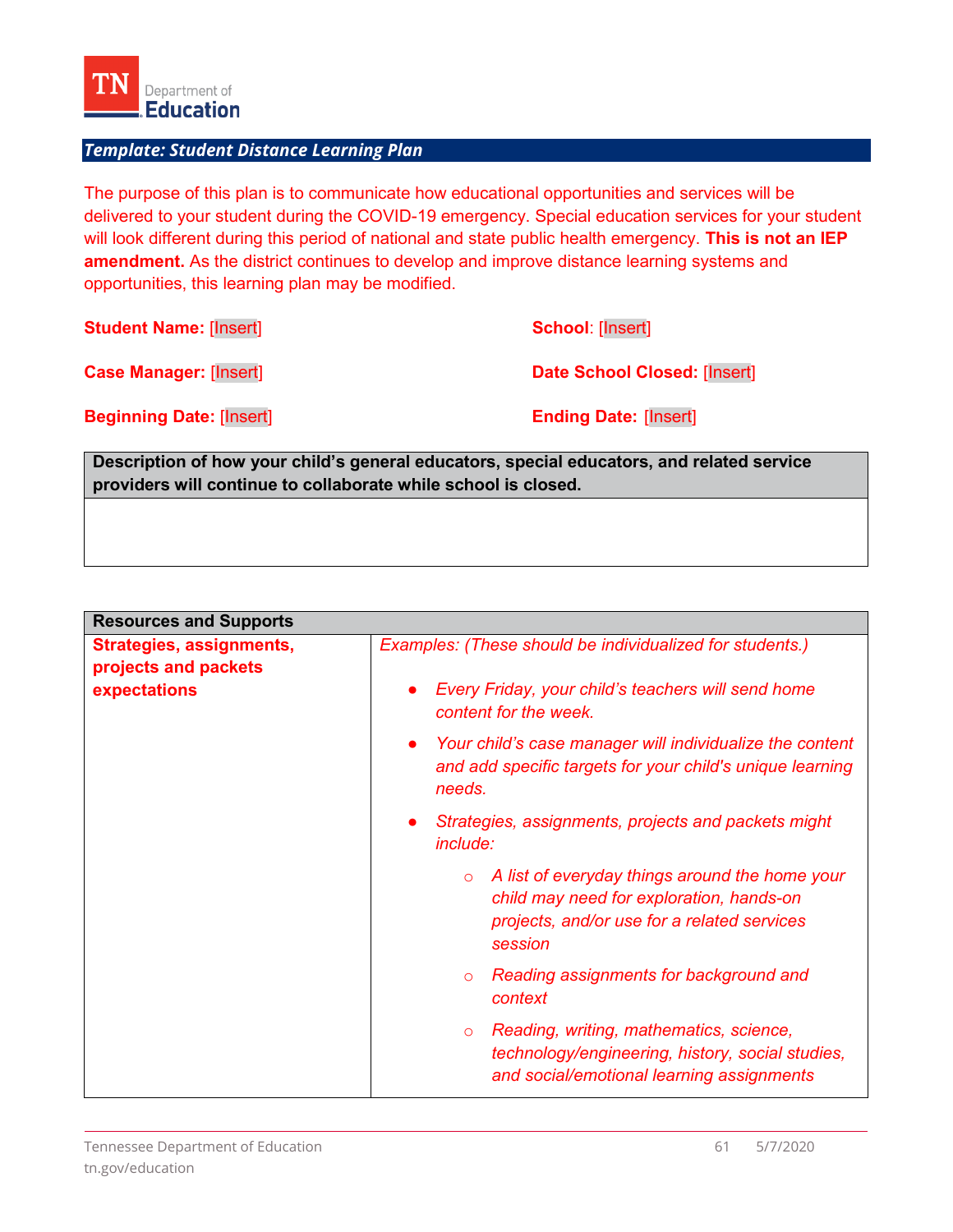## *Template: Student Distance Learning Plan*

The purpose of this plan is to communicate how educational opportunities and services will be delivered to your student during the COVID-19 emergency. Special education services for your student will look different during this period of national and state public health emergency. **This is not an IEP amendment.** As the district continues to develop and improve distance learning systems and opportunities, this learning plan may be modified.

**Student Name:** [Insert]

**School**: [Insert]

**Case Manager:** [Insert]

**Date School Closed:** [Insert]

**Beginning Date:** [Insert]

**Ending Date:** [Insert]

| **Description of how your child's general educators, special educators, and related service providers will continue to collaborate while school is closed.** |
|---|
| |

| **Resources and Supports** | |
|---|---|
| **Strategies, assignments, projects and packets expectations** | *Examples: (These should be individualized for students.)*<br>• *Every Friday, your child's teachers will send home content for the week.*<br>• *Your child's case manager will individualize the content and add specific targets for your child's unique learning needs.*<br>• *Strategies, assignments, projects and packets might include:*<br>&nbsp;&nbsp;○ *A list of everyday things around the home your child may need for exploration, hands-on projects, and/or use for a related services session*<br>&nbsp;&nbsp;○ *Reading assignments for background and context*<br>&nbsp;&nbsp;○ *Reading, writing, mathematics, science, technology/engineering, history, social studies, and social/emotional learning assignments* |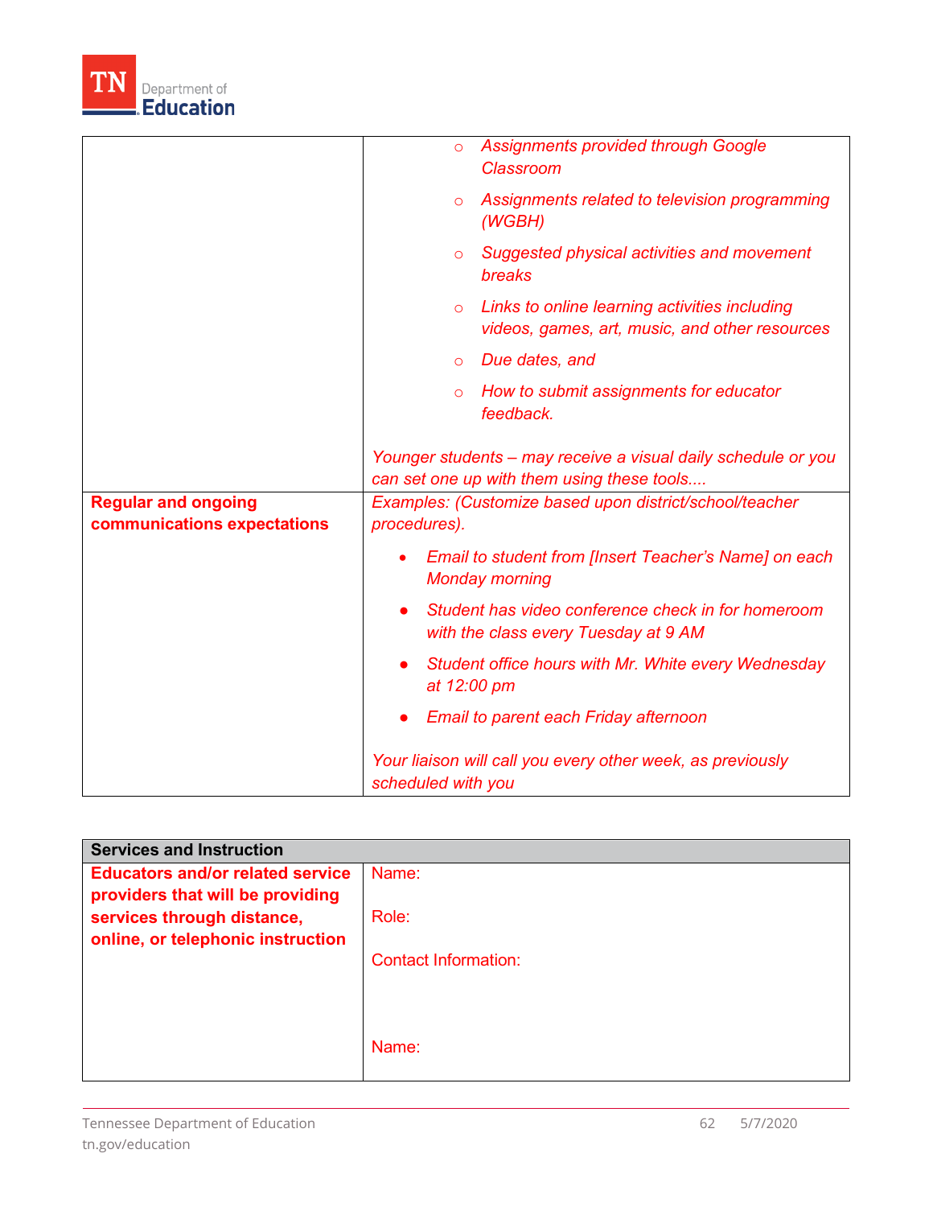| | |
|---|---|
| | ◦ *Assignments provided through Google Classroom*<br>◦ *Assignments related to television programming (WGBH)*<br>◦ *Suggested physical activities and movement breaks*<br>◦ *Links to online learning activities including videos, games, art, music, and other resources*<br>◦ *Due dates, and*<br>◦ *How to submit assignments for educator feedback.*<br><br>*Younger students – may receive a visual daily schedule or you can set one up with them using these tools....* |
| **Regular and ongoing communications expectations** | *Examples: (Customize based upon district/school/teacher procedures).*<br>• *Email to student from [Insert Teacher's Name] on each Monday morning*<br>• *Student has video conference check in for homeroom with the class every Tuesday at 9 AM*<br>• *Student office hours with Mr. White every Wednesday at 12:00 pm*<br>• *Email to parent each Friday afternoon*<br><br>*Your liaison will call you every other week, as previously scheduled with you* |

| **Services and Instruction** | |
|---|---|
| **Educators and/or related service providers that will be providing services through distance, online, or telephonic instruction** | Name:<br><br>Role:<br><br>Contact Information:<br><br><br>Name: |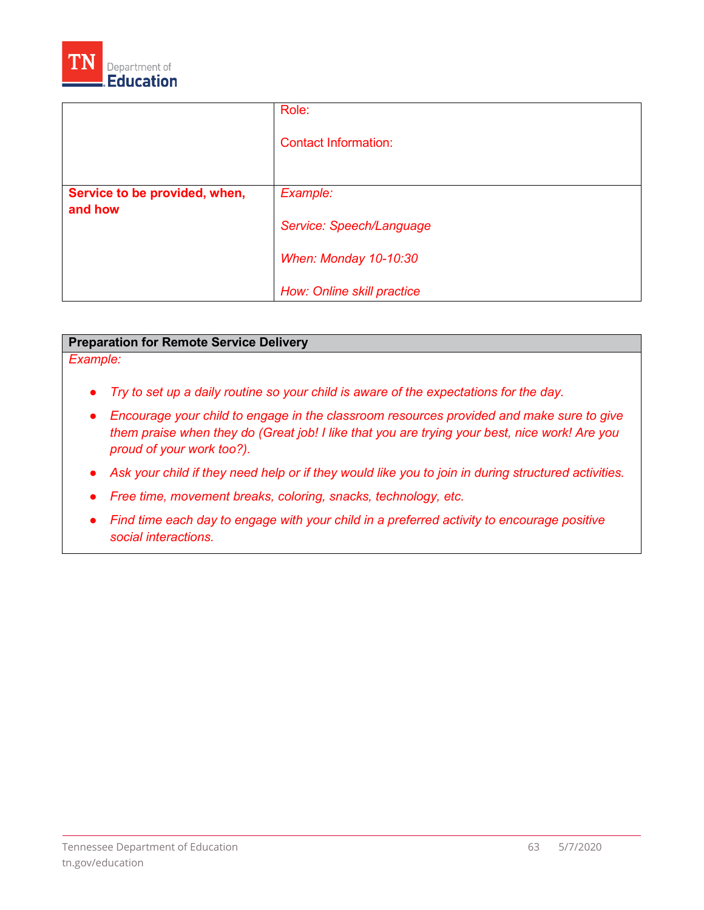| | |
|---|---|
| | Role:<br><br>Contact Information: |
| **Service to be provided, when, and how** | *Example:*<br><br>*Service: Speech/Language*<br><br>*When: Monday 10-10:30*<br><br>*How: Online skill practice* |

| **Preparation for Remote Service Delivery** |
|---|
| *Example:*<br><br>• *Try to set up a daily routine so your child is aware of the expectations for the day.*<br>• *Encourage your child to engage in the classroom resources provided and make sure to give them praise when they do (Great job! I like that you are trying your best, nice work! Are you proud of your work too?).*<br>• *Ask your child if they need help or if they would like you to join in during structured activities.*<br>• *Free time, movement breaks, coloring, snacks, technology, etc.*<br>• *Find time each day to engage with your child in a preferred activity to encourage positive social interactions.* |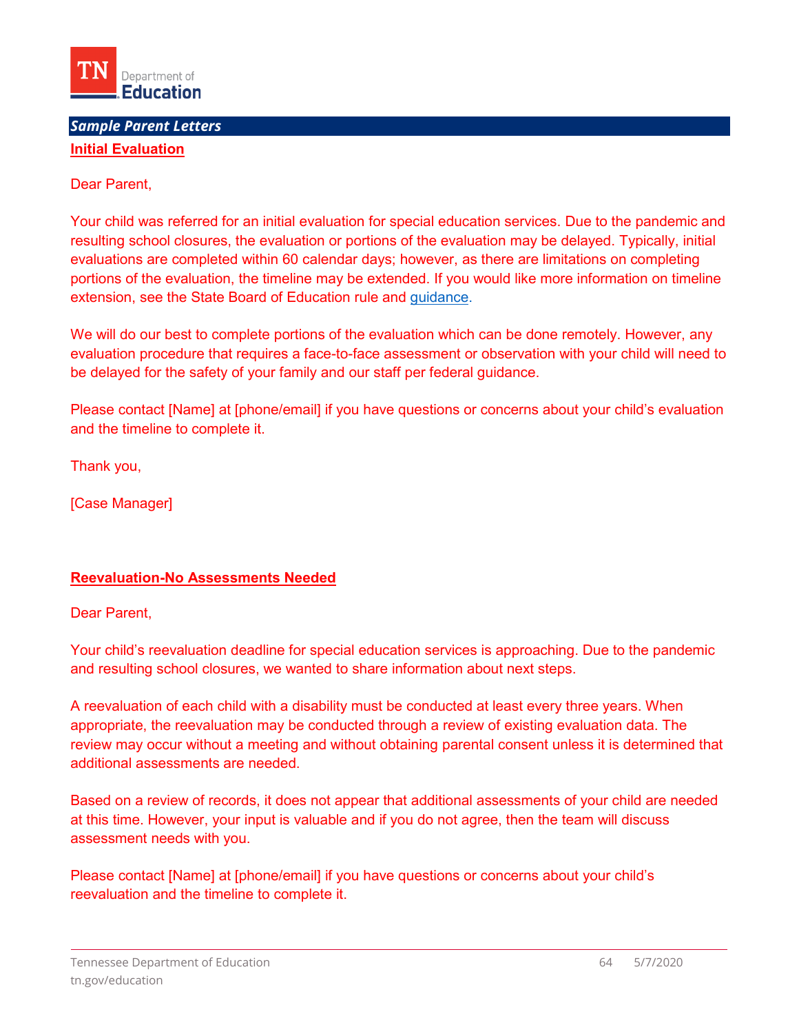## *Sample Parent Letters*

**Initial Evaluation**

Dear Parent,

Your child was referred for an initial evaluation for special education services. Due to the pandemic and resulting school closures, the evaluation or portions of the evaluation may be delayed. Typically, initial evaluations are completed within 60 calendar days; however, as there are limitations on completing portions of the evaluation, the timeline may be extended. If you would like more information on timeline extension, see the State Board of Education rule and guidance.

We will do our best to complete portions of the evaluation which can be done remotely. However, any evaluation procedure that requires a face-to-face assessment or observation with your child will need to be delayed for the safety of your family and our staff per federal guidance.

Please contact [Name] at [phone/email] if you have questions or concerns about your child's evaluation and the timeline to complete it.

Thank you,

[Case Manager]

**Reevaluation-No Assessments Needed**

Dear Parent,

Your child's reevaluation deadline for special education services is approaching. Due to the pandemic and resulting school closures, we wanted to share information about next steps.

A reevaluation of each child with a disability must be conducted at least every three years. When appropriate, the reevaluation may be conducted through a review of existing evaluation data. The review may occur without a meeting and without obtaining parental consent unless it is determined that additional assessments are needed.

Based on a review of records, it does not appear that additional assessments of your child are needed at this time. However, your input is valuable and if you do not agree, then the team will discuss assessment needs with you.

Please contact [Name] at [phone/email] if you have questions or concerns about your child's reevaluation and the timeline to complete it.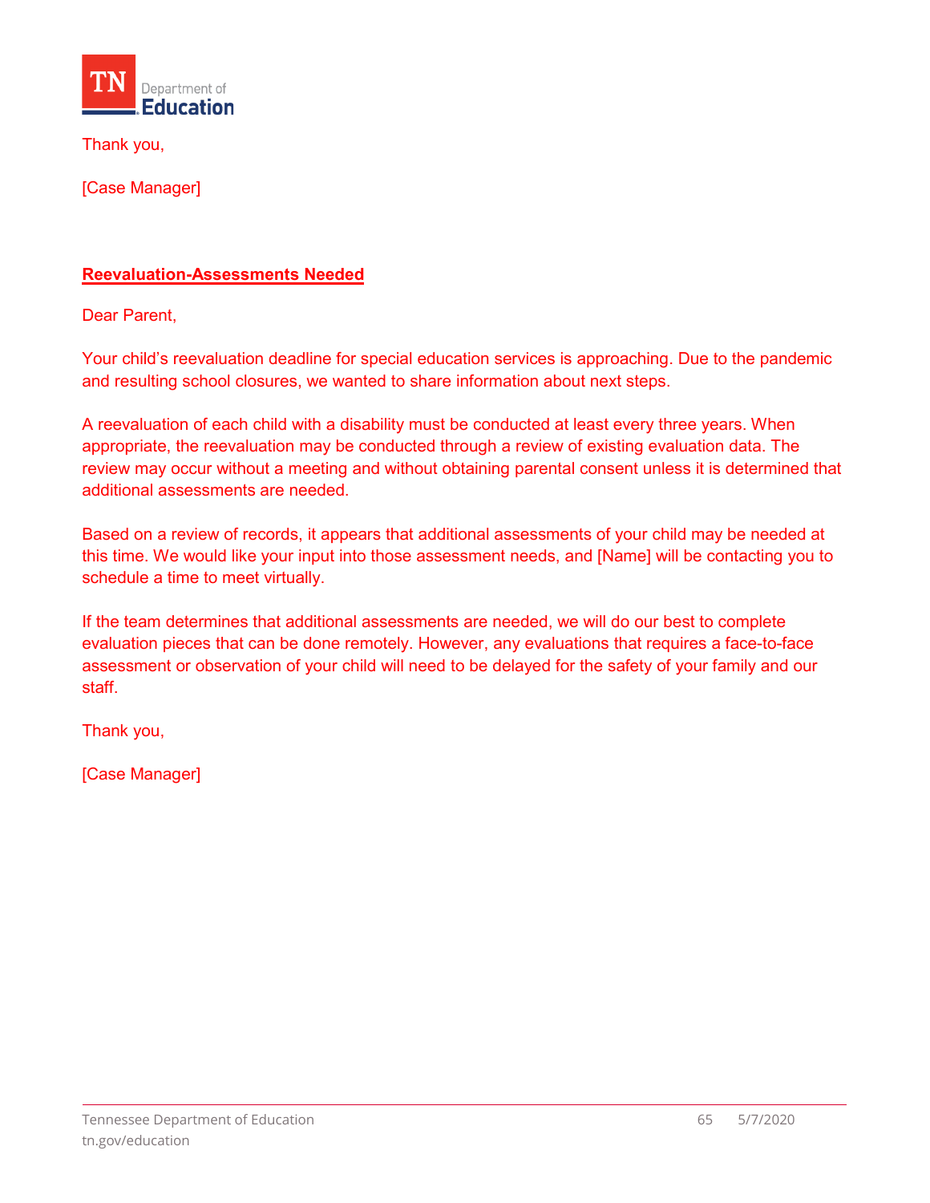Thank you,

[Case Manager]

**Reevaluation-Assessments Needed**

Dear Parent,

Your child's reevaluation deadline for special education services is approaching. Due to the pandemic and resulting school closures, we wanted to share information about next steps.

A reevaluation of each child with a disability must be conducted at least every three years. When appropriate, the reevaluation may be conducted through a review of existing evaluation data. The review may occur without a meeting and without obtaining parental consent unless it is determined that additional assessments are needed.

Based on a review of records, it appears that additional assessments of your child may be needed at this time. We would like your input into those assessment needs, and [Name] will be contacting you to schedule a time to meet virtually.

If the team determines that additional assessments are needed, we will do our best to complete evaluation pieces that can be done remotely. However, any evaluations that requires a face-to-face assessment or observation of your child will need to be delayed for the safety of your family and our staff.

Thank you,

[Case Manager]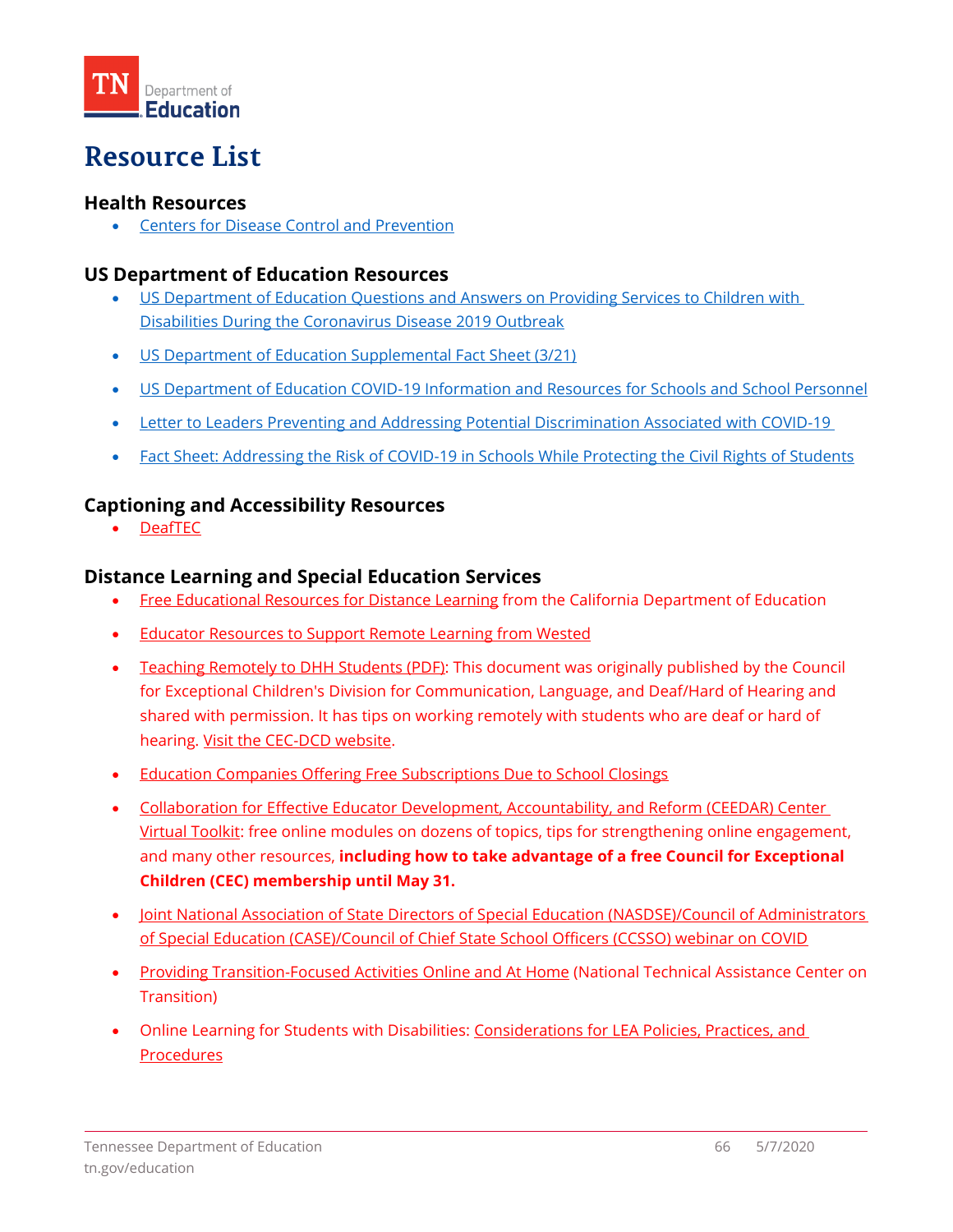# Resource List

## Health Resources

- Centers for Disease Control and Prevention

## US Department of Education Resources

- US Department of Education Questions and Answers on Providing Services to Children with Disabilities During the Coronavirus Disease 2019 Outbreak
- US Department of Education Supplemental Fact Sheet (3/21)
- US Department of Education COVID-19 Information and Resources for Schools and School Personnel
- Letter to Leaders Preventing and Addressing Potential Discrimination Associated with COVID-19
- Fact Sheet: Addressing the Risk of COVID-19 in Schools While Protecting the Civil Rights of Students

## Captioning and Accessibility Resources

- DeafTEC

## Distance Learning and Special Education Services

- Free Educational Resources for Distance Learning from the California Department of Education
- Educator Resources to Support Remote Learning from Wested
- Teaching Remotely to DHH Students (PDF): This document was originally published by the Council for Exceptional Children's Division for Communication, Language, and Deaf/Hard of Hearing and shared with permission. It has tips on working remotely with students who are deaf or hard of hearing. Visit the CEC-DCD website.
- Education Companies Offering Free Subscriptions Due to School Closings
- Collaboration for Effective Educator Development, Accountability, and Reform (CEEDAR) Center Virtual Toolkit: free online modules on dozens of topics, tips for strengthening online engagement, and many other resources, **including how to take advantage of a free Council for Exceptional Children (CEC) membership until May 31.**
- Joint National Association of State Directors of Special Education (NASDSE)/Council of Administrators of Special Education (CASE)/Council of Chief State School Officers (CCSSO) webinar on COVID
- Providing Transition-Focused Activities Online and At Home (National Technical Assistance Center on Transition)
- Online Learning for Students with Disabilities: Considerations for LEA Policies, Practices, and Procedures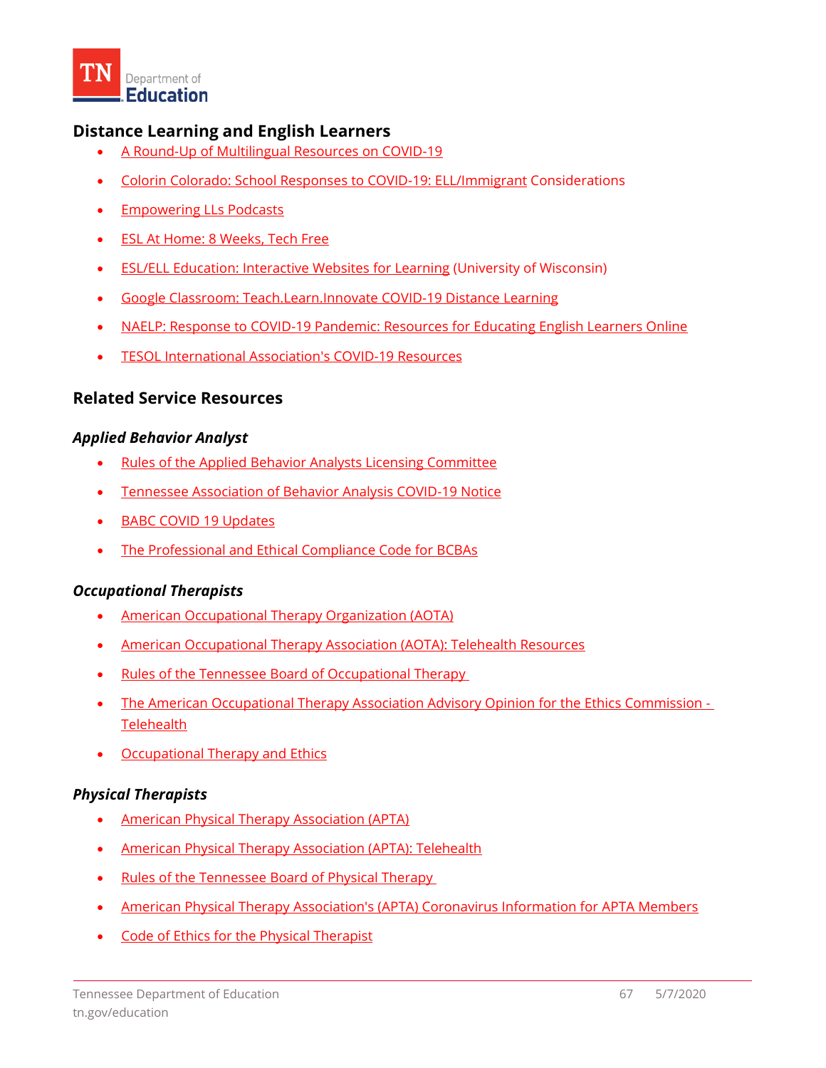## Distance Learning and English Learners

- A Round-Up of Multilingual Resources on COVID-19
- Colorin Colorado: School Responses to COVID-19: ELL/Immigrant Considerations
- Empowering LLs Podcasts
- ESL At Home: 8 Weeks, Tech Free
- ESL/ELL Education: Interactive Websites for Learning (University of Wisconsin)
- Google Classroom: Teach.Learn.Innovate COVID-19 Distance Learning
- NAELP: Response to COVID-19 Pandemic: Resources for Educating English Learners Online
- TESOL International Association's COVID-19 Resources

## Related Service Resources

### *Applied Behavior Analyst*

- Rules of the Applied Behavior Analysts Licensing Committee
- Tennessee Association of Behavior Analysis COVID-19 Notice
- BABC COVID 19 Updates
- The Professional and Ethical Compliance Code for BCBAs

### *Occupational Therapists*

- American Occupational Therapy Organization (AOTA)
- American Occupational Therapy Association (AOTA): Telehealth Resources
- Rules of the Tennessee Board of Occupational Therapy
- The American Occupational Therapy Association Advisory Opinion for the Ethics Commission - Telehealth
- Occupational Therapy and Ethics

### *Physical Therapists*

- American Physical Therapy Association (APTA)
- American Physical Therapy Association (APTA): Telehealth
- Rules of the Tennessee Board of Physical Therapy
- American Physical Therapy Association's (APTA) Coronavirus Information for APTA Members
- Code of Ethics for the Physical Therapist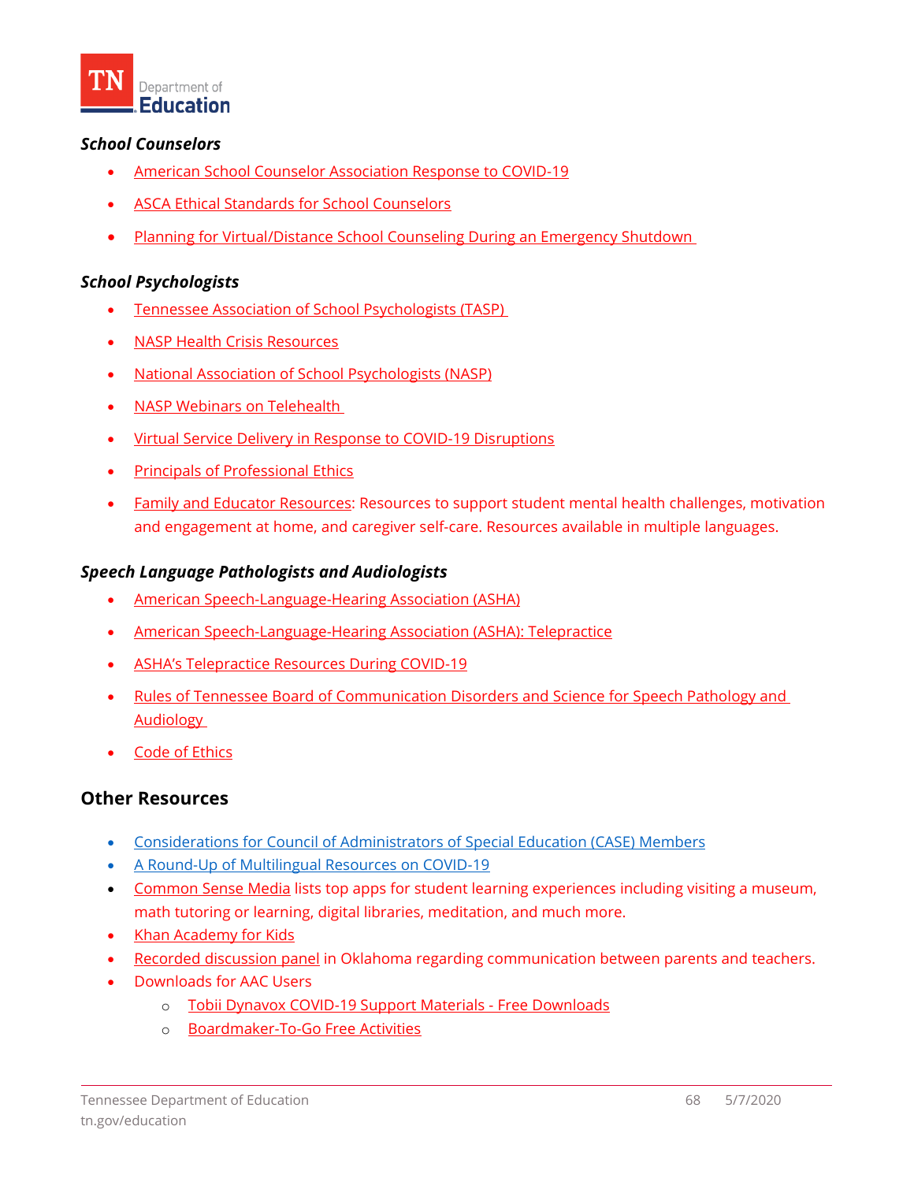### *School Counselors*

- American School Counselor Association Response to COVID-19
- ASCA Ethical Standards for School Counselors
- Planning for Virtual/Distance School Counseling During an Emergency Shutdown

### *School Psychologists*

- Tennessee Association of School Psychologists (TASP)
- NASP Health Crisis Resources
- National Association of School Psychologists (NASP)
- NASP Webinars on Telehealth
- Virtual Service Delivery in Response to COVID-19 Disruptions
- Principals of Professional Ethics
- Family and Educator Resources: Resources to support student mental health challenges, motivation and engagement at home, and caregiver self-care. Resources available in multiple languages.

### *Speech Language Pathologists and Audiologists*

- American Speech-Language-Hearing Association (ASHA)
- American Speech-Language-Hearing Association (ASHA): Telepractice
- ASHA's Telepractice Resources During COVID-19
- Rules of Tennessee Board of Communication Disorders and Science for Speech Pathology and Audiology
- Code of Ethics

## Other Resources

- Considerations for Council of Administrators of Special Education (CASE) Members
- A Round-Up of Multilingual Resources on COVID-19
- Common Sense Media lists top apps for student learning experiences including visiting a museum, math tutoring or learning, digital libraries, meditation, and much more.
- Khan Academy for Kids
- Recorded discussion panel in Oklahoma regarding communication between parents and teachers.
- Downloads for AAC Users
    - Tobii Dynavox COVID-19 Support Materials - Free Downloads
    - Boardmaker-To-Go Free Activities